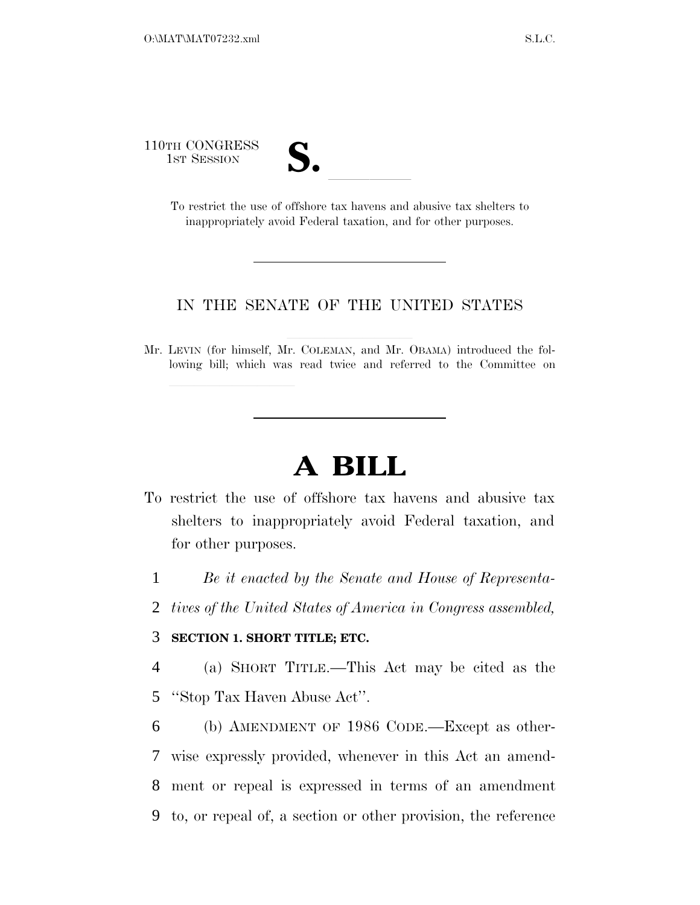110TH CONGRESS
1ST SESSION

# S. \_\_\_\_\_\_

To restrict the use of offshore tax havens and abusive tax shelters to inappropriately avoid Federal taxation, and for other purposes.

---

IN THE SENATE OF THE UNITED STATES

Mr. LEVIN (for himself, Mr. COLEMAN, and Mr. OBAMA) introduced the following bill; which was read twice and referred to the Committee on \_\_\_\_\_\_

---

# A BILL

To restrict the use of offshore tax havens and abusive tax shelters to inappropriately avoid Federal taxation, and for other purposes.

1 *Be it enacted by the Senate and House of Representa-*
2 *tives of the United States of America in Congress assembled,*

3 **SECTION 1. SHORT TITLE; ETC.**

4 (a) SHORT TITLE.—This Act may be cited as the
5 ''Stop Tax Haven Abuse Act''.

6 (b) AMENDMENT OF 1986 CODE.—Except as other-
7 wise expressly provided, whenever in this Act an amend-
8 ment or repeal is expressed in terms of an amendment
9 to, or repeal of, a section or other provision, the reference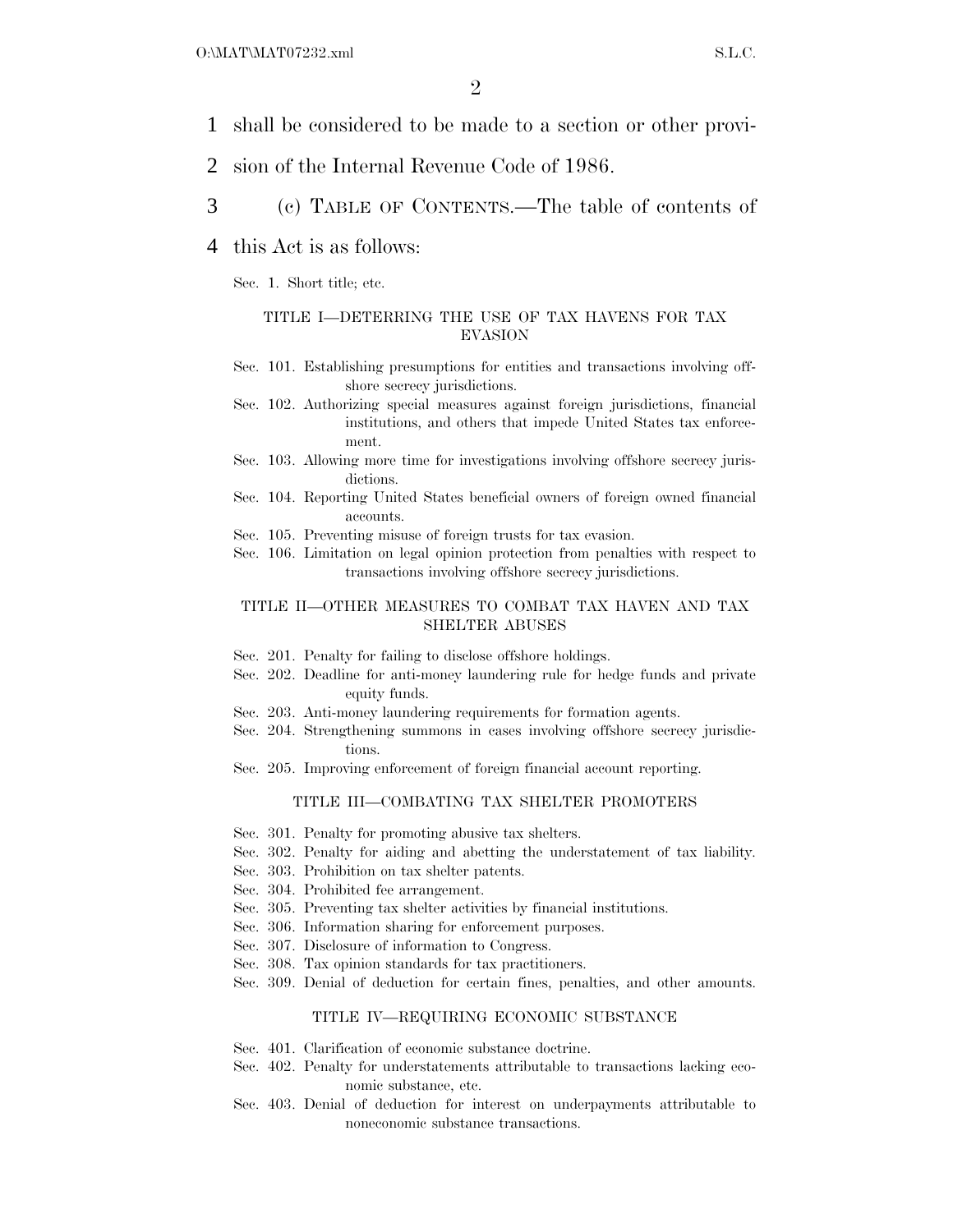shall be considered to be made to a section or other provision of the Internal Revenue Code of 1986.

(c) TABLE OF CONTENTS.—The table of contents of this Act is as follows:

Sec. 1. Short title; etc.

TITLE I—DETERRING THE USE OF TAX HAVENS FOR TAX EVASION

Sec. 101. Establishing presumptions for entities and transactions involving offshore secrecy jurisdictions.
Sec. 102. Authorizing special measures against foreign jurisdictions, financial institutions, and others that impede United States tax enforcement.
Sec. 103. Allowing more time for investigations involving offshore secrecy jurisdictions.
Sec. 104. Reporting United States beneficial owners of foreign owned financial accounts.
Sec. 105. Preventing misuse of foreign trusts for tax evasion.
Sec. 106. Limitation on legal opinion protection from penalties with respect to transactions involving offshore secrecy jurisdictions.

TITLE II—OTHER MEASURES TO COMBAT TAX HAVEN AND TAX SHELTER ABUSES

Sec. 201. Penalty for failing to disclose offshore holdings.
Sec. 202. Deadline for anti-money laundering rule for hedge funds and private equity funds.
Sec. 203. Anti-money laundering requirements for formation agents.
Sec. 204. Strengthening summons in cases involving offshore secrecy jurisdictions.
Sec. 205. Improving enforcement of foreign financial account reporting.

TITLE III—COMBATING TAX SHELTER PROMOTERS

Sec. 301. Penalty for promoting abusive tax shelters.
Sec. 302. Penalty for aiding and abetting the understatement of tax liability.
Sec. 303. Prohibition on tax shelter patents.
Sec. 304. Prohibited fee arrangement.
Sec. 305. Preventing tax shelter activities by financial institutions.
Sec. 306. Information sharing for enforcement purposes.
Sec. 307. Disclosure of information to Congress.
Sec. 308. Tax opinion standards for tax practitioners.
Sec. 309. Denial of deduction for certain fines, penalties, and other amounts.

TITLE IV—REQUIRING ECONOMIC SUBSTANCE

Sec. 401. Clarification of economic substance doctrine.
Sec. 402. Penalty for understatements attributable to transactions lacking economic substance, etc.
Sec. 403. Denial of deduction for interest on underpayments attributable to noneconomic substance transactions.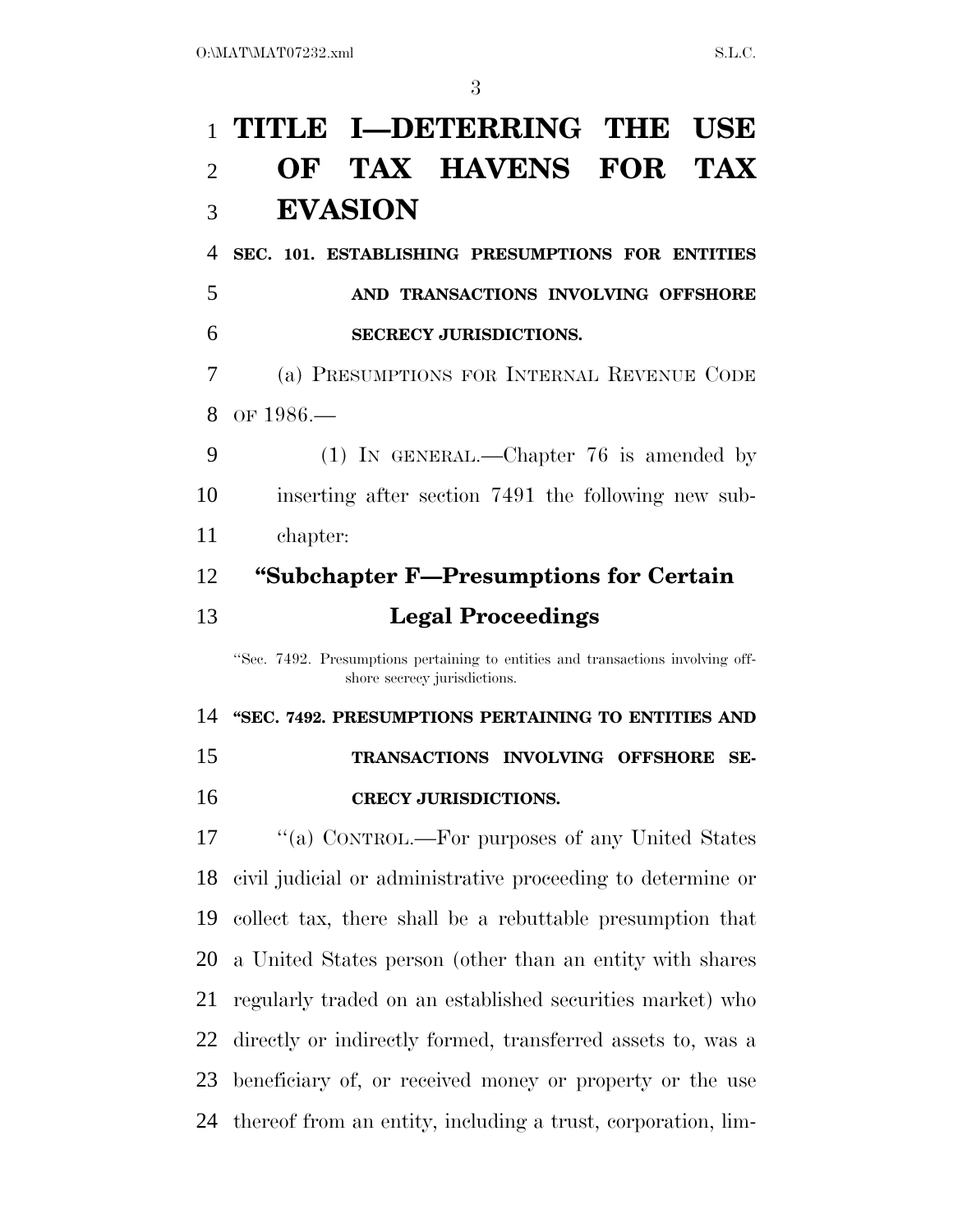# TITLE I—DETERRING THE USE OF TAX HAVENS FOR TAX EVASION

## SEC. 101. ESTABLISHING PRESUMPTIONS FOR ENTITIES AND TRANSACTIONS INVOLVING OFFSHORE SECRECY JURISDICTIONS.

(a) PRESUMPTIONS FOR INTERNAL REVENUE CODE OF 1986.—

(1) IN GENERAL.—Chapter 76 is amended by inserting after section 7491 the following new subchapter:

### "Subchapter F—Presumptions for Certain Legal Proceedings

"Sec. 7492. Presumptions pertaining to entities and transactions involving offshore secrecy jurisdictions.

### "SEC. 7492. PRESUMPTIONS PERTAINING TO ENTITIES AND TRANSACTIONS INVOLVING OFFSHORE SECRECY JURISDICTIONS.

"(a) CONTROL.—For purposes of any United States civil judicial or administrative proceeding to determine or collect tax, there shall be a rebuttable presumption that a United States person (other than an entity with shares regularly traded on an established securities market) who directly or indirectly formed, transferred assets to, was a beneficiary of, or received money or property or the use thereof from an entity, including a trust, corporation, lim-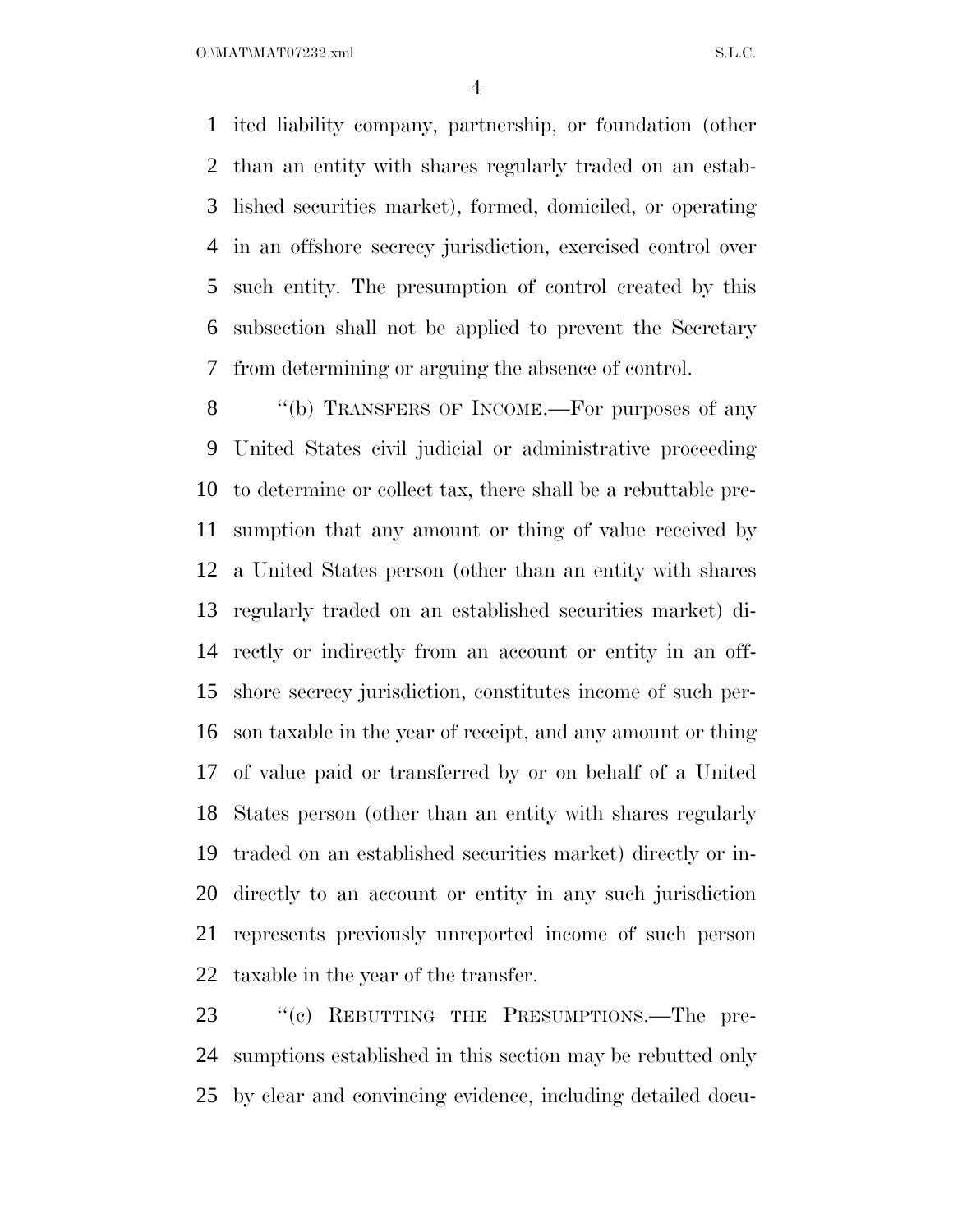ited liability company, partnership, or foundation (other than an entity with shares regularly traded on an established securities market), formed, domiciled, or operating in an offshore secrecy jurisdiction, exercised control over such entity. The presumption of control created by this subsection shall not be applied to prevent the Secretary from determining or arguing the absence of control.

"(b) TRANSFERS OF INCOME.—For purposes of any United States civil judicial or administrative proceeding to determine or collect tax, there shall be a rebuttable presumption that any amount or thing of value received by a United States person (other than an entity with shares regularly traded on an established securities market) directly or indirectly from an account or entity in an offshore secrecy jurisdiction, constitutes income of such person taxable in the year of receipt, and any amount or thing of value paid or transferred by or on behalf of a United States person (other than an entity with shares regularly traded on an established securities market) directly or indirectly to an account or entity in any such jurisdiction represents previously unreported income of such person taxable in the year of the transfer.

"(c) REBUTTING THE PRESUMPTIONS.—The presumptions established in this section may be rebutted only by clear and convincing evidence, including detailed docu-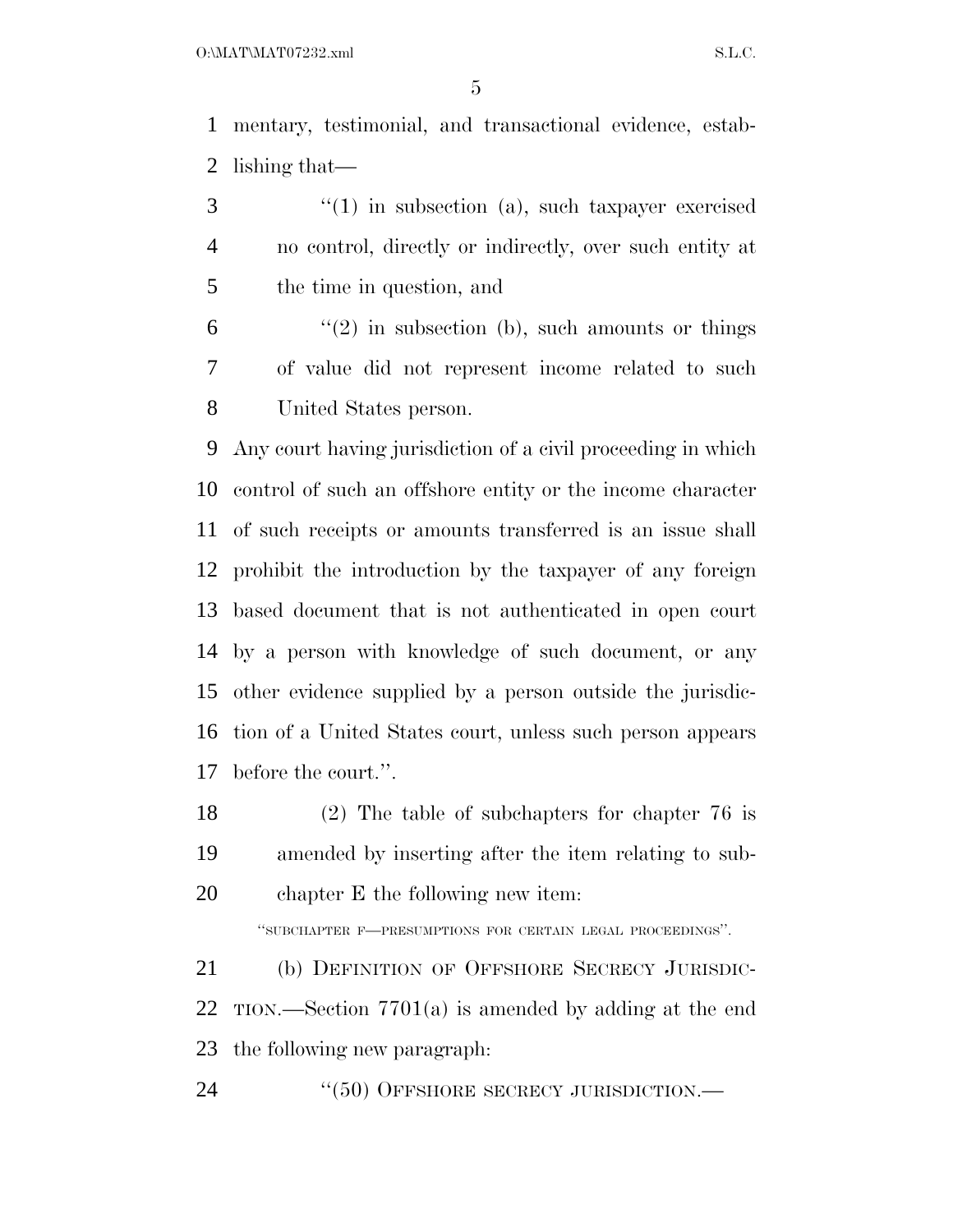mentary, testimonial, and transactional evidence, establishing that—

"(1) in subsection (a), such taxpayer exercised no control, directly or indirectly, over such entity at the time in question, and

"(2) in subsection (b), such amounts or things of value did not represent income related to such United States person.

Any court having jurisdiction of a civil proceeding in which control of such an offshore entity or the income character of such receipts or amounts transferred is an issue shall prohibit the introduction by the taxpayer of any foreign based document that is not authenticated in open court by a person with knowledge of such document, or any other evidence supplied by a person outside the jurisdiction of a United States court, unless such person appears before the court.".

(2) The table of subchapters for chapter 76 is amended by inserting after the item relating to subchapter E the following new item:

"SUBCHAPTER F—PRESUMPTIONS FOR CERTAIN LEGAL PROCEEDINGS".

(b) DEFINITION OF OFFSHORE SECRECY JURISDICTION.—Section 7701(a) is amended by adding at the end the following new paragraph:

"(50) OFFSHORE SECRECY JURISDICTION.—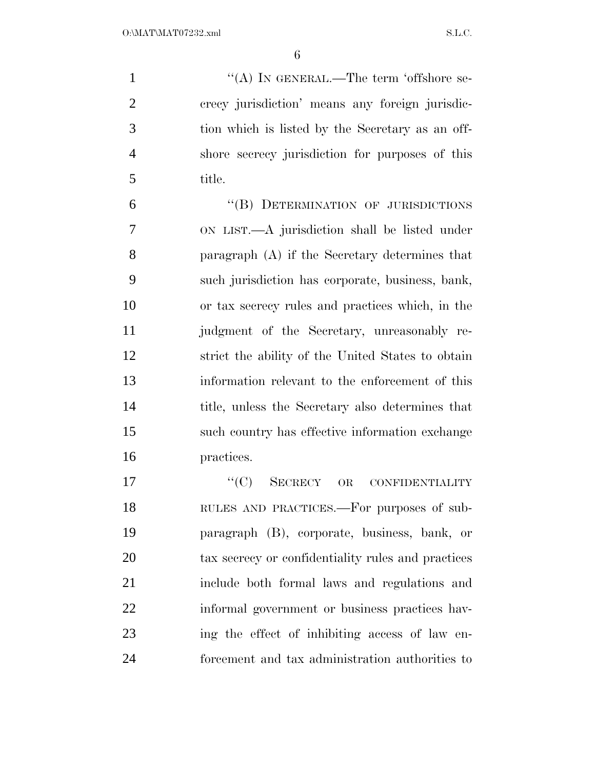''(A) IN GENERAL.—The term 'offshore secrecy jurisdiction' means any foreign jurisdiction which is listed by the Secretary as an offshore secrecy jurisdiction for purposes of this title.

''(B) DETERMINATION OF JURISDICTIONS ON LIST.—A jurisdiction shall be listed under paragraph (A) if the Secretary determines that such jurisdiction has corporate, business, bank, or tax secrecy rules and practices which, in the judgment of the Secretary, unreasonably restrict the ability of the United States to obtain information relevant to the enforcement of this title, unless the Secretary also determines that such country has effective information exchange practices.

''(C) SECRECY OR CONFIDENTIALITY RULES AND PRACTICES.—For purposes of subparagraph (B), corporate, business, bank, or tax secrecy or confidentiality rules and practices include both formal laws and regulations and informal government or business practices having the effect of inhibiting access of law enforcement and tax administration authorities to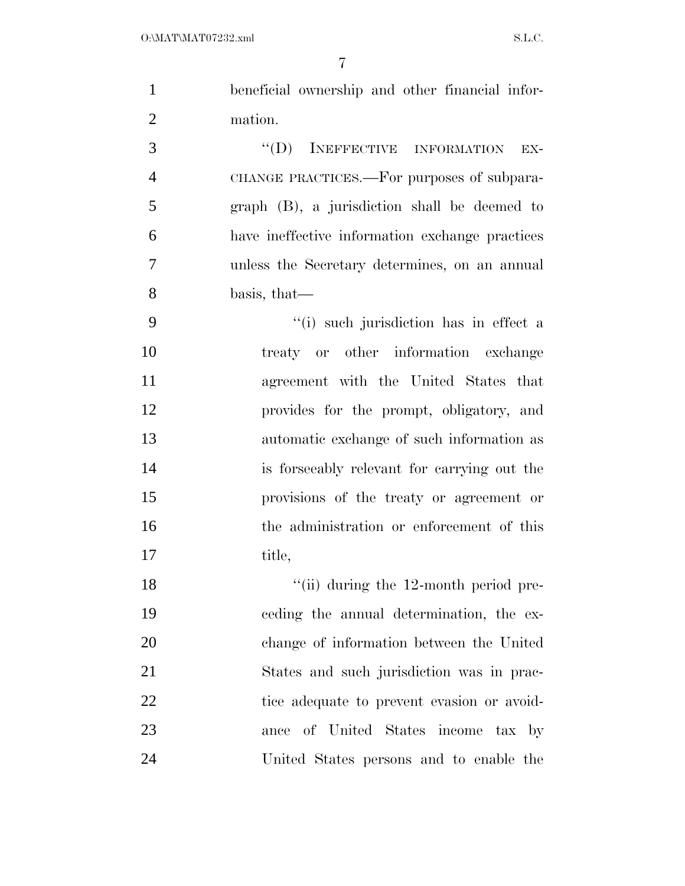beneficial ownership and other financial information.

"(D) INEFFECTIVE INFORMATION EXCHANGE PRACTICES.—For purposes of subparagraph (B), a jurisdiction shall be deemed to have ineffective information exchange practices unless the Secretary determines, on an annual basis, that—

"(i) such jurisdiction has in effect a treaty or other information exchange agreement with the United States that provides for the prompt, obligatory, and automatic exchange of such information as is forseeably relevant for carrying out the provisions of the treaty or agreement or the administration or enforcement of this title,

"(ii) during the 12-month period preceding the annual determination, the exchange of information between the United States and such jurisdiction was in practice adequate to prevent evasion or avoidance of United States income tax by United States persons and to enable the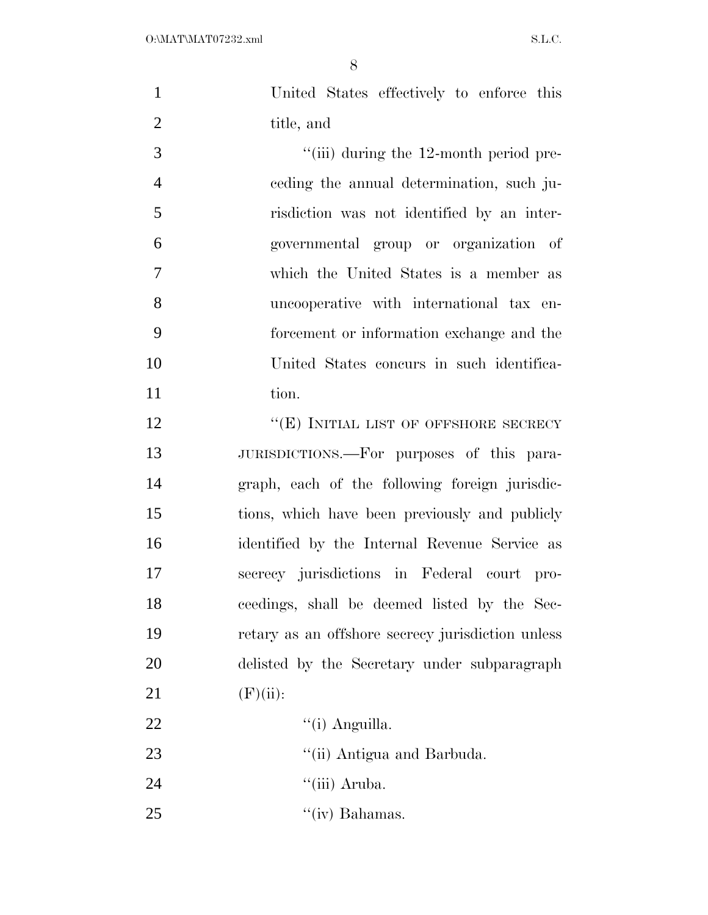United States effectively to enforce this title, and

''(iii) during the 12-month period preceding the annual determination, such jurisdiction was not identified by an intergovernmental group or organization of which the United States is a member as uncooperative with international tax enforcement or information exchange and the United States concurs in such identification.

''(E) INITIAL LIST OF OFFSHORE SECRECY JURISDICTIONS.—For purposes of this paragraph, each of the following foreign jurisdictions, which have been previously and publicly identified by the Internal Revenue Service as secrecy jurisdictions in Federal court proceedings, shall be deemed listed by the Secretary as an offshore secrecy jurisdiction unless delisted by the Secretary under subparagraph (F)(ii):

''(i) Anguilla.

''(ii) Antigua and Barbuda.

''(iii) Aruba.

''(iv) Bahamas.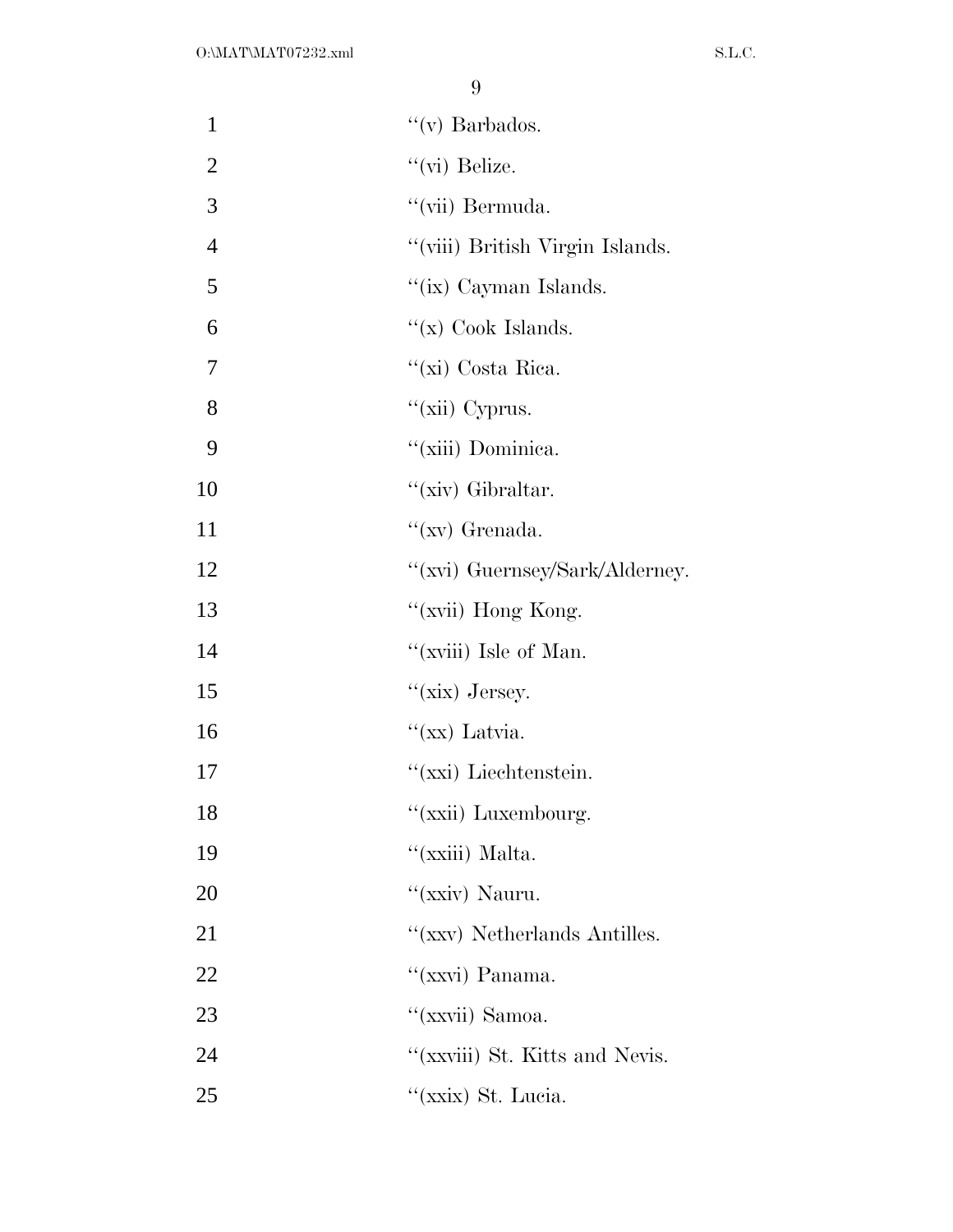''(v) Barbados.

''(vi) Belize.

''(vii) Bermuda.

''(viii) British Virgin Islands.

''(ix) Cayman Islands.

''(x) Cook Islands.

''(xi) Costa Rica.

''(xii) Cyprus.

''(xiii) Dominica.

''(xiv) Gibraltar.

''(xv) Grenada.

''(xvi) Guernsey/Sark/Alderney.

''(xvii) Hong Kong.

''(xviii) Isle of Man.

''(xix) Jersey.

''(xx) Latvia.

''(xxi) Liechtenstein.

''(xxii) Luxembourg.

''(xxiii) Malta.

''(xxiv) Nauru.

''(xxv) Netherlands Antilles.

''(xxvi) Panama.

''(xxvii) Samoa.

''(xxviii) St. Kitts and Nevis.

''(xxix) St. Lucia.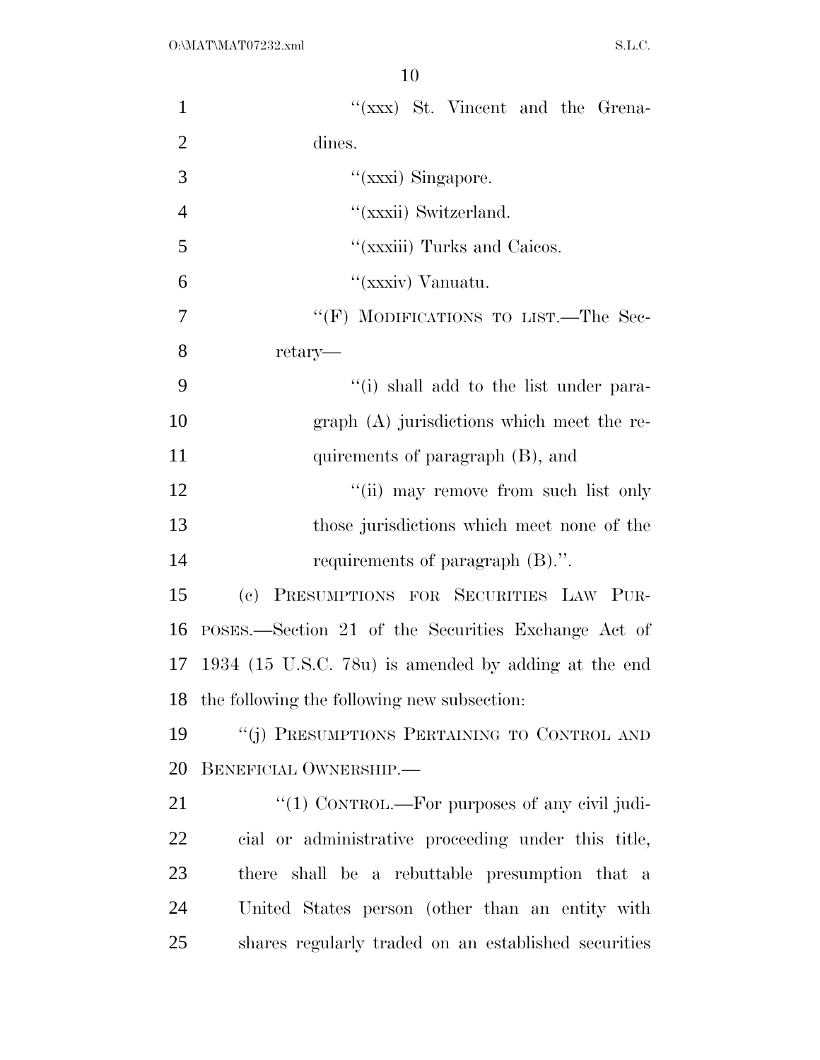"(xxx) St. Vincent and the Grenadines.

"(xxxi) Singapore.

"(xxxii) Switzerland.

"(xxxiii) Turks and Caicos.

"(xxxiv) Vanuatu.

"(F) MODIFICATIONS TO LIST.—The Secretary—

"(i) shall add to the list under paragraph (A) jurisdictions which meet the requirements of paragraph (B), and

"(ii) may remove from such list only those jurisdictions which meet none of the requirements of paragraph (B).".

(c) PRESUMPTIONS FOR SECURITIES LAW PURPOSES.—Section 21 of the Securities Exchange Act of 1934 (15 U.S.C. 78u) is amended by adding at the end the following the following new subsection:

"(j) PRESUMPTIONS PERTAINING TO CONTROL AND BENEFICIAL OWNERSHIP.—

"(1) CONTROL.—For purposes of any civil judicial or administrative proceeding under this title, there shall be a rebuttable presumption that a United States person (other than an entity with shares regularly traded on an established securities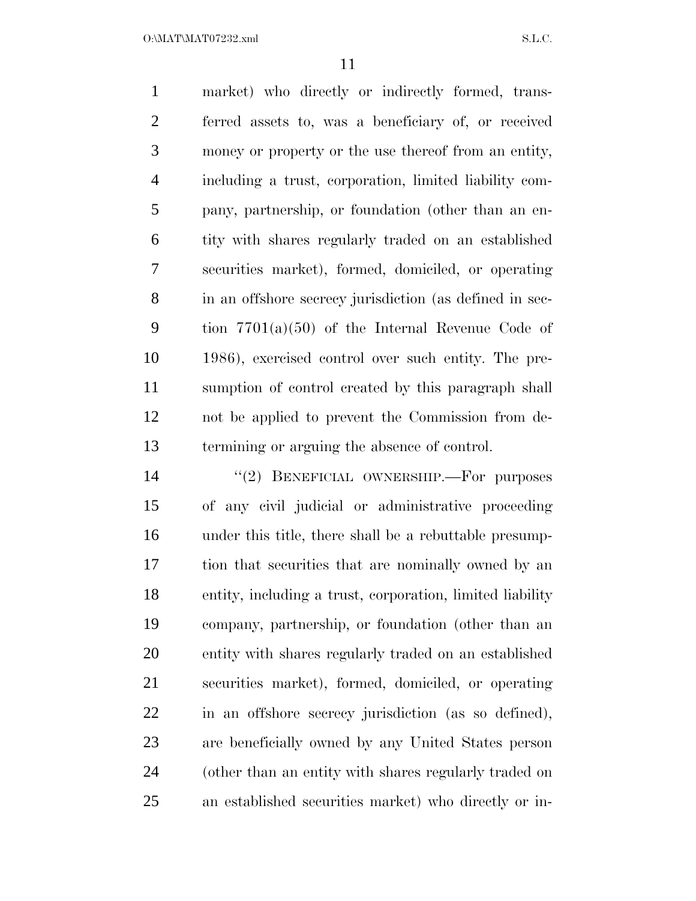market) who directly or indirectly formed, transferred assets to, was a beneficiary of, or received money or property or the use thereof from an entity, including a trust, corporation, limited liability company, partnership, or foundation (other than an entity with shares regularly traded on an established securities market), formed, domiciled, or operating in an offshore secrecy jurisdiction (as defined in section 7701(a)(50) of the Internal Revenue Code of 1986), exercised control over such entity. The presumption of control created by this paragraph shall not be applied to prevent the Commission from determining or arguing the absence of control.

"(2) BENEFICIAL OWNERSHIP.—For purposes of any civil judicial or administrative proceeding under this title, there shall be a rebuttable presumption that securities that are nominally owned by an entity, including a trust, corporation, limited liability company, partnership, or foundation (other than an entity with shares regularly traded on an established securities market), formed, domiciled, or operating in an offshore secrecy jurisdiction (as so defined), are beneficially owned by any United States person (other than an entity with shares regularly traded on an established securities market) who directly or in-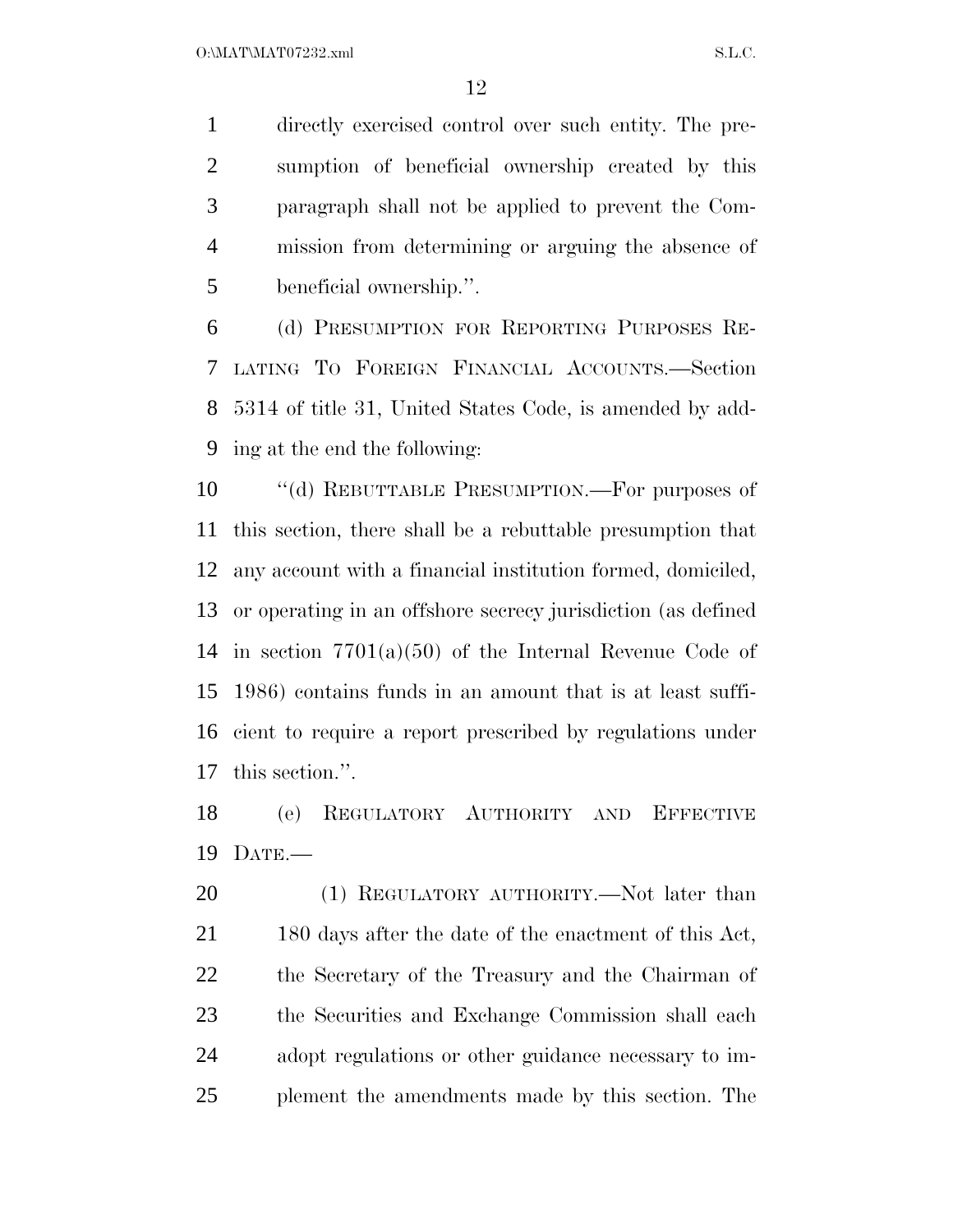directly exercised control over such entity. The presumption of beneficial ownership created by this paragraph shall not be applied to prevent the Commission from determining or arguing the absence of beneficial ownership.''.

(d) PRESUMPTION FOR REPORTING PURPOSES RELATING TO FOREIGN FINANCIAL ACCOUNTS.—Section 5314 of title 31, United States Code, is amended by adding at the end the following:

''(d) REBUTTABLE PRESUMPTION.—For purposes of this section, there shall be a rebuttable presumption that any account with a financial institution formed, domiciled, or operating in an offshore secrecy jurisdiction (as defined in section 7701(a)(50) of the Internal Revenue Code of 1986) contains funds in an amount that is at least sufficient to require a report prescribed by regulations under this section.''.

(e) REGULATORY AUTHORITY AND EFFECTIVE DATE.—

(1) REGULATORY AUTHORITY.—Not later than 180 days after the date of the enactment of this Act, the Secretary of the Treasury and the Chairman of the Securities and Exchange Commission shall each adopt regulations or other guidance necessary to implement the amendments made by this section. The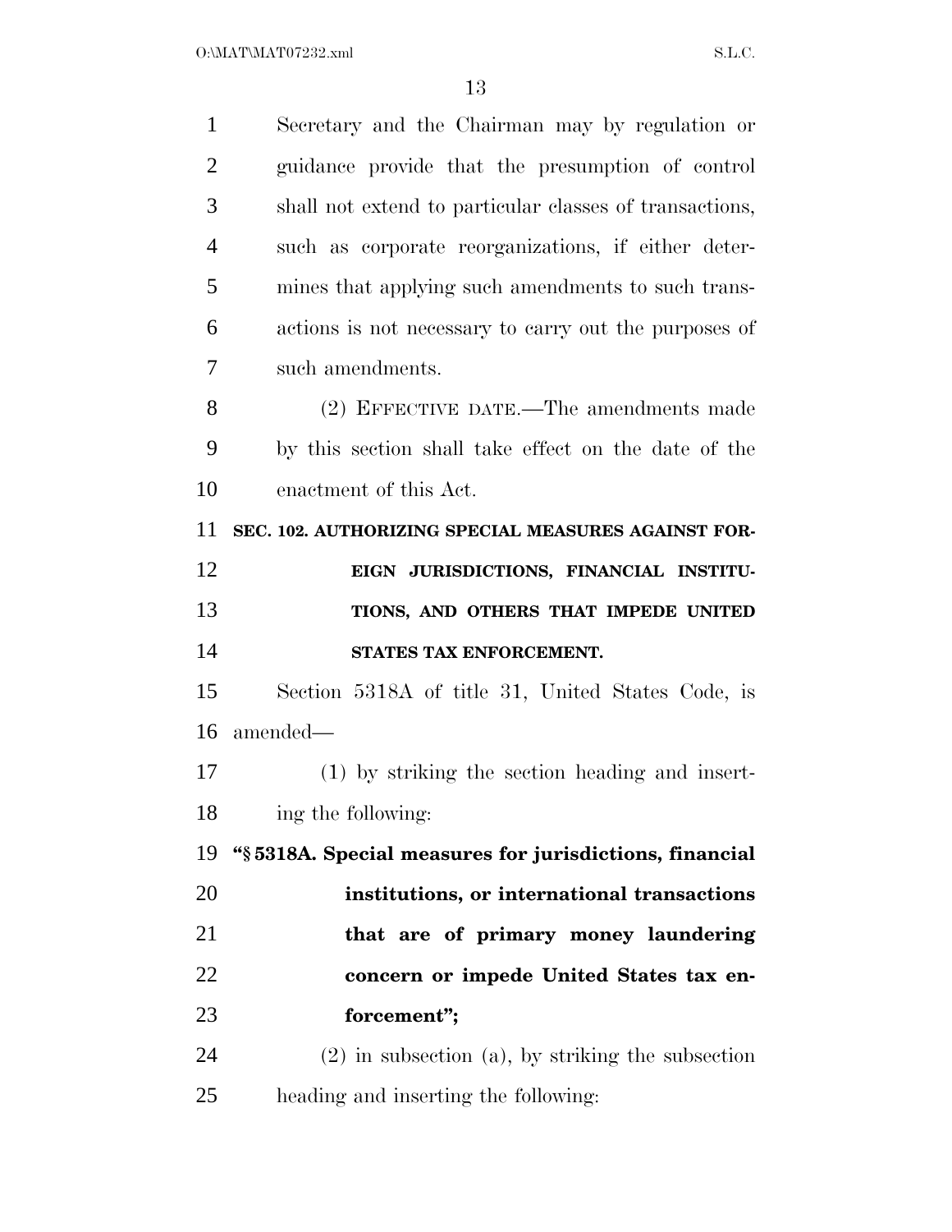Secretary and the Chairman may by regulation or guidance provide that the presumption of control shall not extend to particular classes of transactions, such as corporate reorganizations, if either determines that applying such amendments to such transactions is not necessary to carry out the purposes of such amendments.

(2) EFFECTIVE DATE.—The amendments made by this section shall take effect on the date of the enactment of this Act.

**SEC. 102. AUTHORIZING SPECIAL MEASURES AGAINST FOREIGN JURISDICTIONS, FINANCIAL INSTITUTIONS, AND OTHERS THAT IMPEDE UNITED STATES TAX ENFORCEMENT.**

Section 5318A of title 31, United States Code, is amended—

(1) by striking the section heading and inserting the following:

**"§ 5318A. Special measures for jurisdictions, financial institutions, or international transactions that are of primary money laundering concern or impede United States tax enforcement";**

(2) in subsection (a), by striking the subsection heading and inserting the following: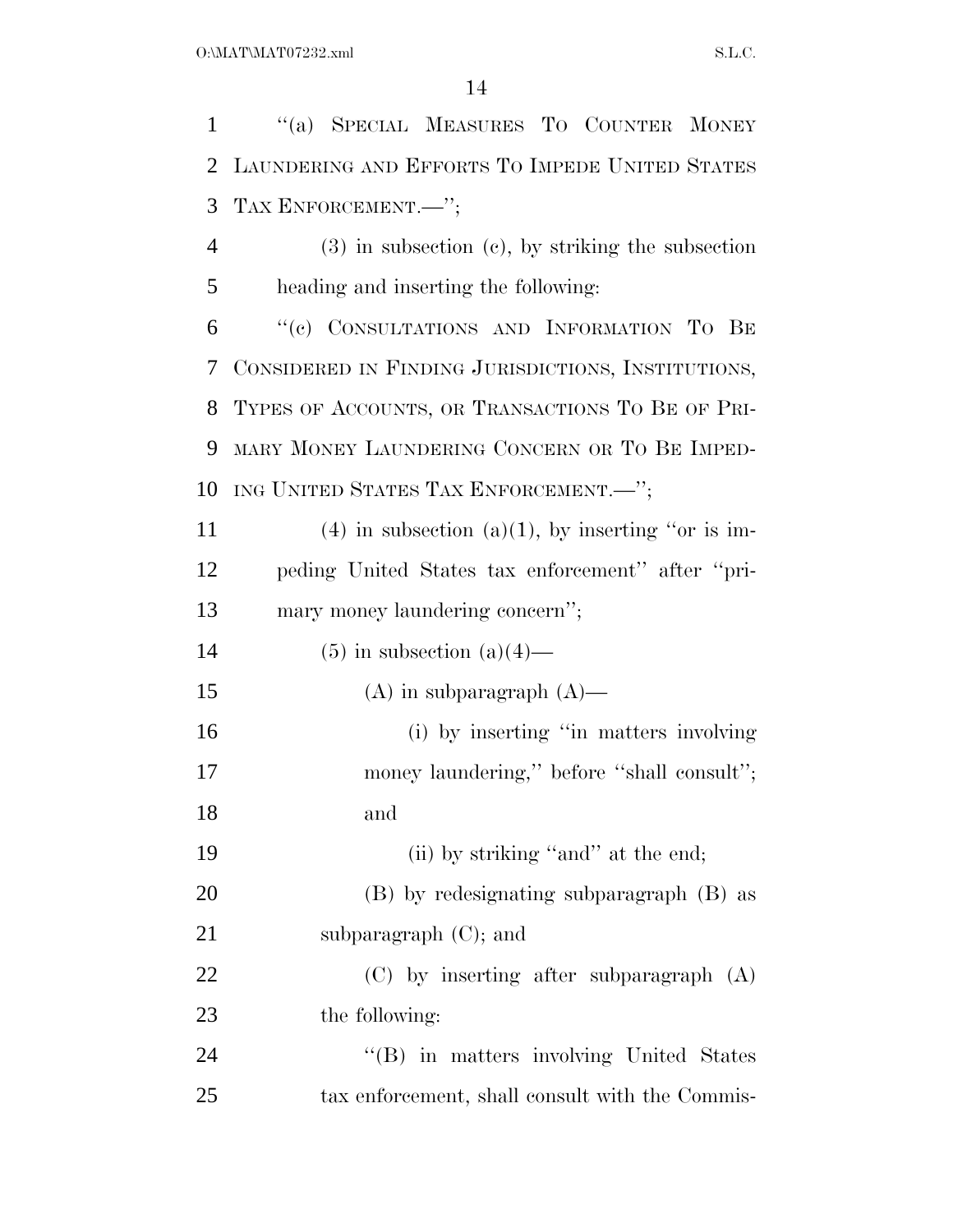"(a) SPECIAL MEASURES TO COUNTER MONEY LAUNDERING AND EFFORTS TO IMPEDE UNITED STATES TAX ENFORCEMENT.—";

(3) in subsection (c), by striking the subsection heading and inserting the following:

"(c) CONSULTATIONS AND INFORMATION TO BE CONSIDERED IN FINDING JURISDICTIONS, INSTITUTIONS, TYPES OF ACCOUNTS, OR TRANSACTIONS TO BE OF PRIMARY MONEY LAUNDERING CONCERN OR TO BE IMPEDING UNITED STATES TAX ENFORCEMENT.—";

(4) in subsection (a)(1), by inserting "or is impeding United States tax enforcement" after "primary money laundering concern";

(5) in subsection (a)(4)—

(A) in subparagraph (A)—

(i) by inserting "in matters involving money laundering," before "shall consult"; and

(ii) by striking "and" at the end;

(B) by redesignating subparagraph (B) as subparagraph (C); and

(C) by inserting after subparagraph (A) the following:

"(B) in matters involving United States tax enforcement, shall consult with the Commis-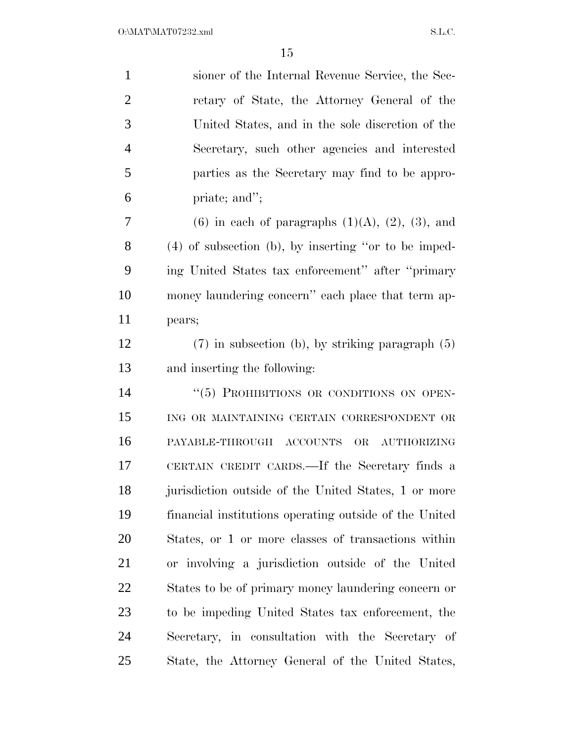sioner of the Internal Revenue Service, the Secretary of State, the Attorney General of the United States, and in the sole discretion of the Secretary, such other agencies and interested parties as the Secretary may find to be appropriate; and'';

(6) in each of paragraphs (1)(A), (2), (3), and (4) of subsection (b), by inserting ''or to be impeding United States tax enforcement'' after ''primary money laundering concern'' each place that term appears;

(7) in subsection (b), by striking paragraph (5) and inserting the following:

''(5) PROHIBITIONS OR CONDITIONS ON OPENING OR MAINTAINING CERTAIN CORRESPONDENT OR PAYABLE-THROUGH ACCOUNTS OR AUTHORIZING CERTAIN CREDIT CARDS.—If the Secretary finds a jurisdiction outside of the United States, 1 or more financial institutions operating outside of the United States, or 1 or more classes of transactions within or involving a jurisdiction outside of the United States to be of primary money laundering concern or to be impeding United States tax enforcement, the Secretary, in consultation with the Secretary of State, the Attorney General of the United States,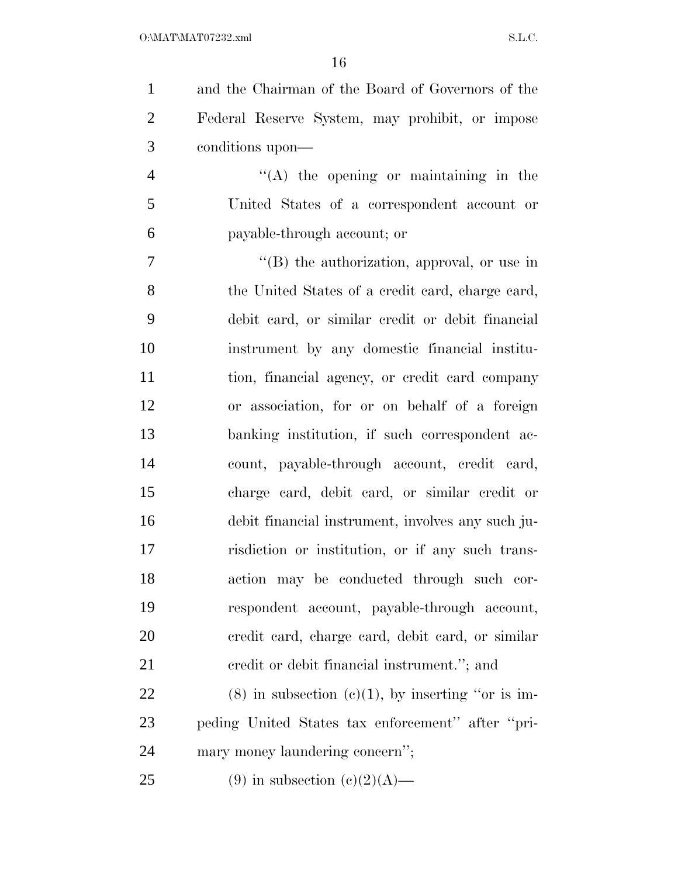and the Chairman of the Board of Governors of the Federal Reserve System, may prohibit, or impose conditions upon—

"(A) the opening or maintaining in the United States of a correspondent account or payable-through account; or

"(B) the authorization, approval, or use in the United States of a credit card, charge card, debit card, or similar credit or debit financial instrument by any domestic financial institution, financial agency, or credit card company or association, for or on behalf of a foreign banking institution, if such correspondent account, payable-through account, credit card, charge card, debit card, or similar credit or debit financial instrument, involves any such jurisdiction or institution, or if any such transaction may be conducted through such correspondent account, payable-through account, credit card, charge card, debit card, or similar credit or debit financial instrument."; and

(8) in subsection (c)(1), by inserting "or is impeding United States tax enforcement" after "primary money laundering concern";

(9) in subsection (c)(2)(A)—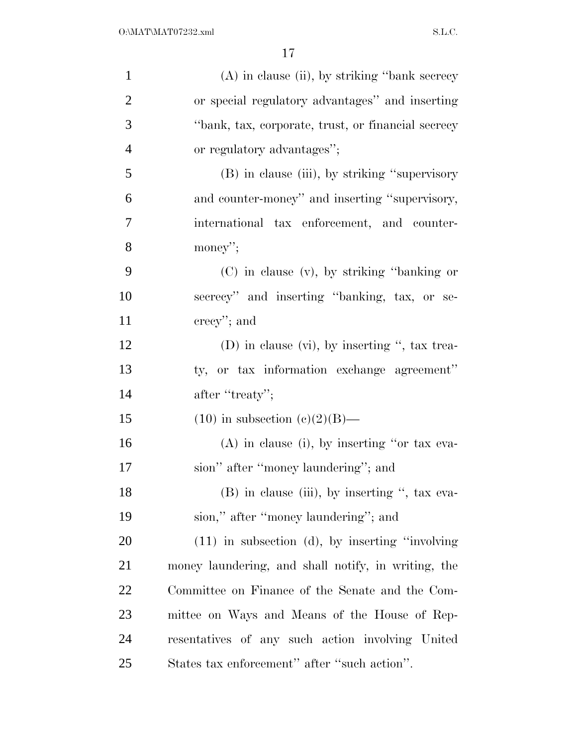(A) in clause (ii), by striking "bank secrecy or special regulatory advantages" and inserting "bank, tax, corporate, trust, or financial secrecy or regulatory advantages";

(B) in clause (iii), by striking "supervisory and counter-money" and inserting "supervisory, international tax enforcement, and counter-money";

(C) in clause (v), by striking "banking or secrecy" and inserting "banking, tax, or secrecy"; and

(D) in clause (vi), by inserting ", tax treaty, or tax information exchange agreement" after "treaty";

(10) in subsection (c)(2)(B)—

(A) in clause (i), by inserting "or tax evasion" after "money laundering"; and

(B) in clause (iii), by inserting ", tax evasion," after "money laundering"; and

(11) in subsection (d), by inserting "involving money laundering, and shall notify, in writing, the Committee on Finance of the Senate and the Committee on Ways and Means of the House of Representatives of any such action involving United States tax enforcement" after "such action".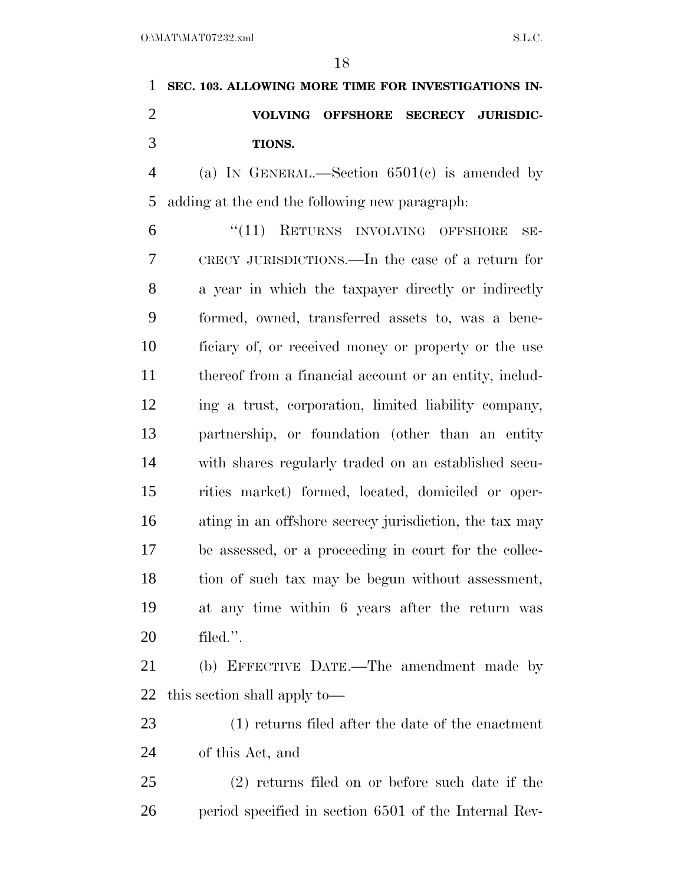**SEC. 103. ALLOWING MORE TIME FOR INVESTIGATIONS INVOLVING OFFSHORE SECRECY JURISDICTIONS.**

(a) IN GENERAL.—Section 6501(c) is amended by adding at the end the following new paragraph:

"(11) RETURNS INVOLVING OFFSHORE SECRECY JURISDICTIONS.—In the case of a return for a year in which the taxpayer directly or indirectly formed, owned, transferred assets to, was a beneficiary of, or received money or property or the use thereof from a financial account or an entity, including a trust, corporation, limited liability company, partnership, or foundation (other than an entity with shares regularly traded on an established securities market) formed, located, domiciled or operating in an offshore secrecy jurisdiction, the tax may be assessed, or a proceeding in court for the collection of such tax may be begun without assessment, at any time within 6 years after the return was filed.".

(b) EFFECTIVE DATE.—The amendment made by this section shall apply to—

(1) returns filed after the date of the enactment of this Act, and

(2) returns filed on or before such date if the period specified in section 6501 of the Internal Rev-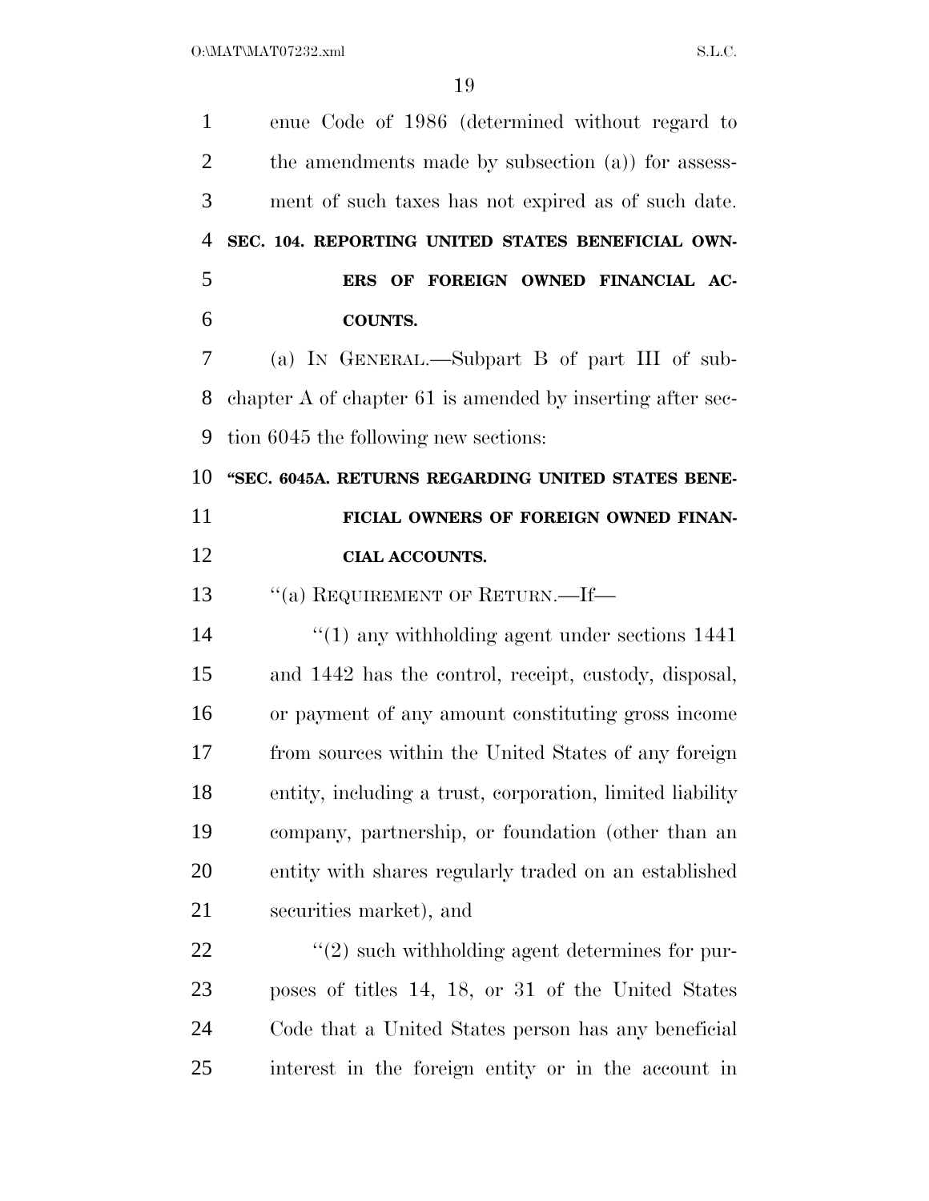enue Code of 1986 (determined without regard to the amendments made by subsection (a)) for assessment of such taxes has not expired as of such date.

**SEC. 104. REPORTING UNITED STATES BENEFICIAL OWNERS OF FOREIGN OWNED FINANCIAL ACCOUNTS.**

(a) IN GENERAL.—Subpart B of part III of subchapter A of chapter 61 is amended by inserting after section 6045 the following new sections:

**"SEC. 6045A. RETURNS REGARDING UNITED STATES BENEFICIAL OWNERS OF FOREIGN OWNED FINANCIAL ACCOUNTS.**

"(a) REQUIREMENT OF RETURN.—If—

"(1) any withholding agent under sections 1441 and 1442 has the control, receipt, custody, disposal, or payment of any amount constituting gross income from sources within the United States of any foreign entity, including a trust, corporation, limited liability company, partnership, or foundation (other than an entity with shares regularly traded on an established securities market), and

"(2) such withholding agent determines for purposes of titles 14, 18, or 31 of the United States Code that a United States person has any beneficial interest in the foreign entity or in the account in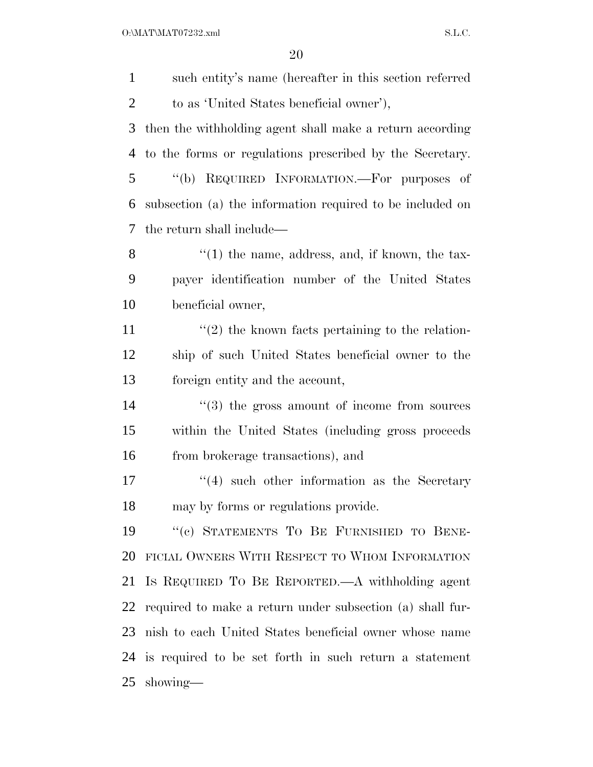such entity's name (hereafter in this section referred to as 'United States beneficial owner'),

then the withholding agent shall make a return according to the forms or regulations prescribed by the Secretary.

"(b) REQUIRED INFORMATION.—For purposes of subsection (a) the information required to be included on the return shall include—

"(1) the name, address, and, if known, the taxpayer identification number of the United States beneficial owner,

"(2) the known facts pertaining to the relationship of such United States beneficial owner to the foreign entity and the account,

"(3) the gross amount of income from sources within the United States (including gross proceeds from brokerage transactions), and

"(4) such other information as the Secretary may by forms or regulations provide.

"(c) STATEMENTS TO BE FURNISHED TO BENEFICIAL OWNERS WITH RESPECT TO WHOM INFORMATION IS REQUIRED TO BE REPORTED.—A withholding agent required to make a return under subsection (a) shall furnish to each United States beneficial owner whose name is required to be set forth in such return a statement showing—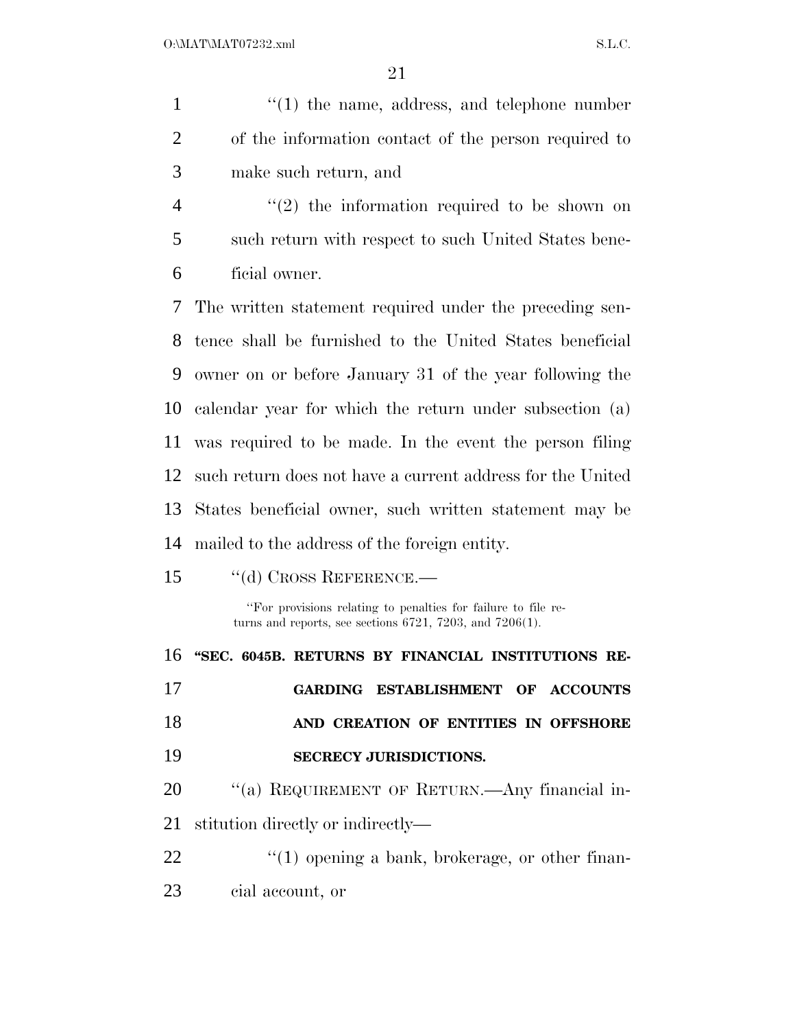''(1) the name, address, and telephone number of the information contact of the person required to make such return, and

''(2) the information required to be shown on such return with respect to such United States beneficial owner.

The written statement required under the preceding sentence shall be furnished to the United States beneficial owner on or before January 31 of the year following the calendar year for which the return under subsection (a) was required to be made. In the event the person filing such return does not have a current address for the United States beneficial owner, such written statement may be mailed to the address of the foreign entity.

''(d) CROSS REFERENCE.—

''For provisions relating to penalties for failure to file returns and reports, see sections 6721, 7203, and 7206(1).

**"SEC. 6045B. RETURNS BY FINANCIAL INSTITUTIONS REGARDING ESTABLISHMENT OF ACCOUNTS AND CREATION OF ENTITIES IN OFFSHORE SECRECY JURISDICTIONS.**

''(a) REQUIREMENT OF RETURN.—Any financial institution directly or indirectly—

''(1) opening a bank, brokerage, or other financial account, or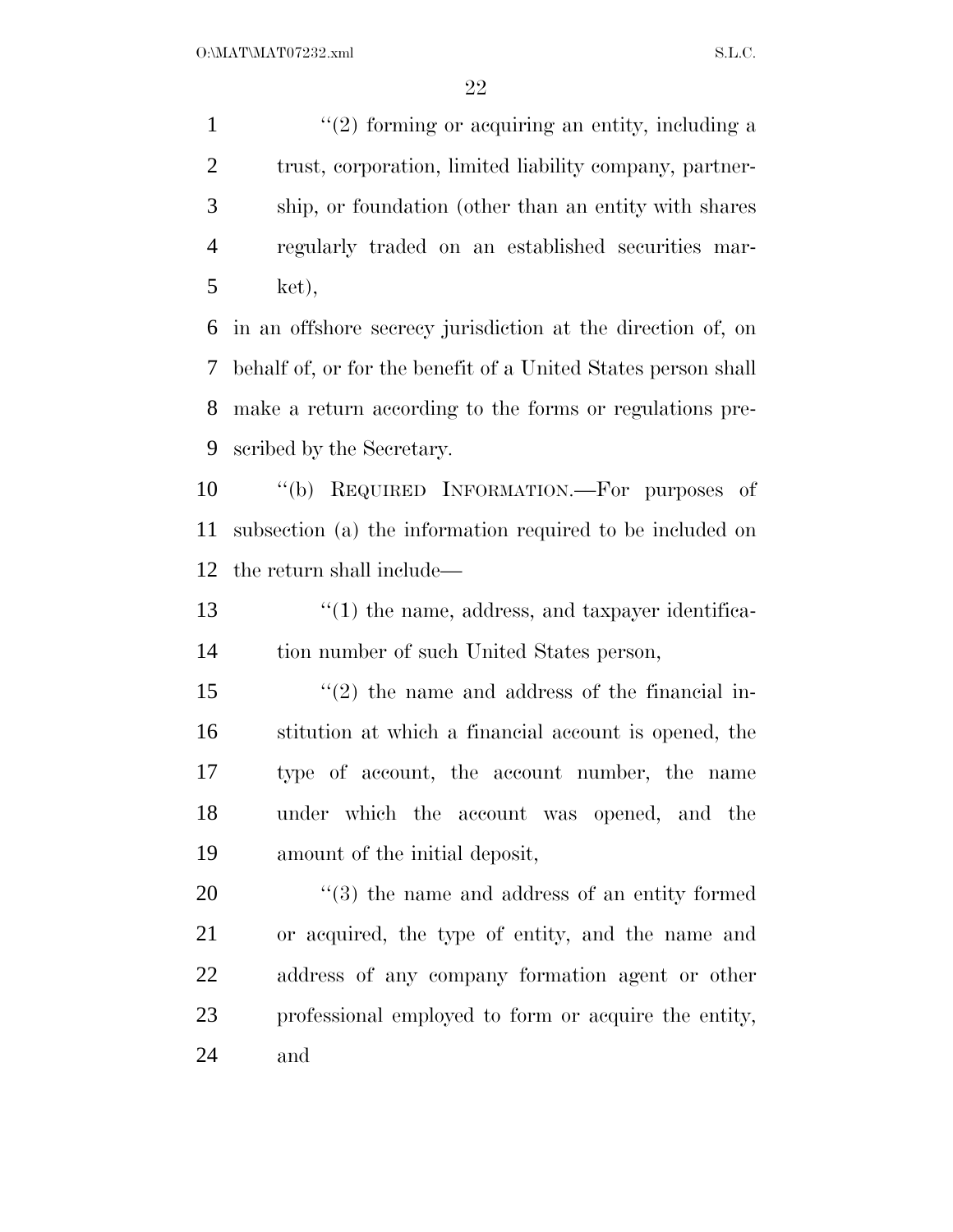''(2) forming or acquiring an entity, including a trust, corporation, limited liability company, partnership, or foundation (other than an entity with shares regularly traded on an established securities market),

in an offshore secrecy jurisdiction at the direction of, on behalf of, or for the benefit of a United States person shall make a return according to the forms or regulations prescribed by the Secretary.

''(b) REQUIRED INFORMATION.—For purposes of subsection (a) the information required to be included on the return shall include—

''(1) the name, address, and taxpayer identification number of such United States person,

''(2) the name and address of the financial institution at which a financial account is opened, the type of account, the account number, the name under which the account was opened, and the amount of the initial deposit,

''(3) the name and address of an entity formed or acquired, the type of entity, and the name and address of any company formation agent or other professional employed to form or acquire the entity, and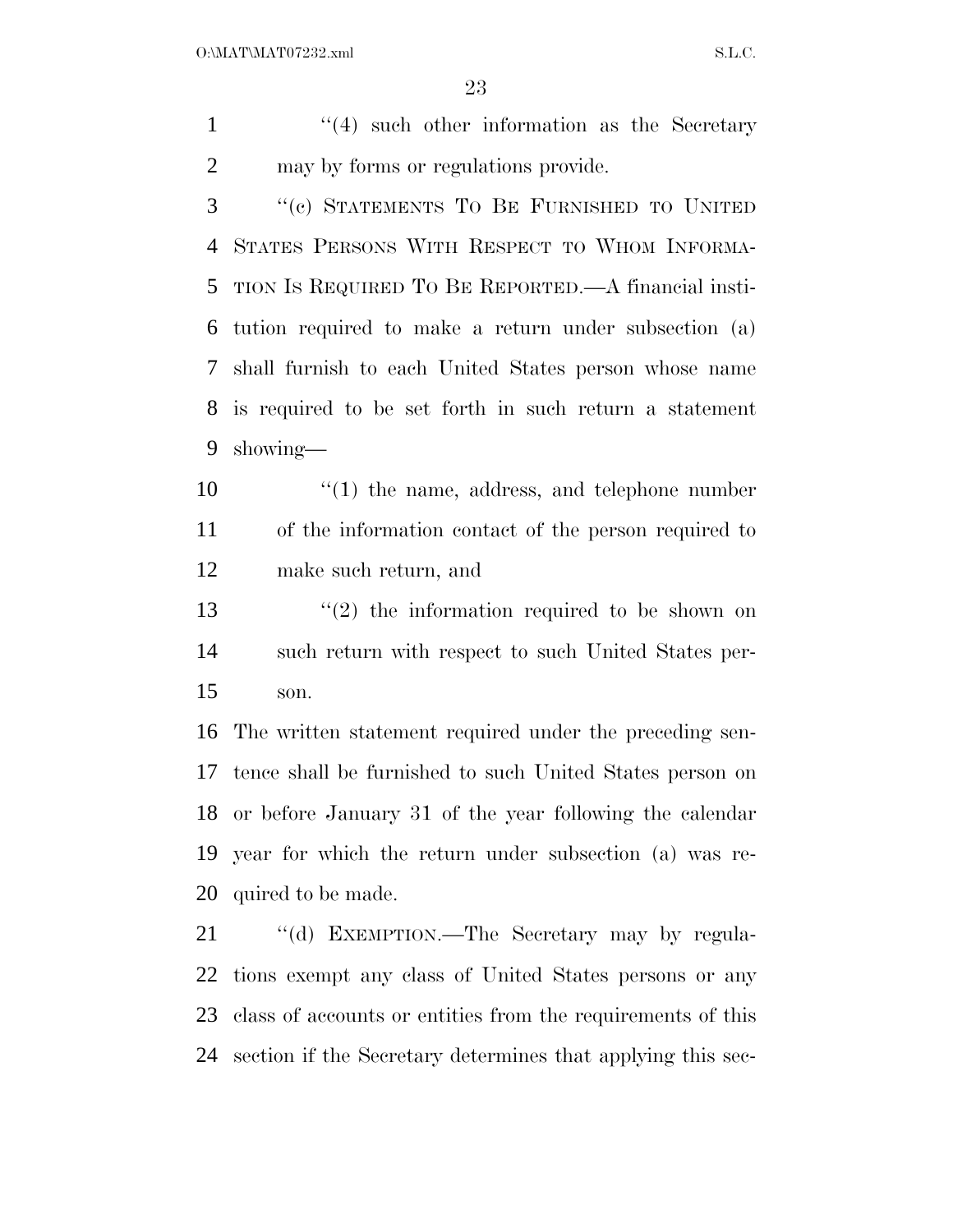''(4) such other information as the Secretary may by forms or regulations provide.

''(c) STATEMENTS TO BE FURNISHED TO UNITED STATES PERSONS WITH RESPECT TO WHOM INFORMATION IS REQUIRED TO BE REPORTED.—A financial institution required to make a return under subsection (a) shall furnish to each United States person whose name is required to be set forth in such return a statement showing—

''(1) the name, address, and telephone number of the information contact of the person required to make such return, and

''(2) the information required to be shown on such return with respect to such United States person.

The written statement required under the preceding sentence shall be furnished to such United States person on or before January 31 of the year following the calendar year for which the return under subsection (a) was required to be made.

''(d) EXEMPTION.—The Secretary may by regulations exempt any class of United States persons or any class of accounts or entities from the requirements of this section if the Secretary determines that applying this sec-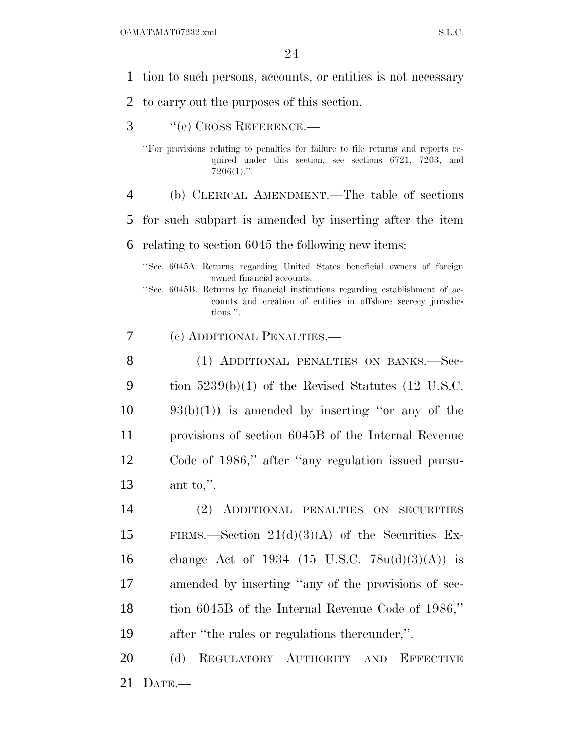tion to such persons, accounts, or entities is not necessary to carry out the purposes of this section.

''(e) CROSS REFERENCE.—

''For provisions relating to penalties for failure to file returns and reports required under this section, see sections 6721, 7203, and 7206(1).''.

(b) CLERICAL AMENDMENT.—The table of sections for such subpart is amended by inserting after the item relating to section 6045 the following new items:

''Sec. 6045A. Returns regarding United States beneficial owners of foreign owned financial accounts.

''Sec. 6045B. Returns by financial institutions regarding establishment of accounts and creation of entities in offshore secrecy jurisdictions.''.

(c) ADDITIONAL PENALTIES.—

(1) ADDITIONAL PENALTIES ON BANKS.—Section 5239(b)(1) of the Revised Statutes (12 U.S.C. 93(b)(1)) is amended by inserting ''or any of the provisions of section 6045B of the Internal Revenue Code of 1986,'' after ''any regulation issued pursuant to,''.

(2) ADDITIONAL PENALTIES ON SECURITIES FIRMS.—Section 21(d)(3)(A) of the Securities Exchange Act of 1934 (15 U.S.C. 78u(d)(3)(A)) is amended by inserting ''any of the provisions of section 6045B of the Internal Revenue Code of 1986,'' after ''the rules or regulations thereunder,''.

(d) REGULATORY AUTHORITY AND EFFECTIVE DATE.—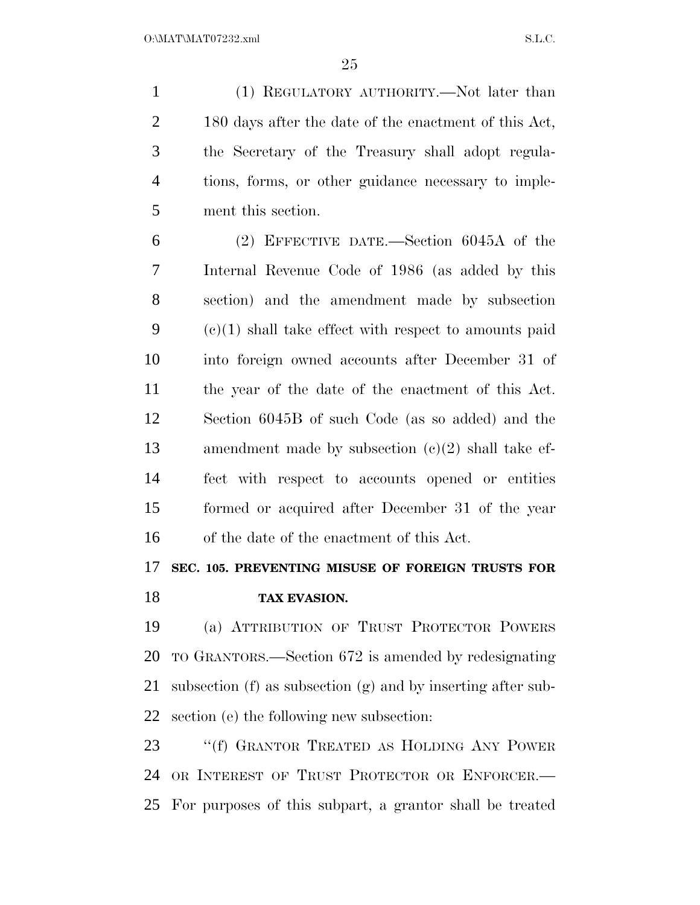(1) REGULATORY AUTHORITY.—Not later than 180 days after the date of the enactment of this Act, the Secretary of the Treasury shall adopt regulations, forms, or other guidance necessary to implement this section.

(2) EFFECTIVE DATE.—Section 6045A of the Internal Revenue Code of 1986 (as added by this section) and the amendment made by subsection (c)(1) shall take effect with respect to amounts paid into foreign owned accounts after December 31 of the year of the date of the enactment of this Act. Section 6045B of such Code (as so added) and the amendment made by subsection (c)(2) shall take effect with respect to accounts opened or entities formed or acquired after December 31 of the year of the date of the enactment of this Act.

## SEC. 105. PREVENTING MISUSE OF FOREIGN TRUSTS FOR TAX EVASION.

(a) ATTRIBUTION OF TRUST PROTECTOR POWERS TO GRANTORS.—Section 672 is amended by redesignating subsection (f) as subsection (g) and by inserting after subsection (e) the following new subsection:

"(f) GRANTOR TREATED AS HOLDING ANY POWER OR INTEREST OF TRUST PROTECTOR OR ENFORCER.—For purposes of this subpart, a grantor shall be treated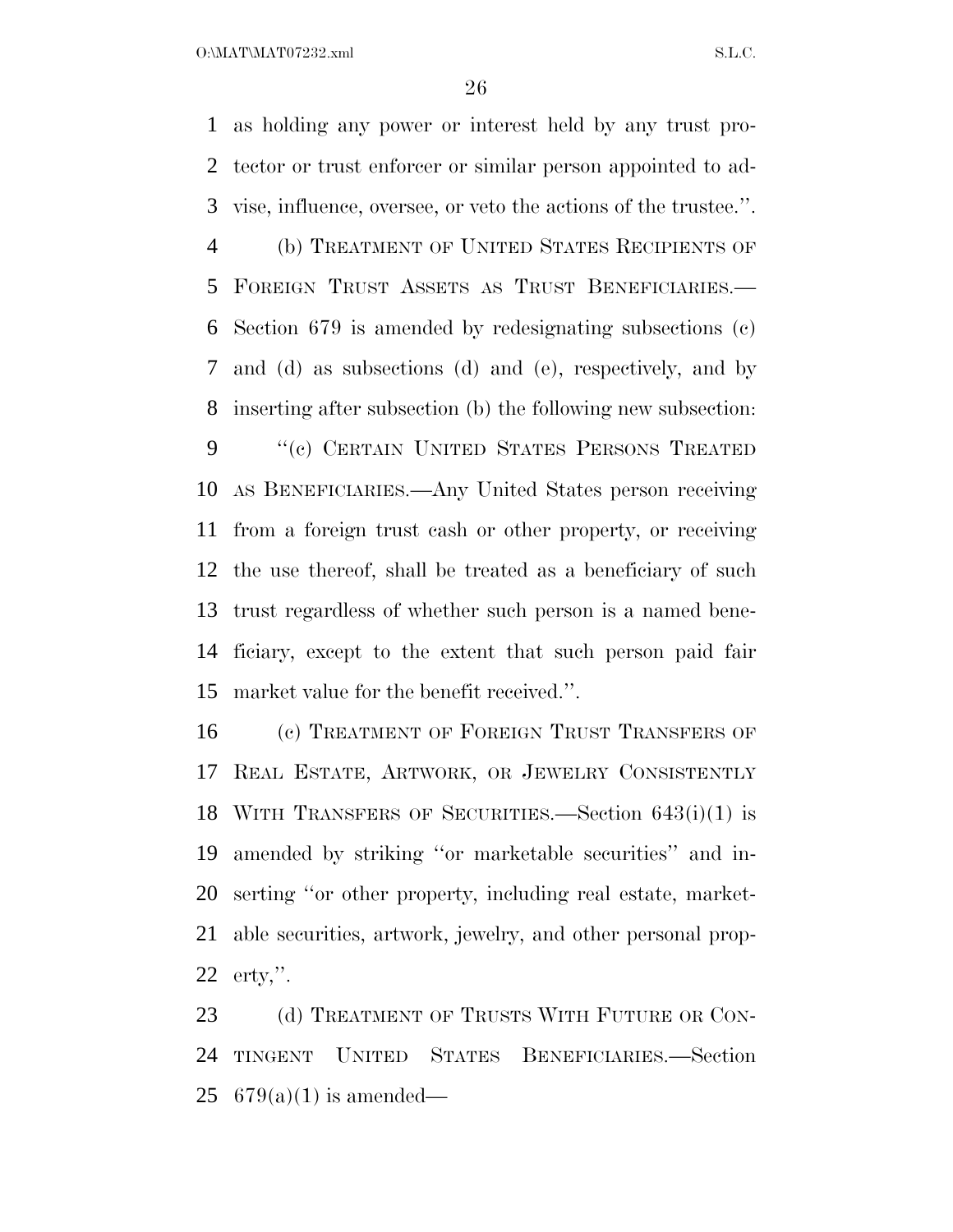as holding any power or interest held by any trust protector or trust enforcer or similar person appointed to advise, influence, oversee, or veto the actions of the trustee.''.

(b) TREATMENT OF UNITED STATES RECIPIENTS OF FOREIGN TRUST ASSETS AS TRUST BENEFICIARIES.—Section 679 is amended by redesignating subsections (c) and (d) as subsections (d) and (e), respectively, and by inserting after subsection (b) the following new subsection:

''(c) CERTAIN UNITED STATES PERSONS TREATED AS BENEFICIARIES.—Any United States person receiving from a foreign trust cash or other property, or receiving the use thereof, shall be treated as a beneficiary of such trust regardless of whether such person is a named beneficiary, except to the extent that such person paid fair market value for the benefit received.''.

(c) TREATMENT OF FOREIGN TRUST TRANSFERS OF REAL ESTATE, ARTWORK, OR JEWELRY CONSISTENTLY WITH TRANSFERS OF SECURITIES.—Section 643(i)(1) is amended by striking ''or marketable securities'' and inserting ''or other property, including real estate, marketable securities, artwork, jewelry, and other personal property,''.

(d) TREATMENT OF TRUSTS WITH FUTURE OR CONTINGENT UNITED STATES BENEFICIARIES.—Section 679(a)(1) is amended—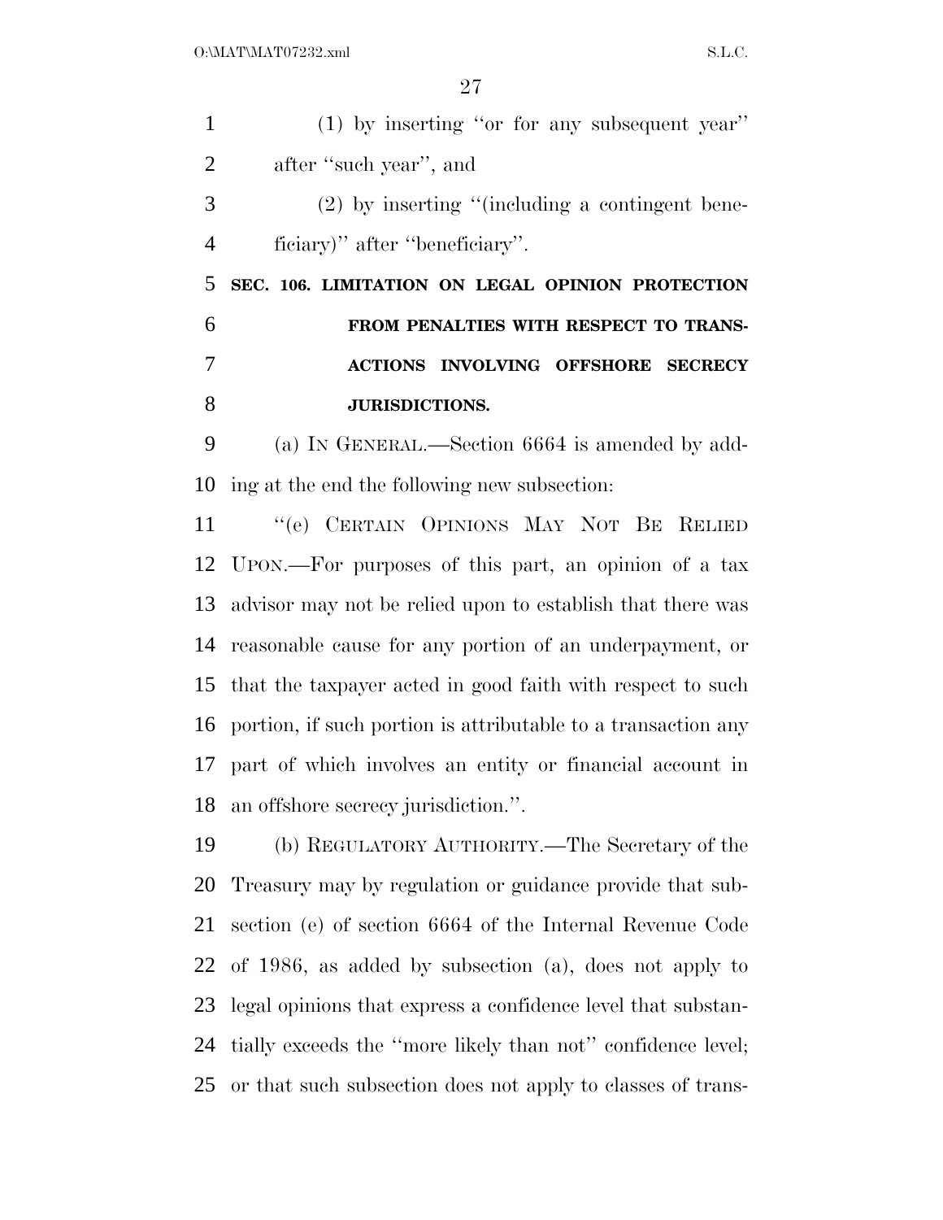(1) by inserting ''or for any subsequent year'' after ''such year'', and

(2) by inserting ''(including a contingent beneficiary)'' after ''beneficiary''.

**SEC. 106. LIMITATION ON LEGAL OPINION PROTECTION FROM PENALTIES WITH RESPECT TO TRANSACTIONS INVOLVING OFFSHORE SECRECY JURISDICTIONS.**

(a) IN GENERAL.—Section 6664 is amended by adding at the end the following new subsection:

''(e) CERTAIN OPINIONS MAY NOT BE RELIED UPON.—For purposes of this part, an opinion of a tax advisor may not be relied upon to establish that there was reasonable cause for any portion of an underpayment, or that the taxpayer acted in good faith with respect to such portion, if such portion is attributable to a transaction any part of which involves an entity or financial account in an offshore secrecy jurisdiction.''.

(b) REGULATORY AUTHORITY.—The Secretary of the Treasury may by regulation or guidance provide that subsection (e) of section 6664 of the Internal Revenue Code of 1986, as added by subsection (a), does not apply to legal opinions that express a confidence level that substantially exceeds the ''more likely than not'' confidence level; or that such subsection does not apply to classes of trans-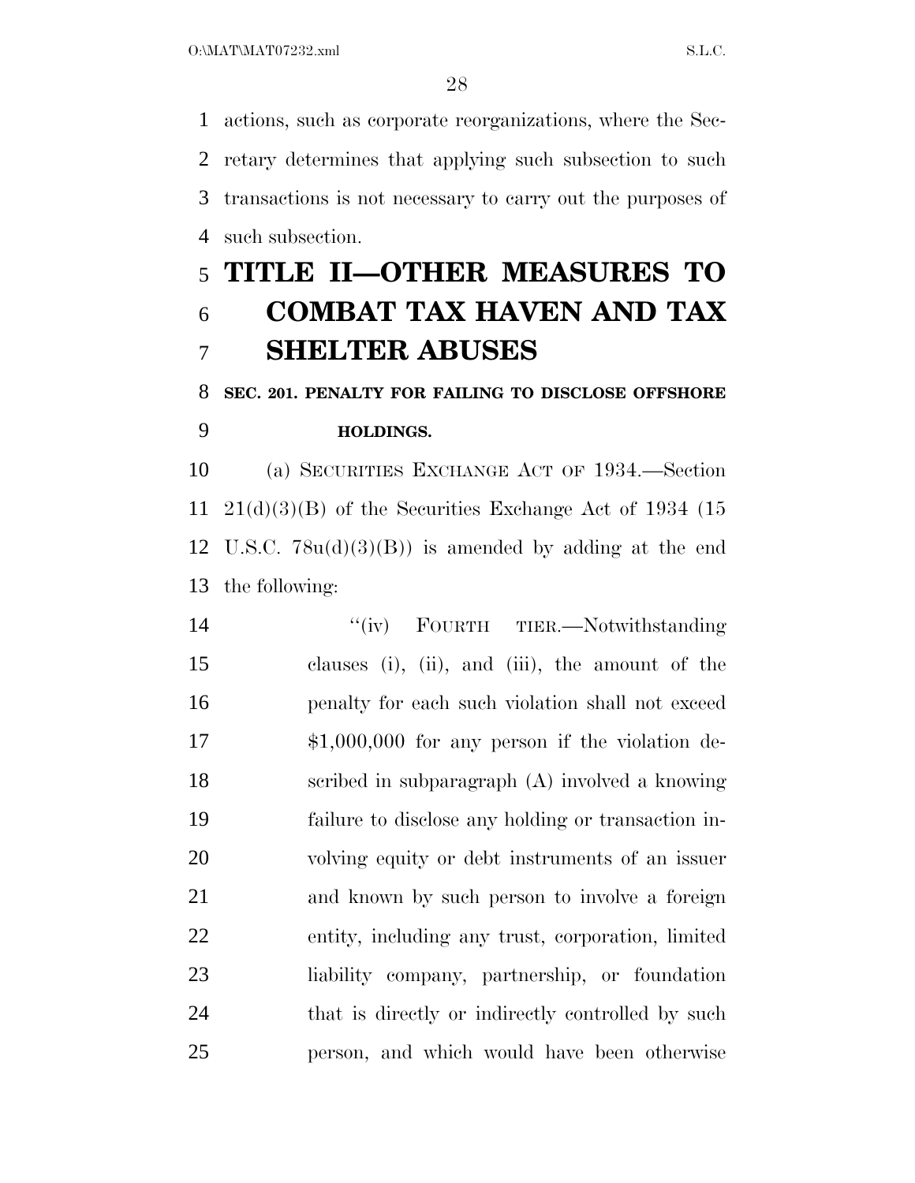actions, such as corporate reorganizations, where the Secretary determines that applying such subsection to such transactions is not necessary to carry out the purposes of such subsection.

# TITLE II—OTHER MEASURES TO COMBAT TAX HAVEN AND TAX SHELTER ABUSES

### SEC. 201. PENALTY FOR FAILING TO DISCLOSE OFFSHORE HOLDINGS.

(a) SECURITIES EXCHANGE ACT OF 1934.—Section 21(d)(3)(B) of the Securities Exchange Act of 1934 (15 U.S.C. 78u(d)(3)(B)) is amended by adding at the end the following:

"(iv) FOURTH TIER.—Notwithstanding clauses (i), (ii), and (iii), the amount of the penalty for each such violation shall not exceed $1,000,000 for any person if the violation described in subparagraph (A) involved a knowing failure to disclose any holding or transaction involving equity or debt instruments of an issuer and known by such person to involve a foreign entity, including any trust, corporation, limited liability company, partnership, or foundation that is directly or indirectly controlled by such person, and which would have been otherwise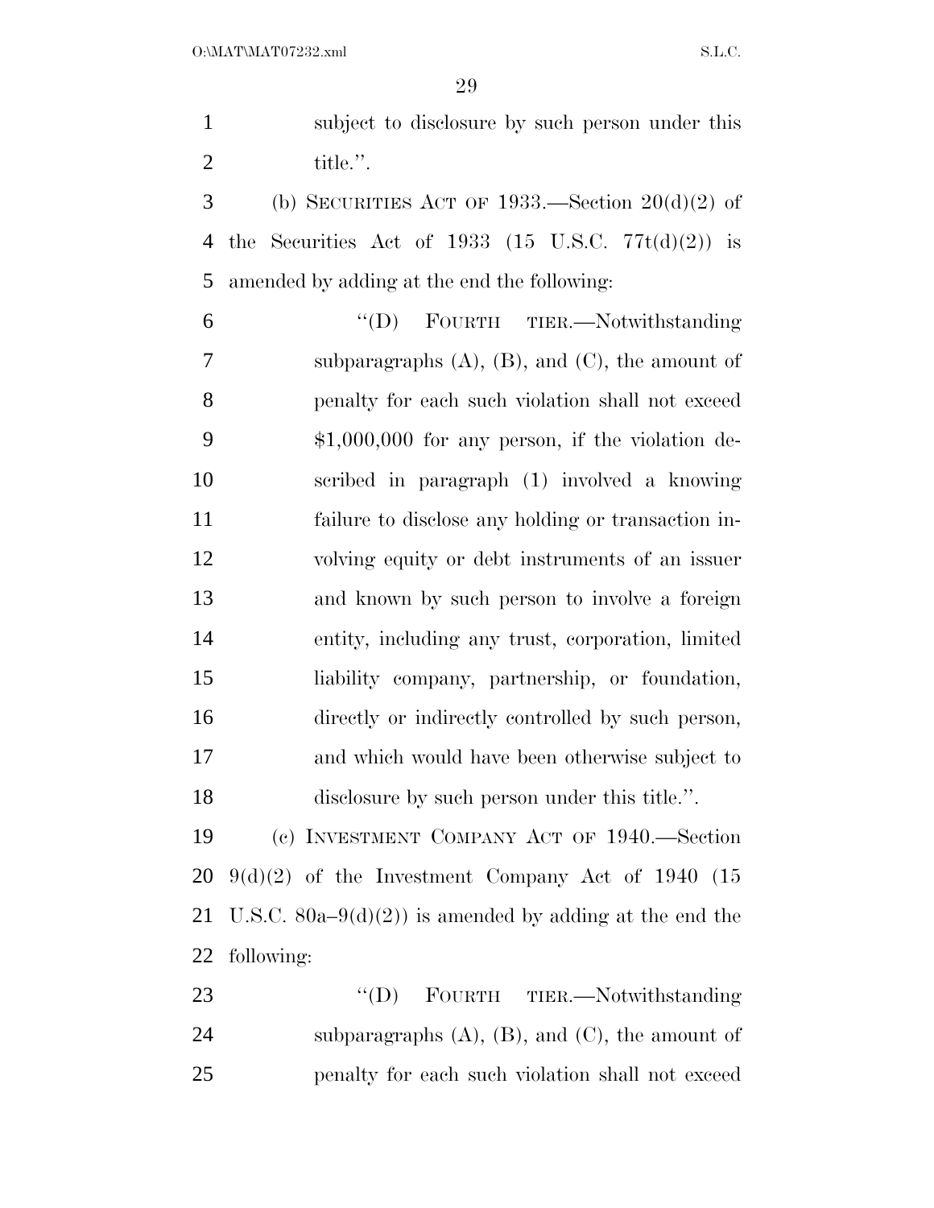subject to disclosure by such person under this title.''.

(b) SECURITIES ACT OF 1933.—Section 20(d)(2) of the Securities Act of 1933 (15 U.S.C. 77t(d)(2)) is amended by adding at the end the following:

> ''(D) FOURTH TIER.—Notwithstanding subparagraphs (A), (B), and (C), the amount of penalty for each such violation shall not exceed $1,000,000 for any person, if the violation described in paragraph (1) involved a knowing failure to disclose any holding or transaction involving equity or debt instruments of an issuer and known by such person to involve a foreign entity, including any trust, corporation, limited liability company, partnership, or foundation, directly or indirectly controlled by such person, and which would have been otherwise subject to disclosure by such person under this title.''.

(c) INVESTMENT COMPANY ACT OF 1940.—Section 9(d)(2) of the Investment Company Act of 1940 (15 U.S.C. 80a–9(d)(2)) is amended by adding at the end the following:

> ''(D) FOURTH TIER.—Notwithstanding subparagraphs (A), (B), and (C), the amount of penalty for each such violation shall not exceed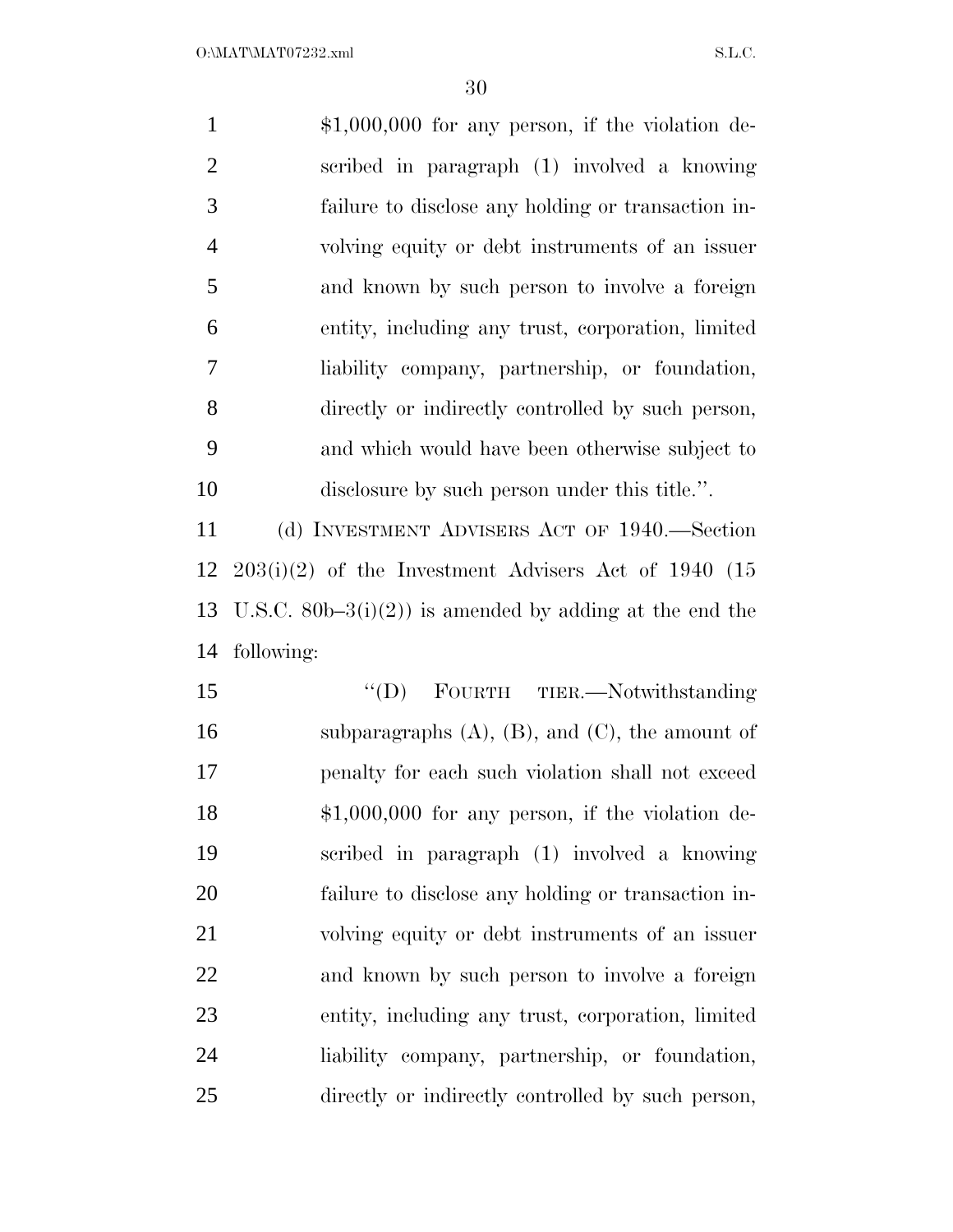$1,000,000 for any person, if the violation described in paragraph (1) involved a knowing failure to disclose any holding or transaction involving equity or debt instruments of an issuer and known by such person to involve a foreign entity, including any trust, corporation, limited liability company, partnership, or foundation, directly or indirectly controlled by such person, and which would have been otherwise subject to disclosure by such person under this title.''.

(d) INVESTMENT ADVISERS ACT OF 1940.—Section 203(i)(2) of the Investment Advisers Act of 1940 (15 U.S.C. 80b–3(i)(2)) is amended by adding at the end the following:

''(D) FOURTH TIER.—Notwithstanding subparagraphs (A), (B), and (C), the amount of penalty for each such violation shall not exceed $1,000,000 for any person, if the violation described in paragraph (1) involved a knowing failure to disclose any holding or transaction involving equity or debt instruments of an issuer and known by such person to involve a foreign entity, including any trust, corporation, limited liability company, partnership, or foundation, directly or indirectly controlled by such person,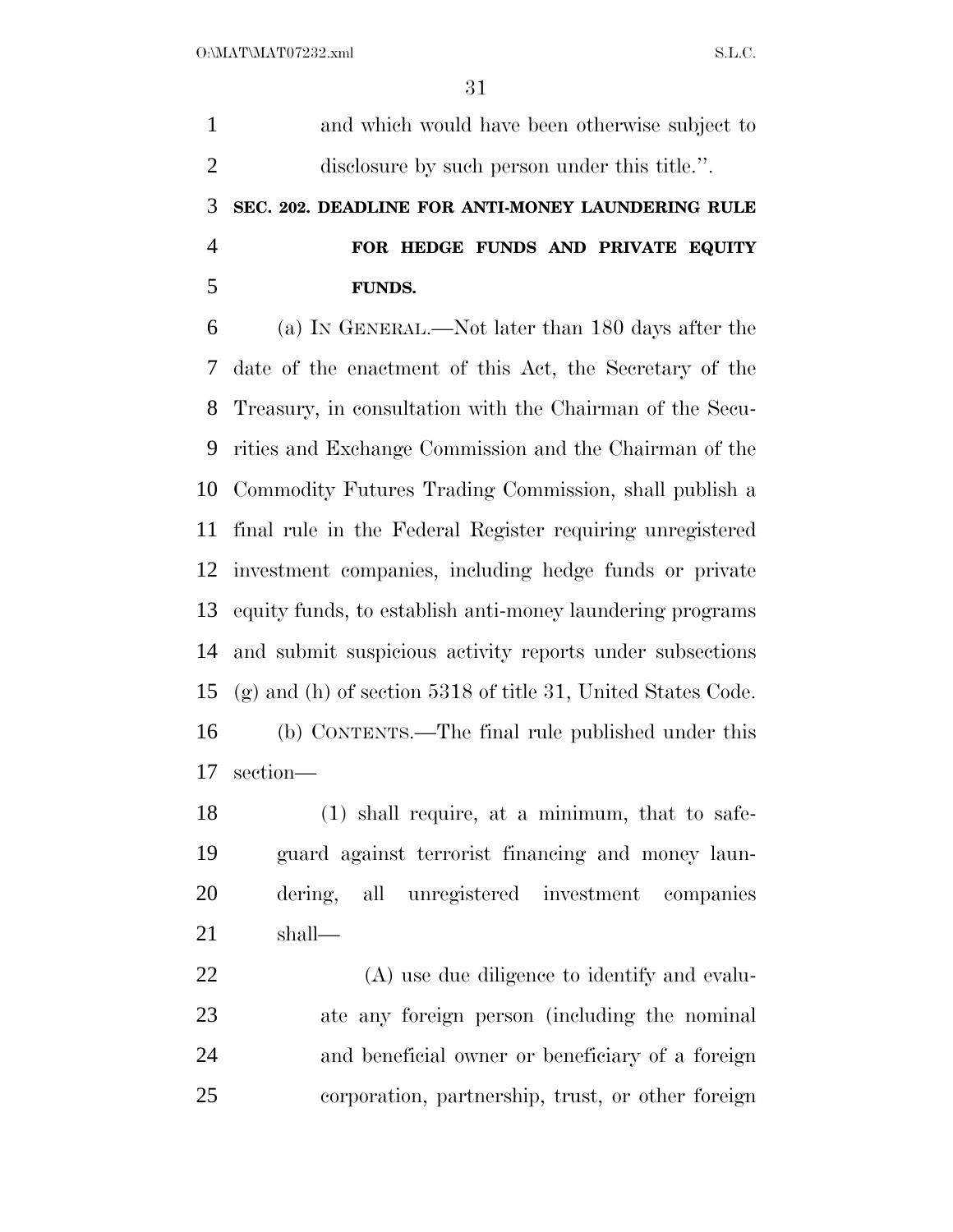and which would have been otherwise subject to disclosure by such person under this title.''.

### SEC. 202. DEADLINE FOR ANTI-MONEY LAUNDERING RULE FOR HEDGE FUNDS AND PRIVATE EQUITY FUNDS.

(a) IN GENERAL.—Not later than 180 days after the date of the enactment of this Act, the Secretary of the Treasury, in consultation with the Chairman of the Securities and Exchange Commission and the Chairman of the Commodity Futures Trading Commission, shall publish a final rule in the Federal Register requiring unregistered investment companies, including hedge funds or private equity funds, to establish anti-money laundering programs and submit suspicious activity reports under subsections (g) and (h) of section 5318 of title 31, United States Code.

(b) CONTENTS.—The final rule published under this section—

(1) shall require, at a minimum, that to safeguard against terrorist financing and money laundering, all unregistered investment companies shall—

(A) use due diligence to identify and evaluate any foreign person (including the nominal and beneficial owner or beneficiary of a foreign corporation, partnership, trust, or other foreign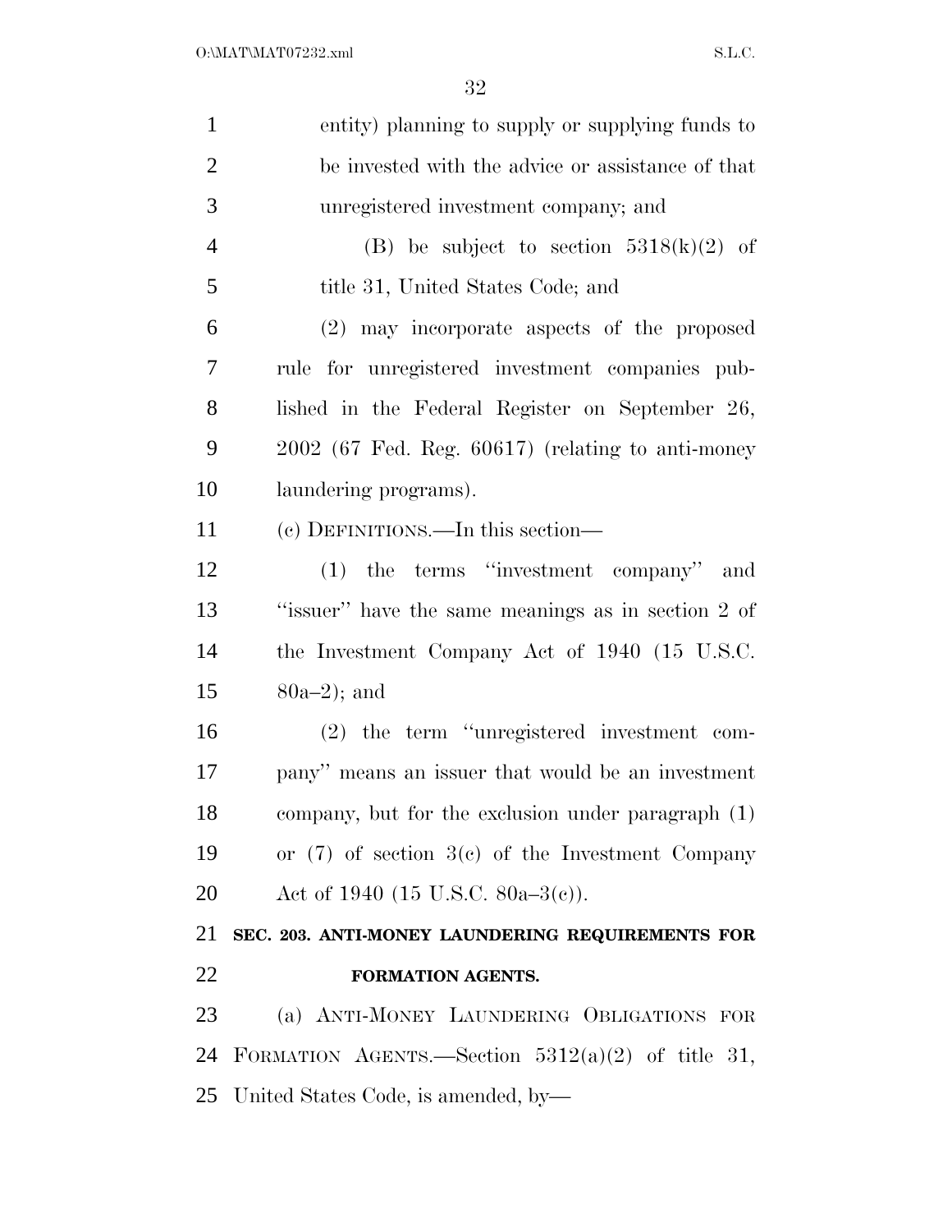entity) planning to supply or supplying funds to be invested with the advice or assistance of that unregistered investment company; and

(B) be subject to section 5318(k)(2) of title 31, United States Code; and

(2) may incorporate aspects of the proposed rule for unregistered investment companies published in the Federal Register on September 26, 2002 (67 Fed. Reg. 60617) (relating to anti-money laundering programs).

(c) DEFINITIONS.—In this section—

(1) the terms ''investment company'' and ''issuer'' have the same meanings as in section 2 of the Investment Company Act of 1940 (15 U.S.C. 80a–2); and

(2) the term ''unregistered investment company'' means an issuer that would be an investment company, but for the exclusion under paragraph (1) or (7) of section 3(c) of the Investment Company Act of 1940 (15 U.S.C. 80a–3(c)).

**SEC. 203. ANTI-MONEY LAUNDERING REQUIREMENTS FOR FORMATION AGENTS.**

(a) ANTI-MONEY LAUNDERING OBLIGATIONS FOR FORMATION AGENTS.—Section 5312(a)(2) of title 31, United States Code, is amended, by—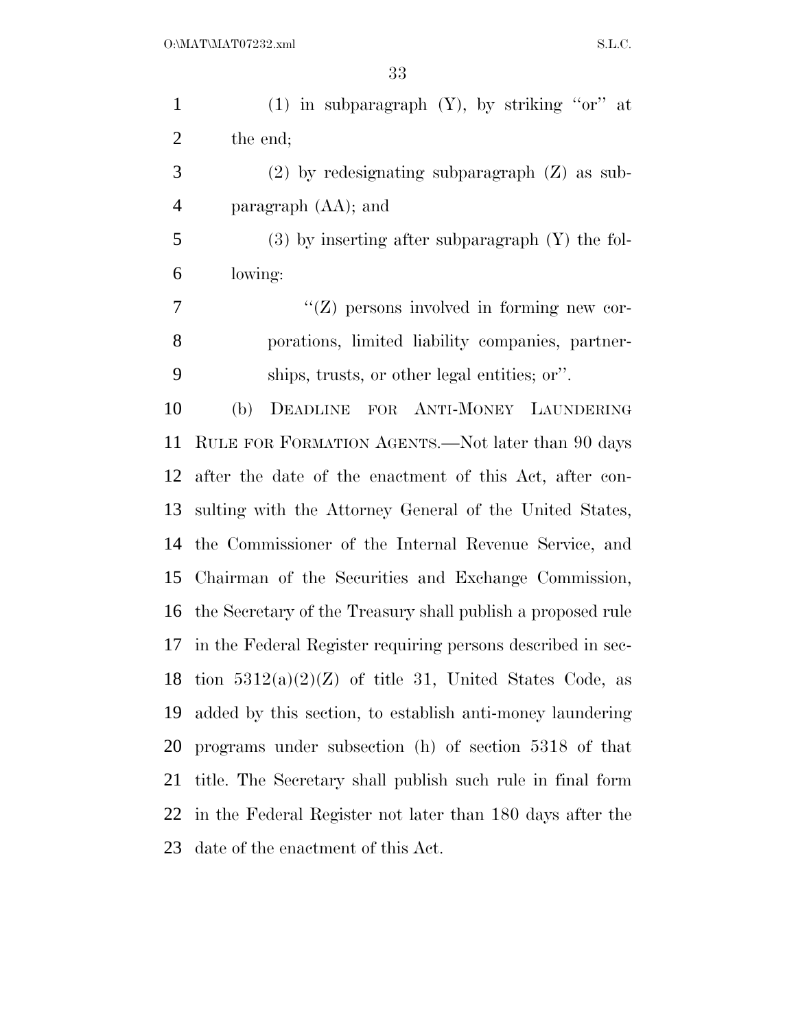(1) in subparagraph (Y), by striking "or" at the end;

(2) by redesignating subparagraph (Z) as subparagraph (AA); and

(3) by inserting after subparagraph (Y) the following:

"(Z) persons involved in forming new corporations, limited liability companies, partnerships, trusts, or other legal entities; or".

(b) DEADLINE FOR ANTI-MONEY LAUNDERING RULE FOR FORMATION AGENTS.—Not later than 90 days after the date of the enactment of this Act, after consulting with the Attorney General of the United States, the Commissioner of the Internal Revenue Service, and Chairman of the Securities and Exchange Commission, the Secretary of the Treasury shall publish a proposed rule in the Federal Register requiring persons described in section 5312(a)(2)(Z) of title 31, United States Code, as added by this section, to establish anti-money laundering programs under subsection (h) of section 5318 of that title. The Secretary shall publish such rule in final form in the Federal Register not later than 180 days after the date of the enactment of this Act.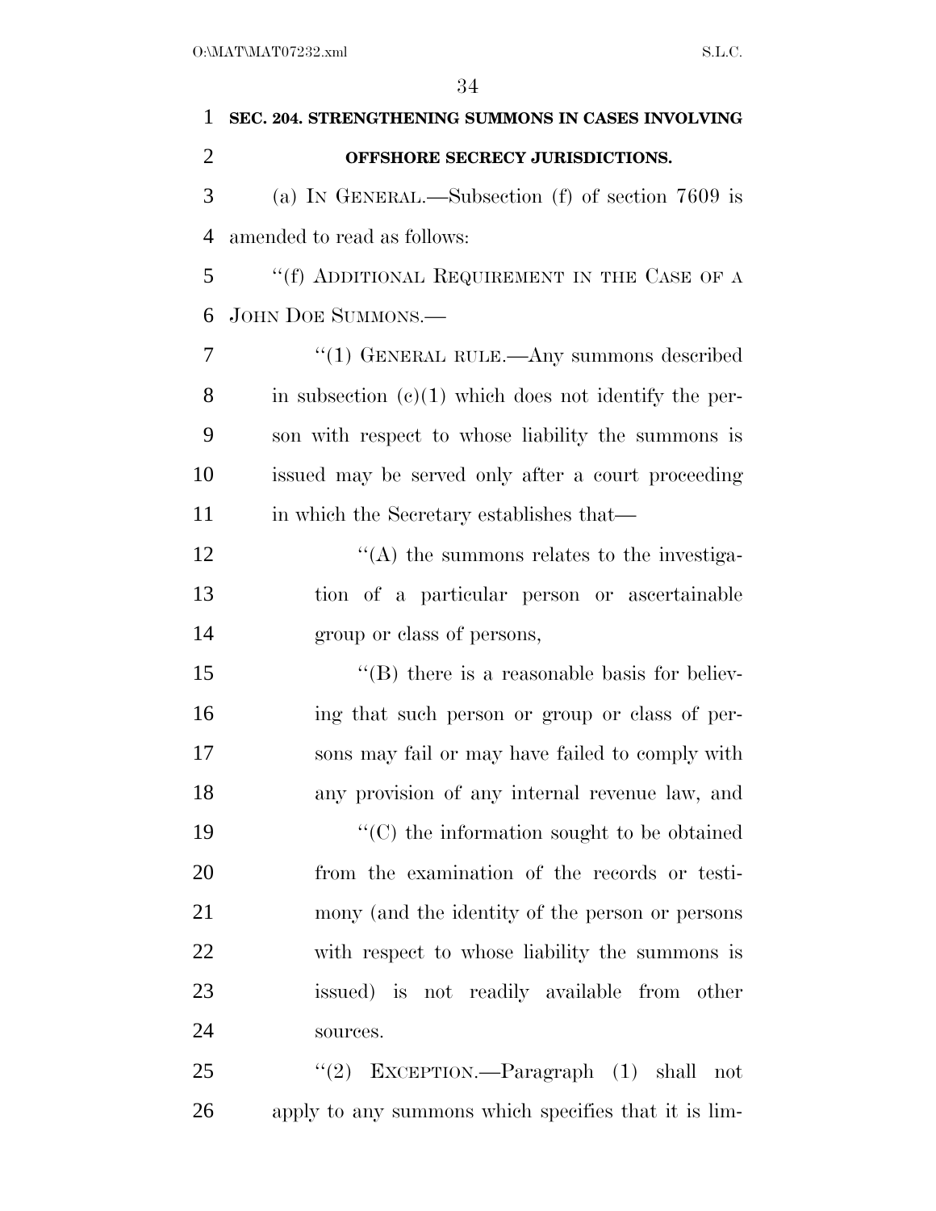**SEC. 204. STRENGTHENING SUMMONS IN CASES INVOLVING OFFSHORE SECRECY JURISDICTIONS.**

(a) IN GENERAL.—Subsection (f) of section 7609 is amended to read as follows:

"(f) ADDITIONAL REQUIREMENT IN THE CASE OF A JOHN DOE SUMMONS.—

"(1) GENERAL RULE.—Any summons described in subsection (c)(1) which does not identify the person with respect to whose liability the summons is issued may be served only after a court proceeding in which the Secretary establishes that—

"(A) the summons relates to the investigation of a particular person or ascertainable group or class of persons,

"(B) there is a reasonable basis for believing that such person or group or class of persons may fail or may have failed to comply with any provision of any internal revenue law, and

"(C) the information sought to be obtained from the examination of the records or testimony (and the identity of the person or persons with respect to whose liability the summons is issued) is not readily available from other sources.

"(2) EXCEPTION.—Paragraph (1) shall not apply to any summons which specifies that it is lim-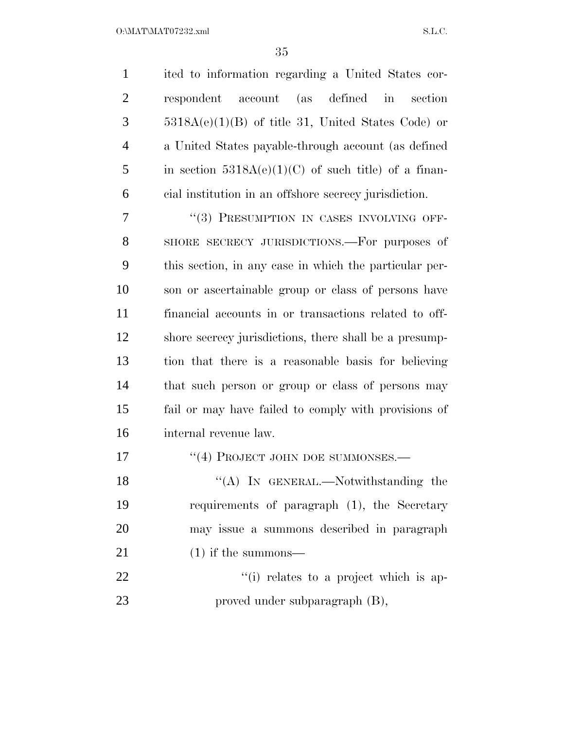ited to information regarding a United States correspondent account (as defined in section 5318A(e)(1)(B) of title 31, United States Code) or a United States payable-through account (as defined in section 5318A(e)(1)(C) of such title) of a financial institution in an offshore secrecy jurisdiction.

"(3) PRESUMPTION IN CASES INVOLVING OFFSHORE SECRECY JURISDICTIONS.—For purposes of this section, in any case in which the particular person or ascertainable group or class of persons have financial accounts in or transactions related to offshore secrecy jurisdictions, there shall be a presumption that there is a reasonable basis for believing that such person or group or class of persons may fail or may have failed to comply with provisions of internal revenue law.

"(4) PROJECT JOHN DOE SUMMONSES.—

"(A) IN GENERAL.—Notwithstanding the requirements of paragraph (1), the Secretary may issue a summons described in paragraph (1) if the summons—

"(i) relates to a project which is approved under subparagraph (B),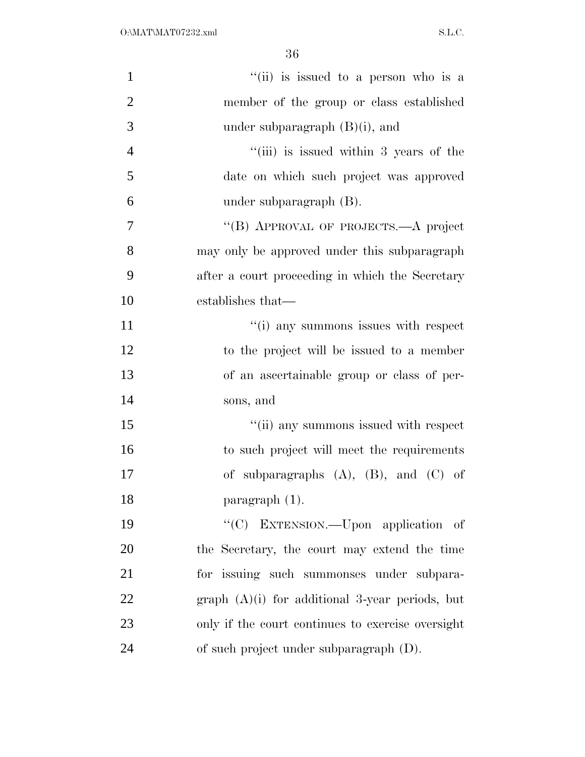"(ii) is issued to a person who is a member of the group or class established under subparagraph (B)(i), and

"(iii) is issued within 3 years of the date on which such project was approved under subparagraph (B).

"(B) APPROVAL OF PROJECTS.—A project may only be approved under this subparagraph after a court proceeding in which the Secretary establishes that—

"(i) any summons issues with respect to the project will be issued to a member of an ascertainable group or class of persons, and

"(ii) any summons issued with respect to such project will meet the requirements of subparagraphs (A), (B), and (C) of paragraph (1).

"(C) EXTENSION.—Upon application of the Secretary, the court may extend the time for issuing such summonses under subparagraph (A)(i) for additional 3-year periods, but only if the court continues to exercise oversight of such project under subparagraph (D).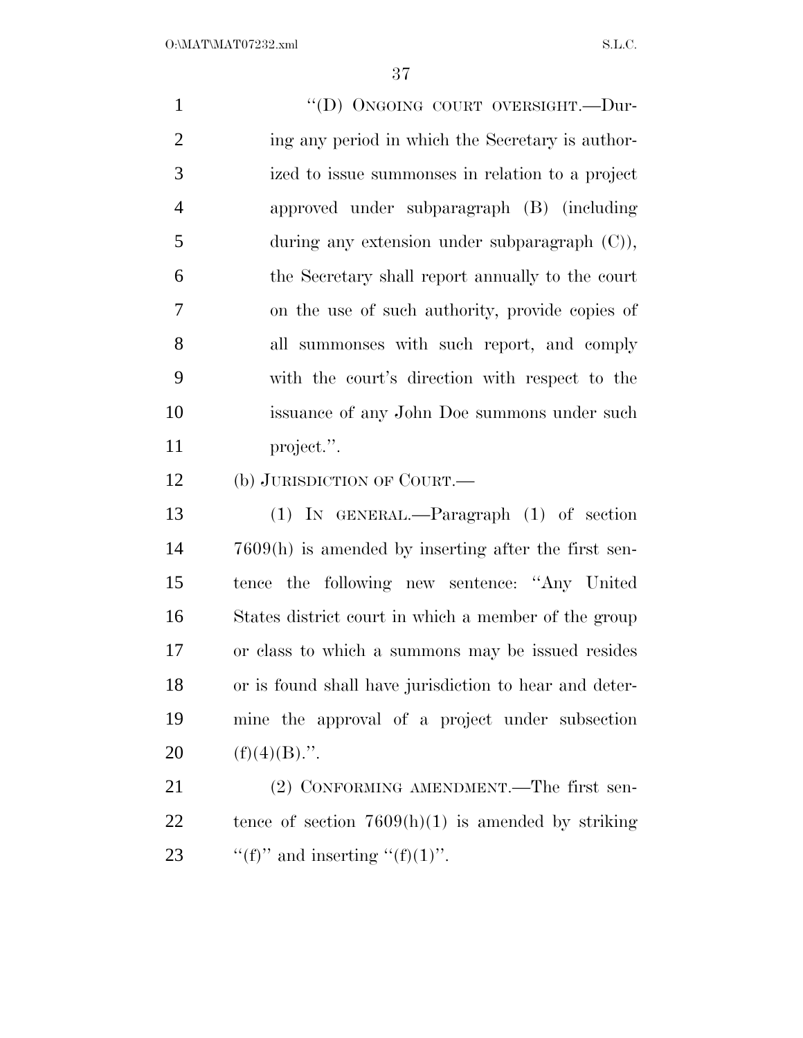"(D) ONGOING COURT OVERSIGHT.—During any period in which the Secretary is authorized to issue summonses in relation to a project approved under subparagraph (B) (including during any extension under subparagraph (C)), the Secretary shall report annually to the court on the use of such authority, provide copies of all summonses with such report, and comply with the court's direction with respect to the issuance of any John Doe summons under such project.".

(b) JURISDICTION OF COURT.—

(1) IN GENERAL.—Paragraph (1) of section 7609(h) is amended by inserting after the first sentence the following new sentence: "Any United States district court in which a member of the group or class to which a summons may be issued resides or is found shall have jurisdiction to hear and determine the approval of a project under subsection (f)(4)(B).".

(2) CONFORMING AMENDMENT.—The first sentence of section 7609(h)(1) is amended by striking "(f)" and inserting "(f)(1)".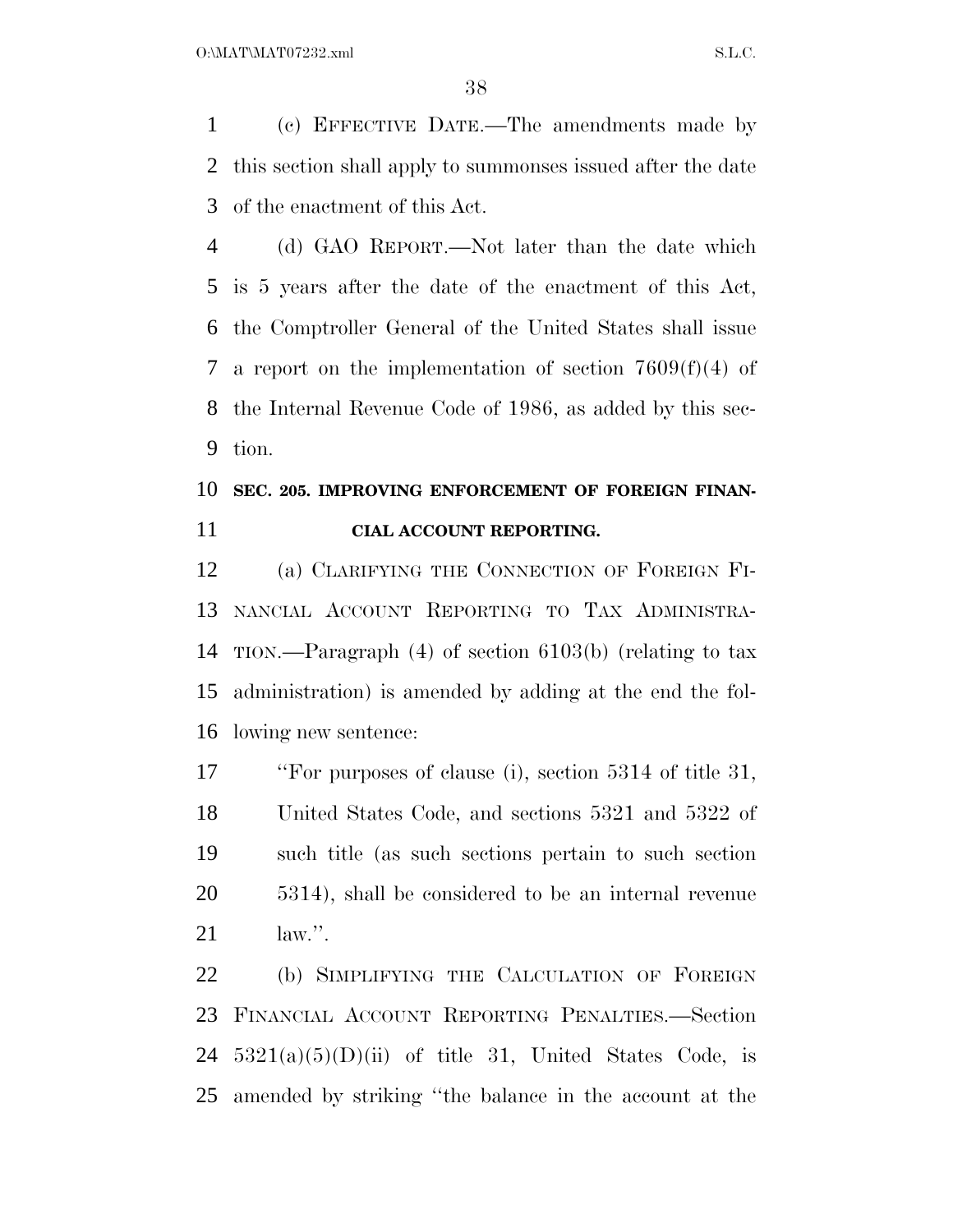(c) EFFECTIVE DATE.—The amendments made by this section shall apply to summonses issued after the date of the enactment of this Act.

(d) GAO REPORT.—Not later than the date which is 5 years after the date of the enactment of this Act, the Comptroller General of the United States shall issue a report on the implementation of section 7609(f)(4) of the Internal Revenue Code of 1986, as added by this section.

**SEC. 205. IMPROVING ENFORCEMENT OF FOREIGN FINANCIAL ACCOUNT REPORTING.**

(a) CLARIFYING THE CONNECTION OF FOREIGN FINANCIAL ACCOUNT REPORTING TO TAX ADMINISTRATION.—Paragraph (4) of section 6103(b) (relating to tax administration) is amended by adding at the end the following new sentence:

> ''For purposes of clause (i), section 5314 of title 31, United States Code, and sections 5321 and 5322 of such title (as such sections pertain to such section 5314), shall be considered to be an internal revenue law.''.

(b) SIMPLIFYING THE CALCULATION OF FOREIGN FINANCIAL ACCOUNT REPORTING PENALTIES.—Section 5321(a)(5)(D)(ii) of title 31, United States Code, is amended by striking ''the balance in the account at the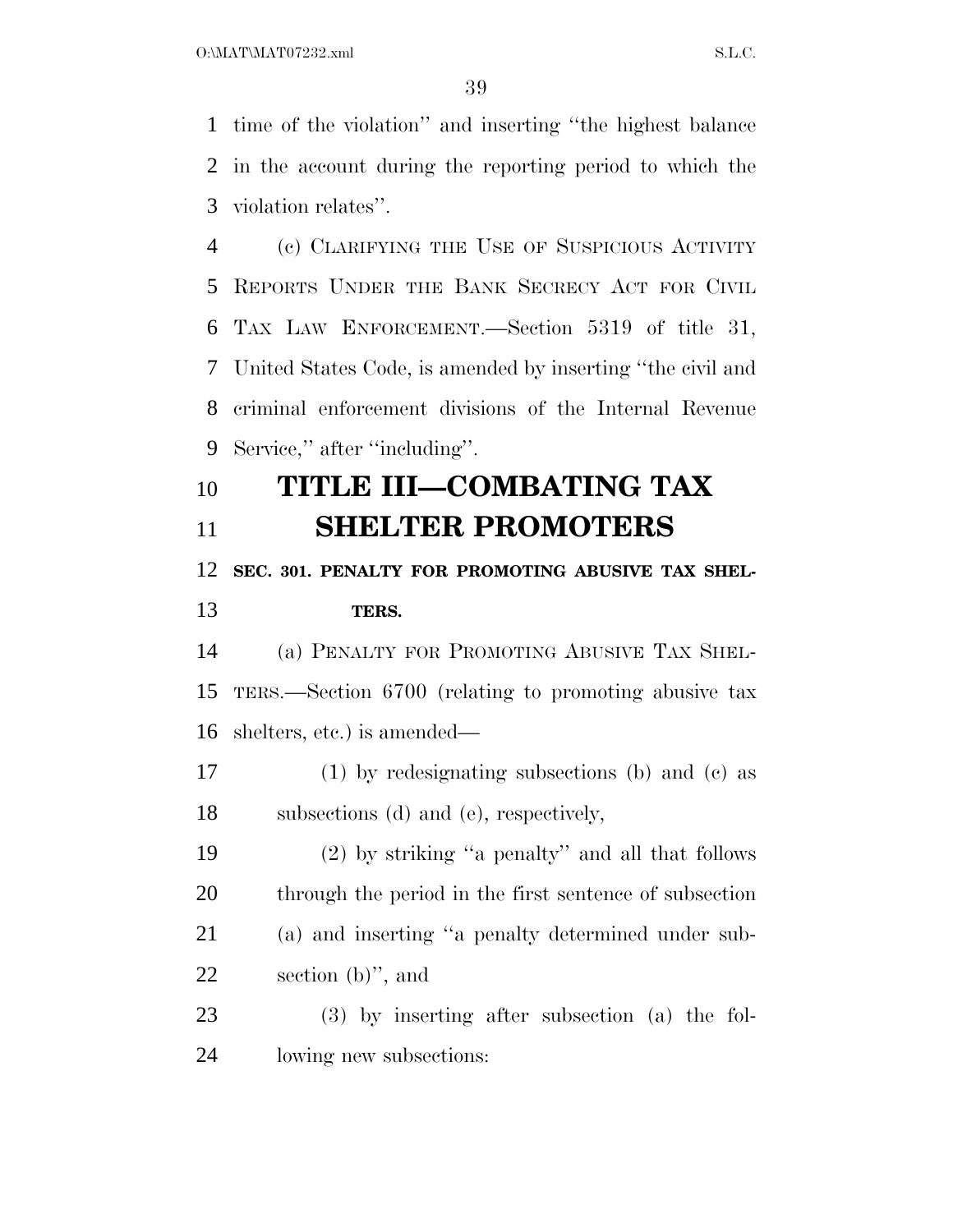time of the violation'' and inserting ''the highest balance in the account during the reporting period to which the violation relates''.

(c) CLARIFYING THE USE OF SUSPICIOUS ACTIVITY REPORTS UNDER THE BANK SECRECY ACT FOR CIVIL TAX LAW ENFORCEMENT.—Section 5319 of title 31, United States Code, is amended by inserting ''the civil and criminal enforcement divisions of the Internal Revenue Service,'' after ''including''.

# TITLE III—COMBATING TAX SHELTER PROMOTERS

## SEC. 301. PENALTY FOR PROMOTING ABUSIVE TAX SHELTERS.

(a) PENALTY FOR PROMOTING ABUSIVE TAX SHELTERS.—Section 6700 (relating to promoting abusive tax shelters, etc.) is amended—

(1) by redesignating subsections (b) and (c) as subsections (d) and (e), respectively,

(2) by striking ''a penalty'' and all that follows through the period in the first sentence of subsection (a) and inserting ''a penalty determined under subsection (b)'', and

(3) by inserting after subsection (a) the following new subsections: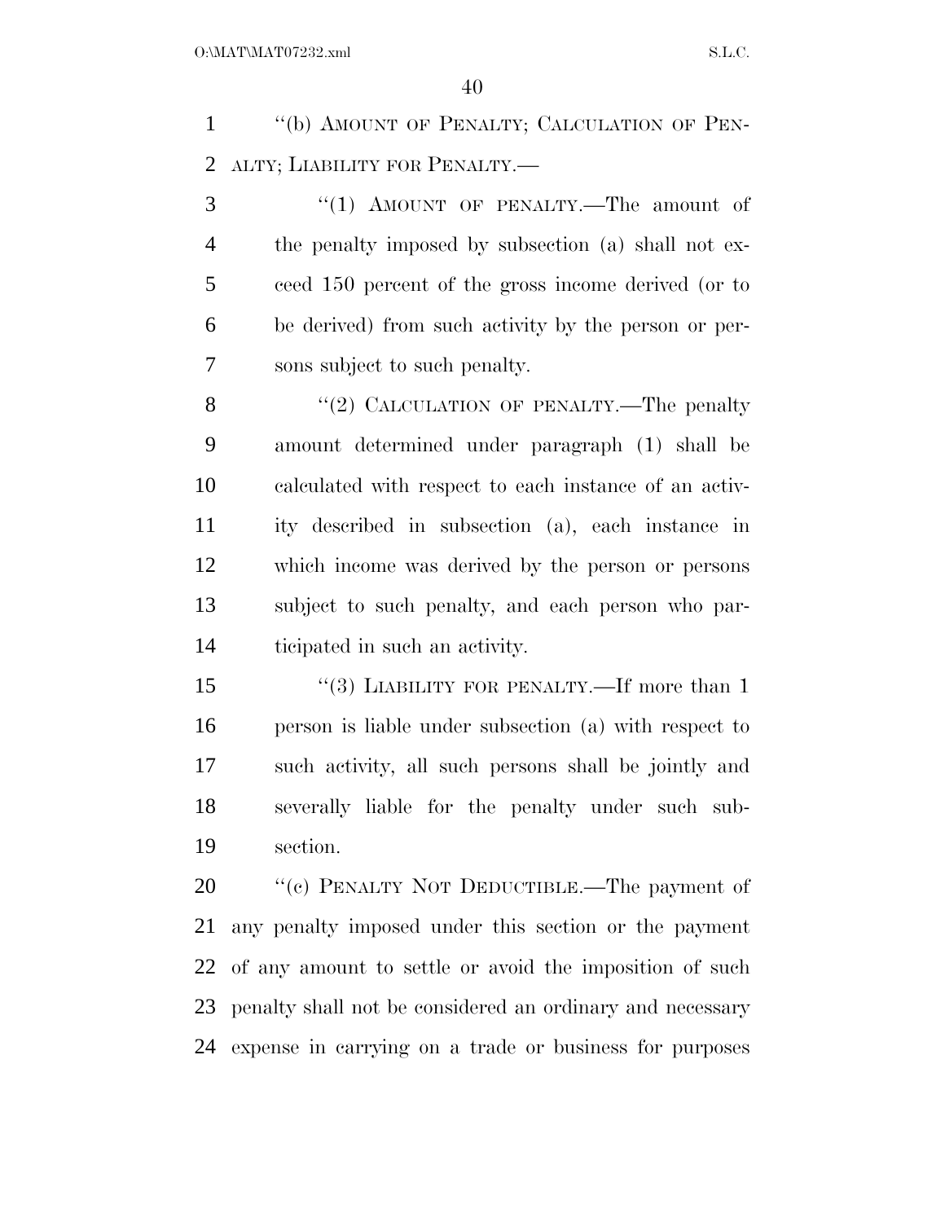"(b) AMOUNT OF PENALTY; CALCULATION OF PENALTY; LIABILITY FOR PENALTY.—

"(1) AMOUNT OF PENALTY.—The amount of the penalty imposed by subsection (a) shall not exceed 150 percent of the gross income derived (or to be derived) from such activity by the person or persons subject to such penalty.

"(2) CALCULATION OF PENALTY.—The penalty amount determined under paragraph (1) shall be calculated with respect to each instance of an activity described in subsection (a), each instance in which income was derived by the person or persons subject to such penalty, and each person who participated in such an activity.

"(3) LIABILITY FOR PENALTY.—If more than 1 person is liable under subsection (a) with respect to such activity, all such persons shall be jointly and severally liable for the penalty under such subsection.

"(c) PENALTY NOT DEDUCTIBLE.—The payment of any penalty imposed under this section or the payment of any amount to settle or avoid the imposition of such penalty shall not be considered an ordinary and necessary expense in carrying on a trade or business for purposes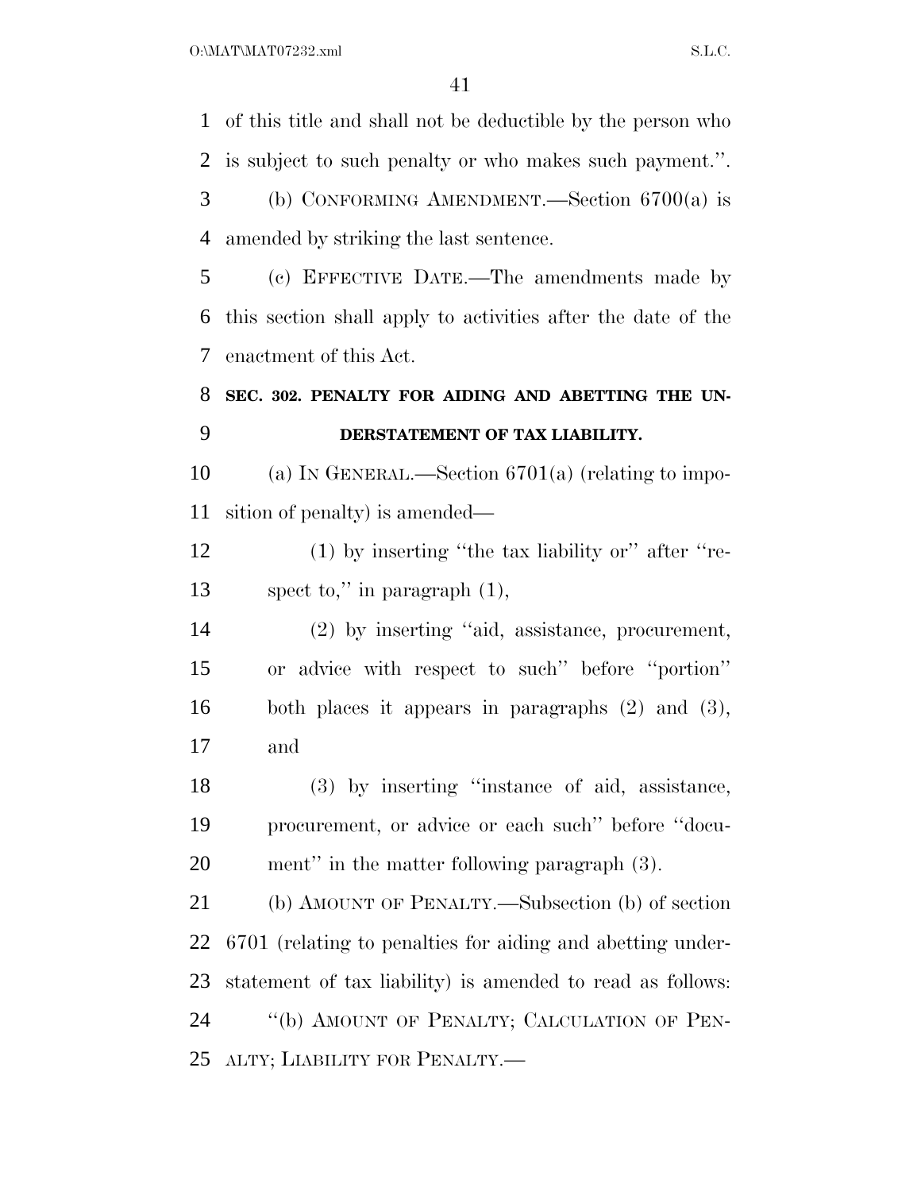of this title and shall not be deductible by the person who is subject to such penalty or who makes such payment.''.

(b) CONFORMING AMENDMENT.—Section 6700(a) is amended by striking the last sentence.

(c) EFFECTIVE DATE.—The amendments made by this section shall apply to activities after the date of the enactment of this Act.

### SEC. 302. PENALTY FOR AIDING AND ABETTING THE UNDERSTATEMENT OF TAX LIABILITY.

(a) IN GENERAL.—Section 6701(a) (relating to imposition of penalty) is amended—

(1) by inserting ''the tax liability or'' after ''respect to,'' in paragraph (1),

(2) by inserting ''aid, assistance, procurement, or advice with respect to such'' before ''portion'' both places it appears in paragraphs (2) and (3), and

(3) by inserting ''instance of aid, assistance, procurement, or advice or each such'' before ''document'' in the matter following paragraph (3).

(b) AMOUNT OF PENALTY.—Subsection (b) of section 6701 (relating to penalties for aiding and abetting understatement of tax liability) is amended to read as follows:

''(b) AMOUNT OF PENALTY; CALCULATION OF PENALTY; LIABILITY FOR PENALTY.—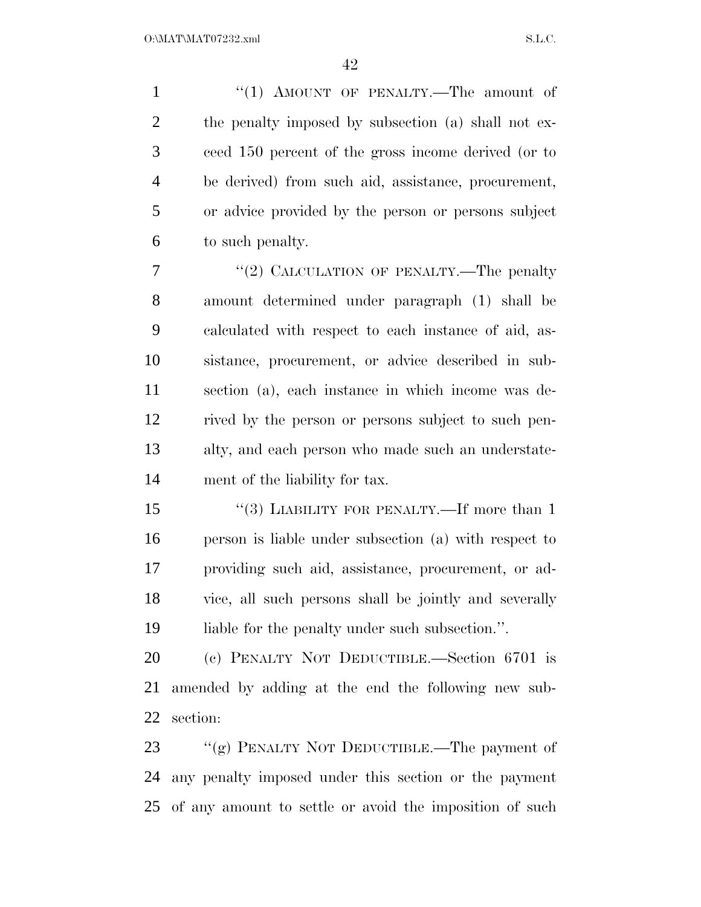"(1) AMOUNT OF PENALTY.—The amount of the penalty imposed by subsection (a) shall not exceed 150 percent of the gross income derived (or to be derived) from such aid, assistance, procurement, or advice provided by the person or persons subject to such penalty.

"(2) CALCULATION OF PENALTY.—The penalty amount determined under paragraph (1) shall be calculated with respect to each instance of aid, assistance, procurement, or advice described in subsection (a), each instance in which income was derived by the person or persons subject to such penalty, and each person who made such an understatement of the liability for tax.

"(3) LIABILITY FOR PENALTY.—If more than 1 person is liable under subsection (a) with respect to providing such aid, assistance, procurement, or advice, all such persons shall be jointly and severally liable for the penalty under such subsection.".

(c) PENALTY NOT DEDUCTIBLE.—Section 6701 is amended by adding at the end the following new subsection:

"(g) PENALTY NOT DEDUCTIBLE.—The payment of any penalty imposed under this section or the payment of any amount to settle or avoid the imposition of such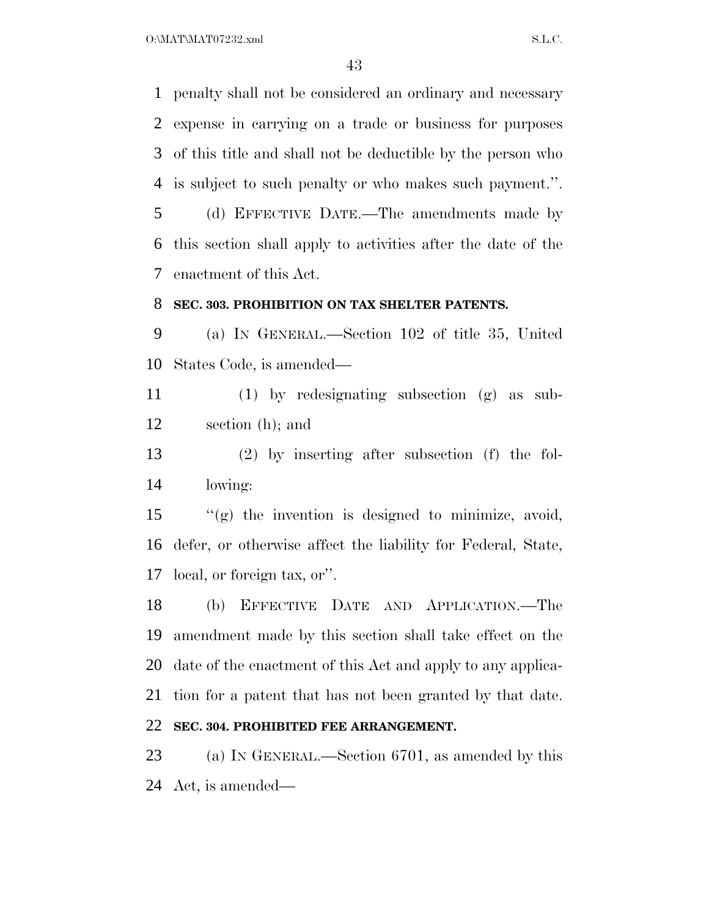penalty shall not be considered an ordinary and necessary expense in carrying on a trade or business for purposes of this title and shall not be deductible by the person who is subject to such penalty or who makes such payment.''.

(d) EFFECTIVE DATE.—The amendments made by this section shall apply to activities after the date of the enactment of this Act.

**SEC. 303. PROHIBITION ON TAX SHELTER PATENTS.**

(a) IN GENERAL.—Section 102 of title 35, United States Code, is amended—

(1) by redesignating subsection (g) as subsection (h); and

(2) by inserting after subsection (f) the following:

''(g) the invention is designed to minimize, avoid, defer, or otherwise affect the liability for Federal, State, local, or foreign tax, or''.

(b) EFFECTIVE DATE AND APPLICATION.—The amendment made by this section shall take effect on the date of the enactment of this Act and apply to any application for a patent that has not been granted by that date.

**SEC. 304. PROHIBITED FEE ARRANGEMENT.**

(a) IN GENERAL.—Section 6701, as amended by this Act, is amended—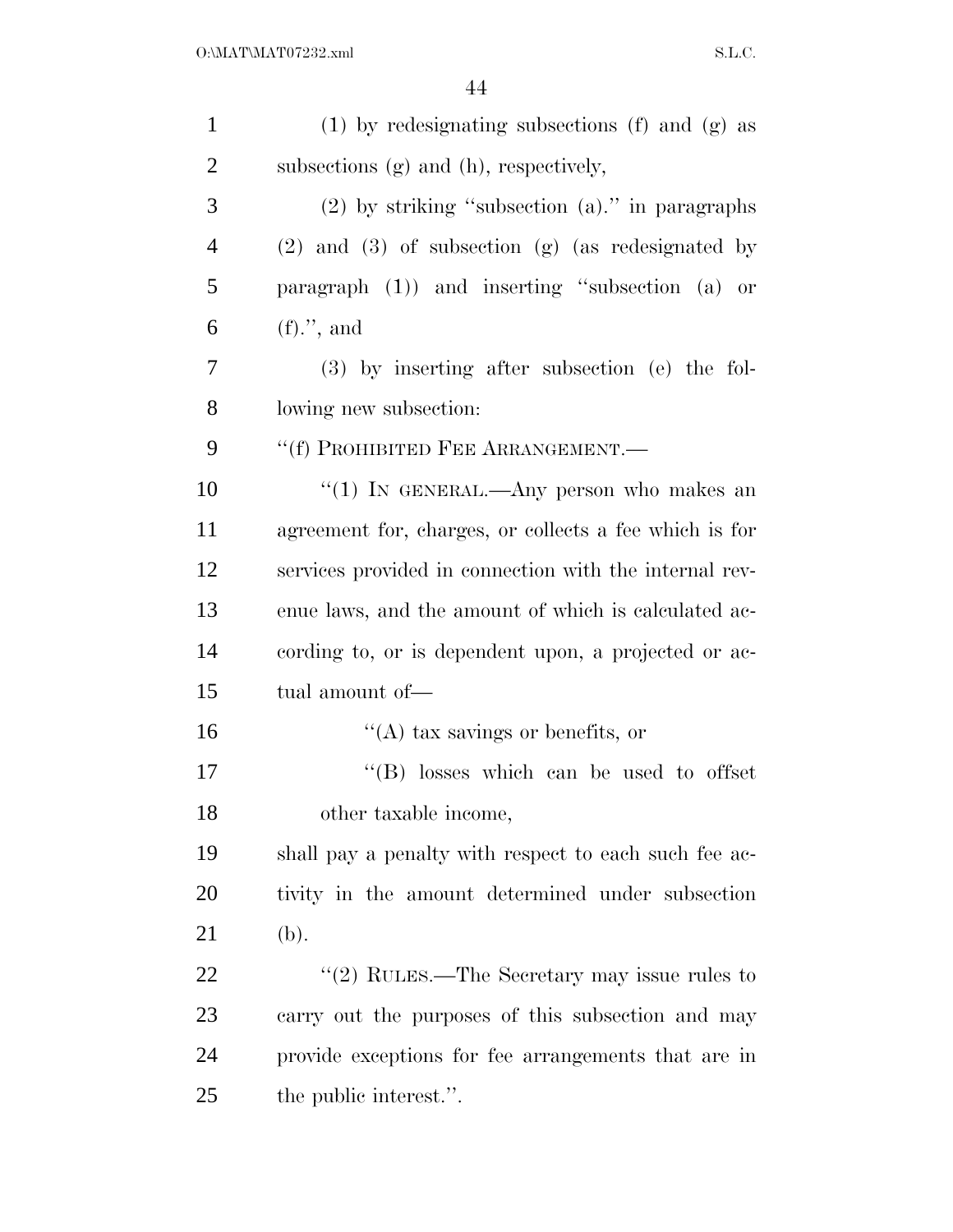(1) by redesignating subsections (f) and (g) as subsections (g) and (h), respectively,

(2) by striking "subsection (a)." in paragraphs (2) and (3) of subsection (g) (as redesignated by paragraph (1)) and inserting "subsection (a) or (f).", and

(3) by inserting after subsection (e) the following new subsection:

"(f) PROHIBITED FEE ARRANGEMENT.—

"(1) IN GENERAL.—Any person who makes an agreement for, charges, or collects a fee which is for services provided in connection with the internal revenue laws, and the amount of which is calculated according to, or is dependent upon, a projected or actual amount of—

"(A) tax savings or benefits, or

"(B) losses which can be used to offset other taxable income,

shall pay a penalty with respect to each such fee activity in the amount determined under subsection (b).

"(2) RULES.—The Secretary may issue rules to carry out the purposes of this subsection and may provide exceptions for fee arrangements that are in the public interest.".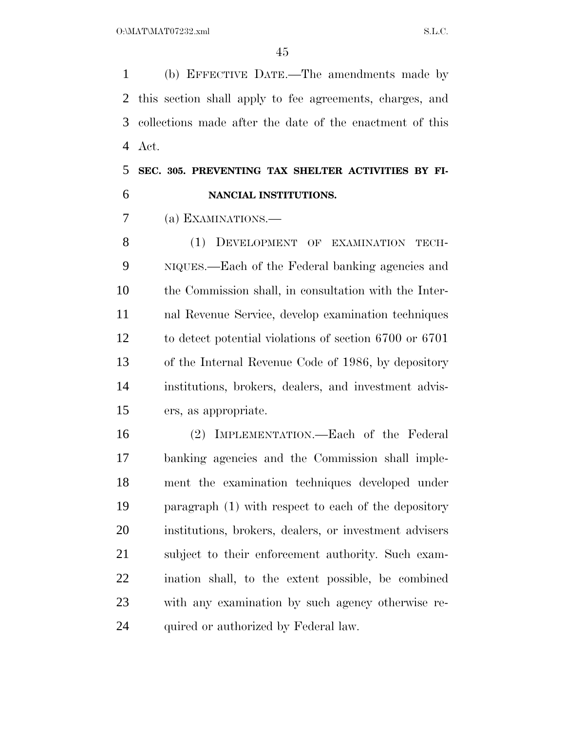(b) EFFECTIVE DATE.—The amendments made by this section shall apply to fee agreements, charges, and collections made after the date of the enactment of this Act.

## SEC. 305. PREVENTING TAX SHELTER ACTIVITIES BY FINANCIAL INSTITUTIONS.

(a) EXAMINATIONS.—

(1) DEVELOPMENT OF EXAMINATION TECHNIQUES.—Each of the Federal banking agencies and the Commission shall, in consultation with the Internal Revenue Service, develop examination techniques to detect potential violations of section 6700 or 6701 of the Internal Revenue Code of 1986, by depository institutions, brokers, dealers, and investment advisers, as appropriate.

(2) IMPLEMENTATION.—Each of the Federal banking agencies and the Commission shall implement the examination techniques developed under paragraph (1) with respect to each of the depository institutions, brokers, dealers, or investment advisers subject to their enforcement authority. Such examination shall, to the extent possible, be combined with any examination by such agency otherwise required or authorized by Federal law.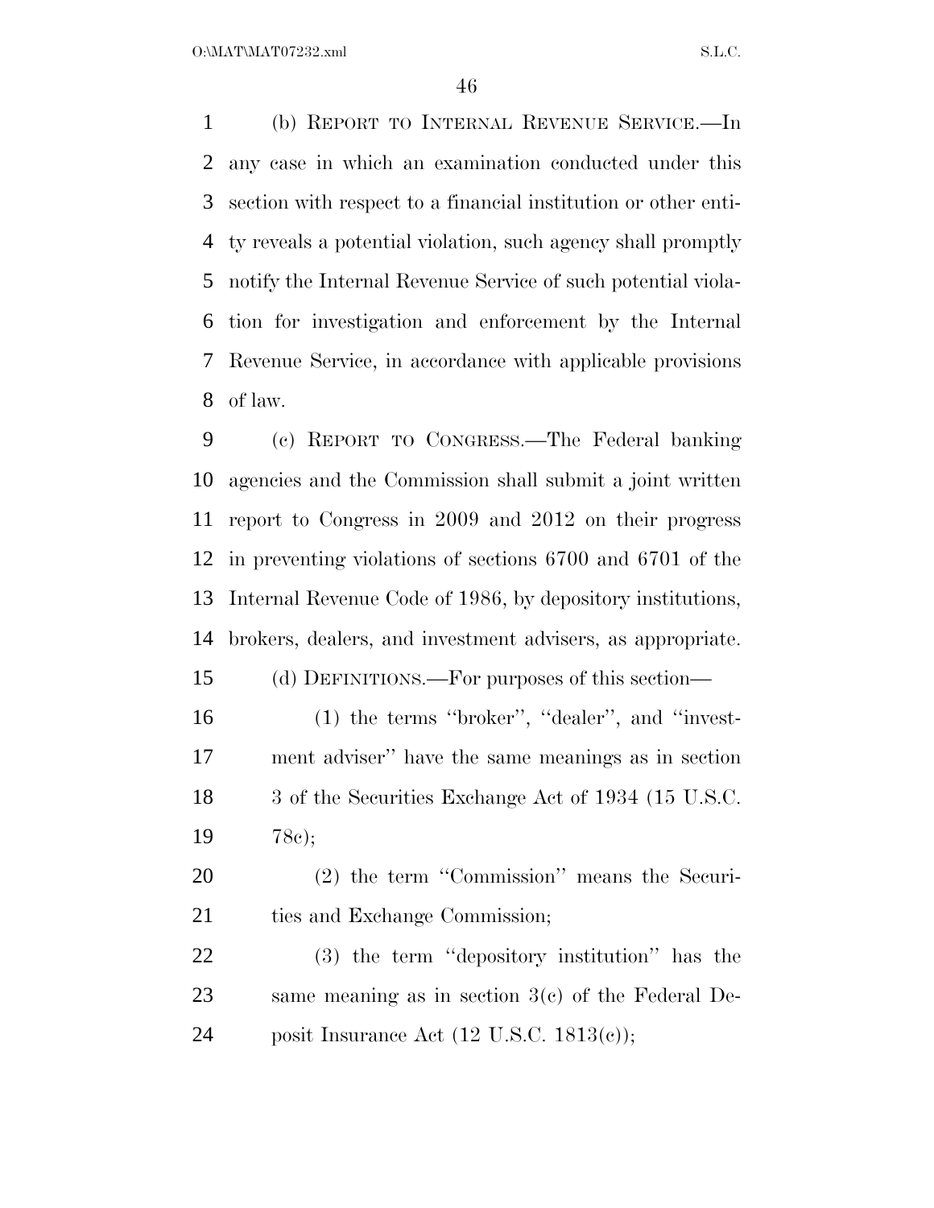(b) REPORT TO INTERNAL REVENUE SERVICE.—In any case in which an examination conducted under this section with respect to a financial institution or other entity reveals a potential violation, such agency shall promptly notify the Internal Revenue Service of such potential violation for investigation and enforcement by the Internal Revenue Service, in accordance with applicable provisions of law.

(c) REPORT TO CONGRESS.—The Federal banking agencies and the Commission shall submit a joint written report to Congress in 2009 and 2012 on their progress in preventing violations of sections 6700 and 6701 of the Internal Revenue Code of 1986, by depository institutions, brokers, dealers, and investment advisers, as appropriate.

(d) DEFINITIONS.—For purposes of this section—

(1) the terms ''broker'', ''dealer'', and ''investment adviser'' have the same meanings as in section 3 of the Securities Exchange Act of 1934 (15 U.S.C. 78c);

(2) the term ''Commission'' means the Securities and Exchange Commission;

(3) the term ''depository institution'' has the same meaning as in section 3(c) of the Federal Deposit Insurance Act (12 U.S.C. 1813(c));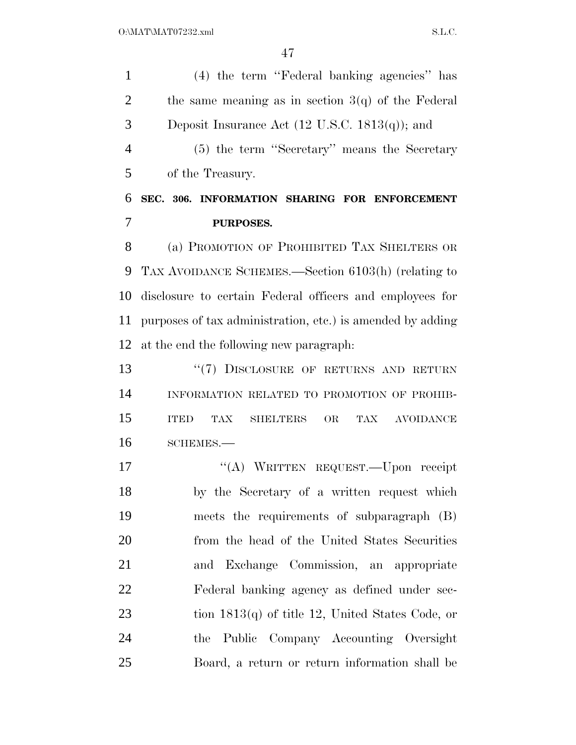(4) the term ''Federal banking agencies'' has the same meaning as in section 3(q) of the Federal Deposit Insurance Act (12 U.S.C. 1813(q)); and

(5) the term ''Secretary'' means the Secretary of the Treasury.

**SEC. 306. INFORMATION SHARING FOR ENFORCEMENT PURPOSES.**

(a) PROMOTION OF PROHIBITED TAX SHELTERS OR TAX AVOIDANCE SCHEMES.—Section 6103(h) (relating to disclosure to certain Federal officers and employees for purposes of tax administration, etc.) is amended by adding at the end the following new paragraph:

''(7) DISCLOSURE OF RETURNS AND RETURN INFORMATION RELATED TO PROMOTION OF PROHIBITED TAX SHELTERS OR TAX AVOIDANCE SCHEMES.—

''(A) WRITTEN REQUEST.—Upon receipt by the Secretary of a written request which meets the requirements of subparagraph (B) from the head of the United States Securities and Exchange Commission, an appropriate Federal banking agency as defined under section 1813(q) of title 12, United States Code, or the Public Company Accounting Oversight Board, a return or return information shall be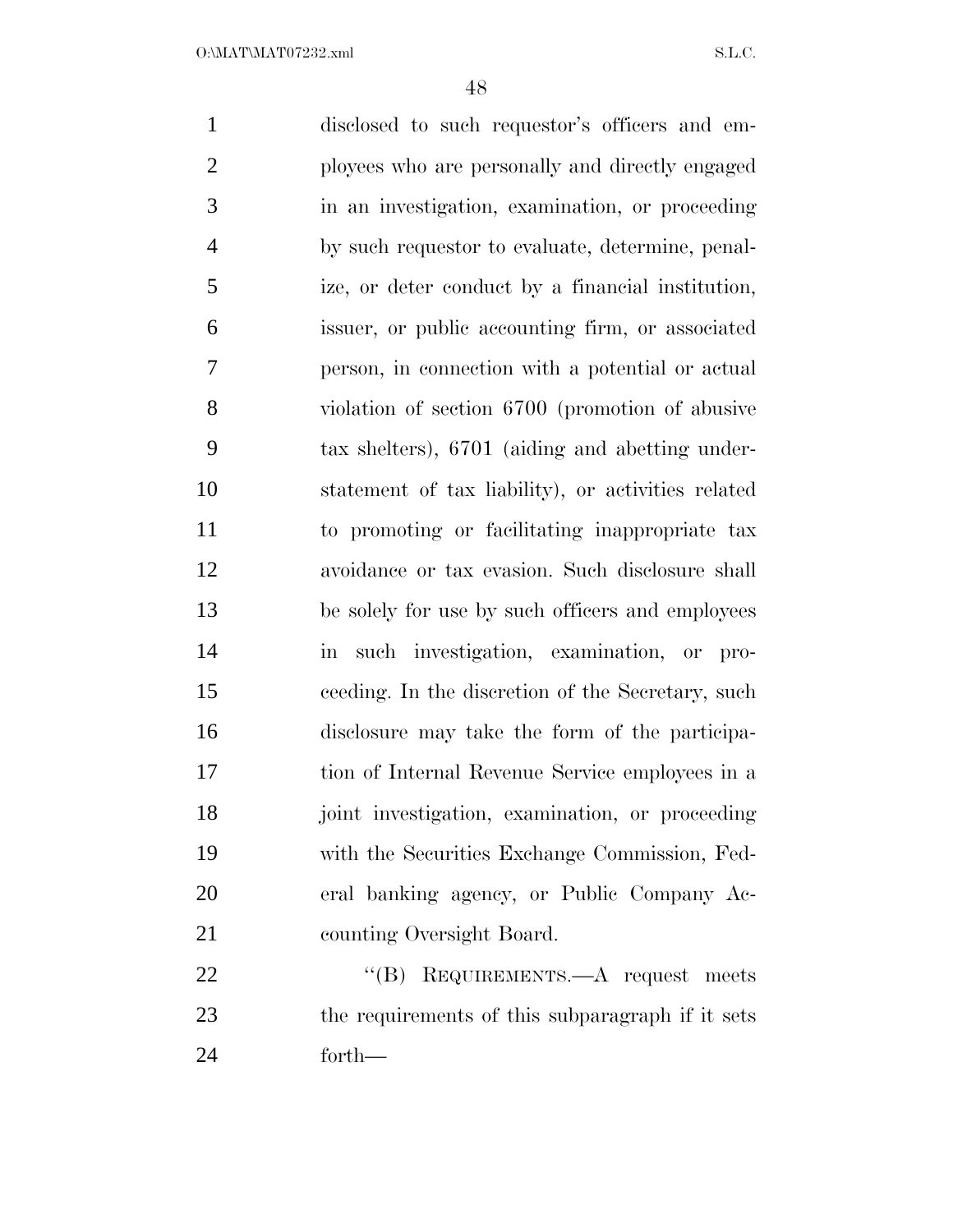disclosed to such requestor's officers and employees who are personally and directly engaged in an investigation, examination, or proceeding by such requestor to evaluate, determine, penalize, or deter conduct by a financial institution, issuer, or public accounting firm, or associated person, in connection with a potential or actual violation of section 6700 (promotion of abusive tax shelters), 6701 (aiding and abetting understatement of tax liability), or activities related to promoting or facilitating inappropriate tax avoidance or tax evasion. Such disclosure shall be solely for use by such officers and employees in such investigation, examination, or proceeding. In the discretion of the Secretary, such disclosure may take the form of the participation of Internal Revenue Service employees in a joint investigation, examination, or proceeding with the Securities Exchange Commission, Federal banking agency, or Public Company Accounting Oversight Board.

"(B) REQUIREMENTS.—A request meets the requirements of this subparagraph if it sets forth—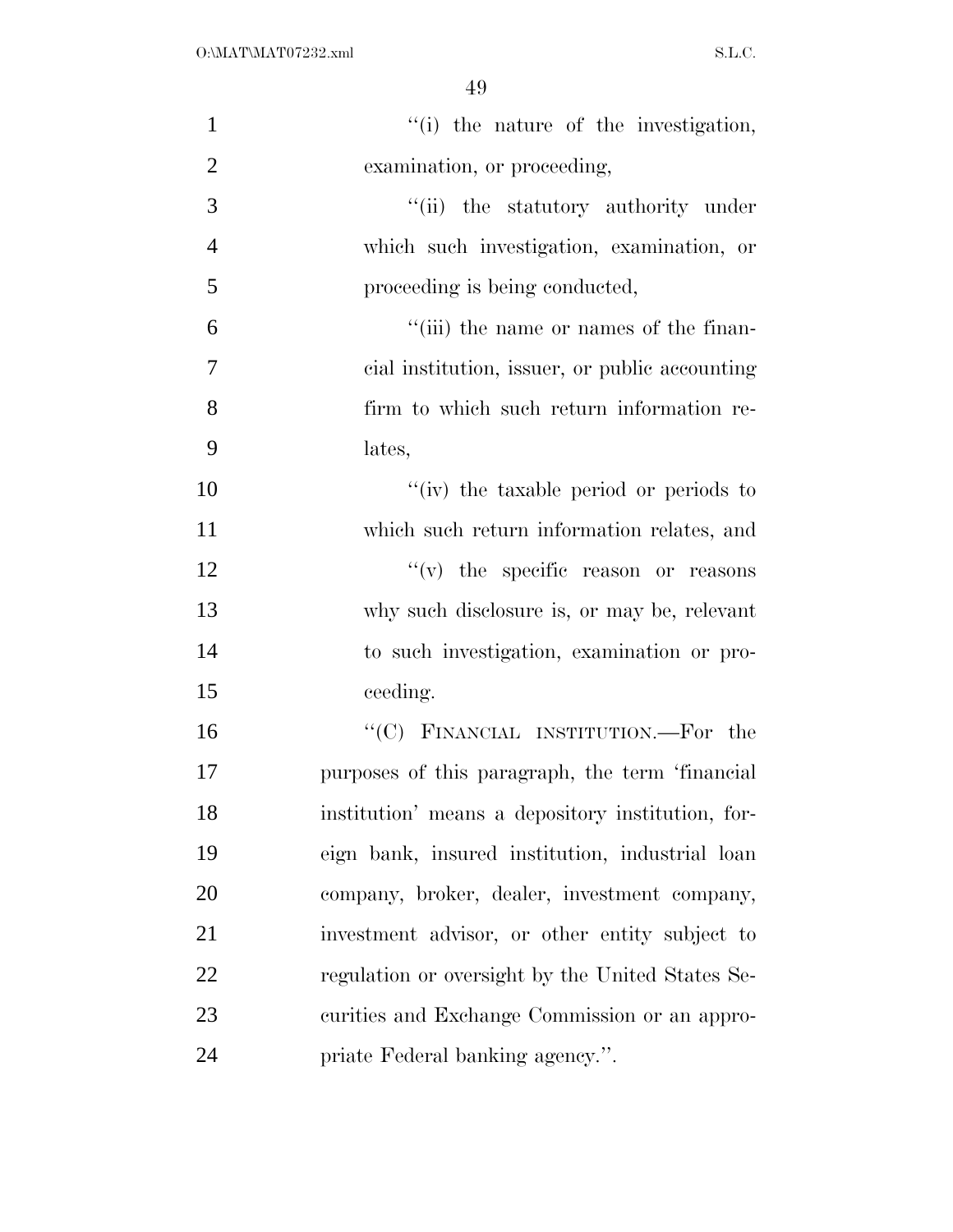''(i) the nature of the investigation, examination, or proceeding,

''(ii) the statutory authority under which such investigation, examination, or proceeding is being conducted,

''(iii) the name or names of the financial institution, issuer, or public accounting firm to which such return information relates,

''(iv) the taxable period or periods to which such return information relates, and

''(v) the specific reason or reasons why such disclosure is, or may be, relevant to such investigation, examination or proceeding.

''(C) FINANCIAL INSTITUTION.—For the purposes of this paragraph, the term 'financial institution' means a depository institution, foreign bank, insured institution, industrial loan company, broker, dealer, investment company, investment advisor, or other entity subject to regulation or oversight by the United States Securities and Exchange Commission or an appropriate Federal banking agency.''.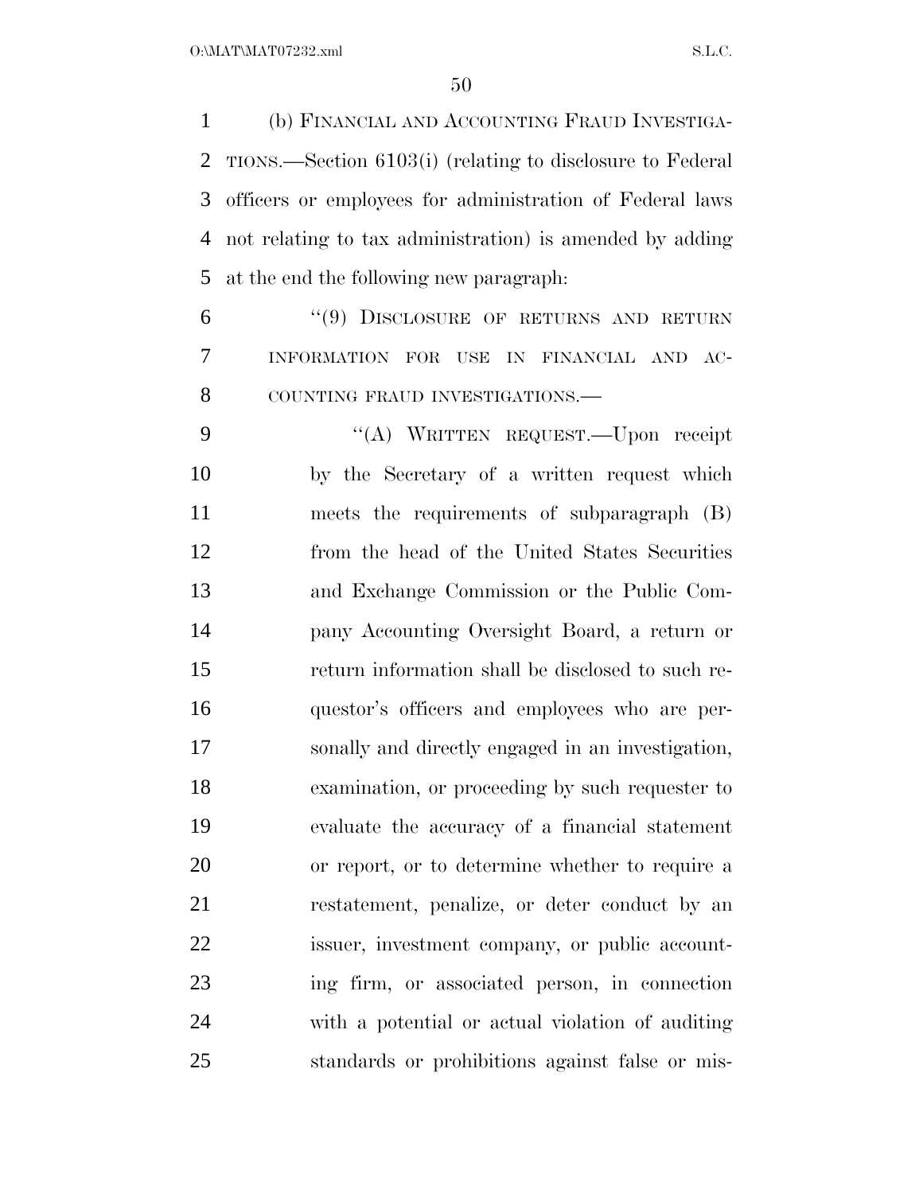(b) FINANCIAL AND ACCOUNTING FRAUD INVESTIGATIONS.—Section 6103(i) (relating to disclosure to Federal officers or employees for administration of Federal laws not relating to tax administration) is amended by adding at the end the following new paragraph:

"(9) DISCLOSURE OF RETURNS AND RETURN INFORMATION FOR USE IN FINANCIAL AND ACCOUNTING FRAUD INVESTIGATIONS.—

"(A) WRITTEN REQUEST.—Upon receipt by the Secretary of a written request which meets the requirements of subparagraph (B) from the head of the United States Securities and Exchange Commission or the Public Company Accounting Oversight Board, a return or return information shall be disclosed to such requestor's officers and employees who are personally and directly engaged in an investigation, examination, or proceeding by such requester to evaluate the accuracy of a financial statement or report, or to determine whether to require a restatement, penalize, or deter conduct by an issuer, investment company, or public accounting firm, or associated person, in connection with a potential or actual violation of auditing standards or prohibitions against false or mis-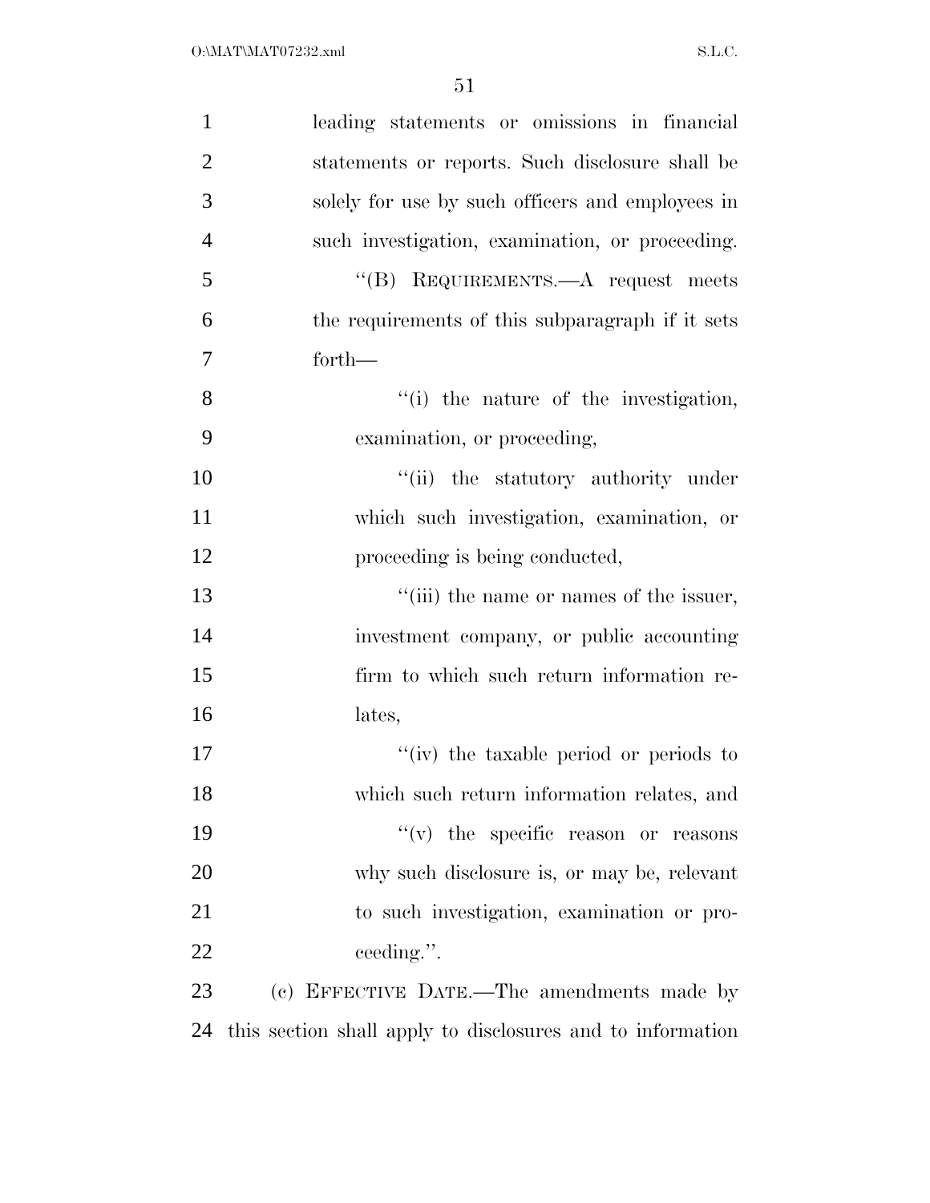leading statements or omissions in financial statements or reports. Such disclosure shall be solely for use by such officers and employees in such investigation, examination, or proceeding.

"(B) REQUIREMENTS.—A request meets the requirements of this subparagraph if it sets forth—

"(i) the nature of the investigation, examination, or proceeding,

"(ii) the statutory authority under which such investigation, examination, or proceeding is being conducted,

"(iii) the name or names of the issuer, investment company, or public accounting firm to which such return information relates,

"(iv) the taxable period or periods to which such return information relates, and

"(v) the specific reason or reasons why such disclosure is, or may be, relevant to such investigation, examination or proceeding.".

(c) EFFECTIVE DATE.—The amendments made by this section shall apply to disclosures and to information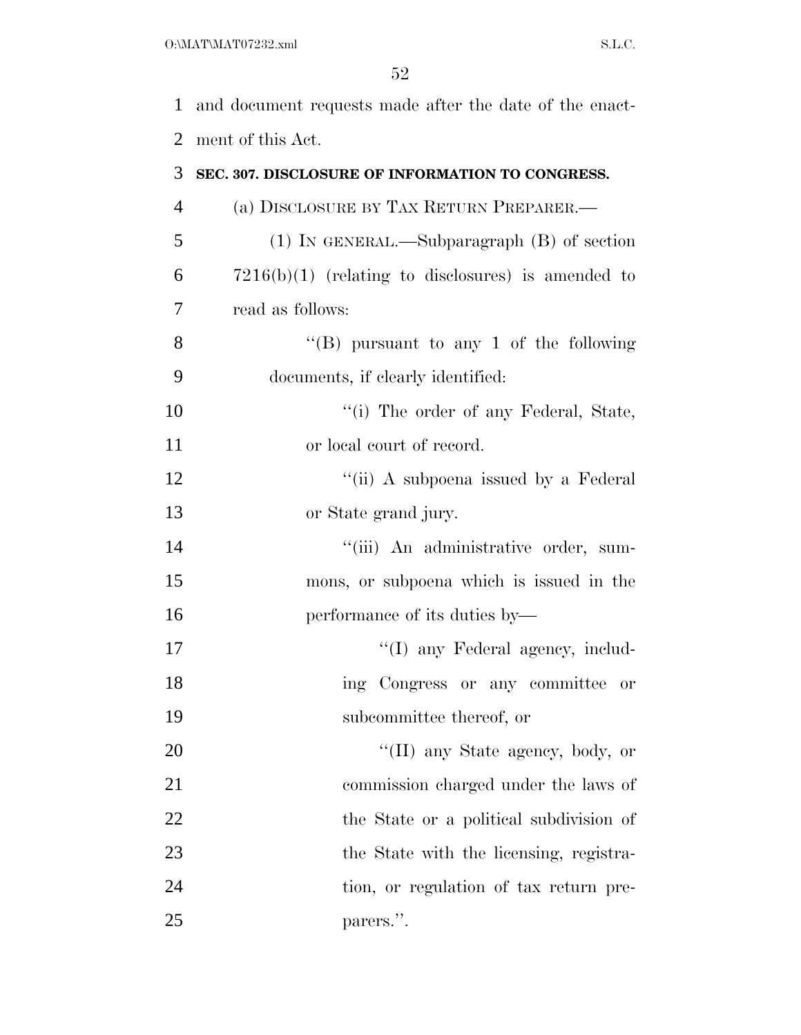and document requests made after the date of the enactment of this Act.

**SEC. 307. DISCLOSURE OF INFORMATION TO CONGRESS.**

(a) DISCLOSURE BY TAX RETURN PREPARER.—

(1) IN GENERAL.—Subparagraph (B) of section 7216(b)(1) (relating to disclosures) is amended to read as follows:

"(B) pursuant to any 1 of the following documents, if clearly identified:

"(i) The order of any Federal, State, or local court of record.

"(ii) A subpoena issued by a Federal or State grand jury.

"(iii) An administrative order, summons, or subpoena which is issued in the performance of its duties by—

"(I) any Federal agency, including Congress or any committee or subcommittee thereof, or

"(II) any State agency, body, or commission charged under the laws of the State or a political subdivision of the State with the licensing, registration, or regulation of tax return preparers.".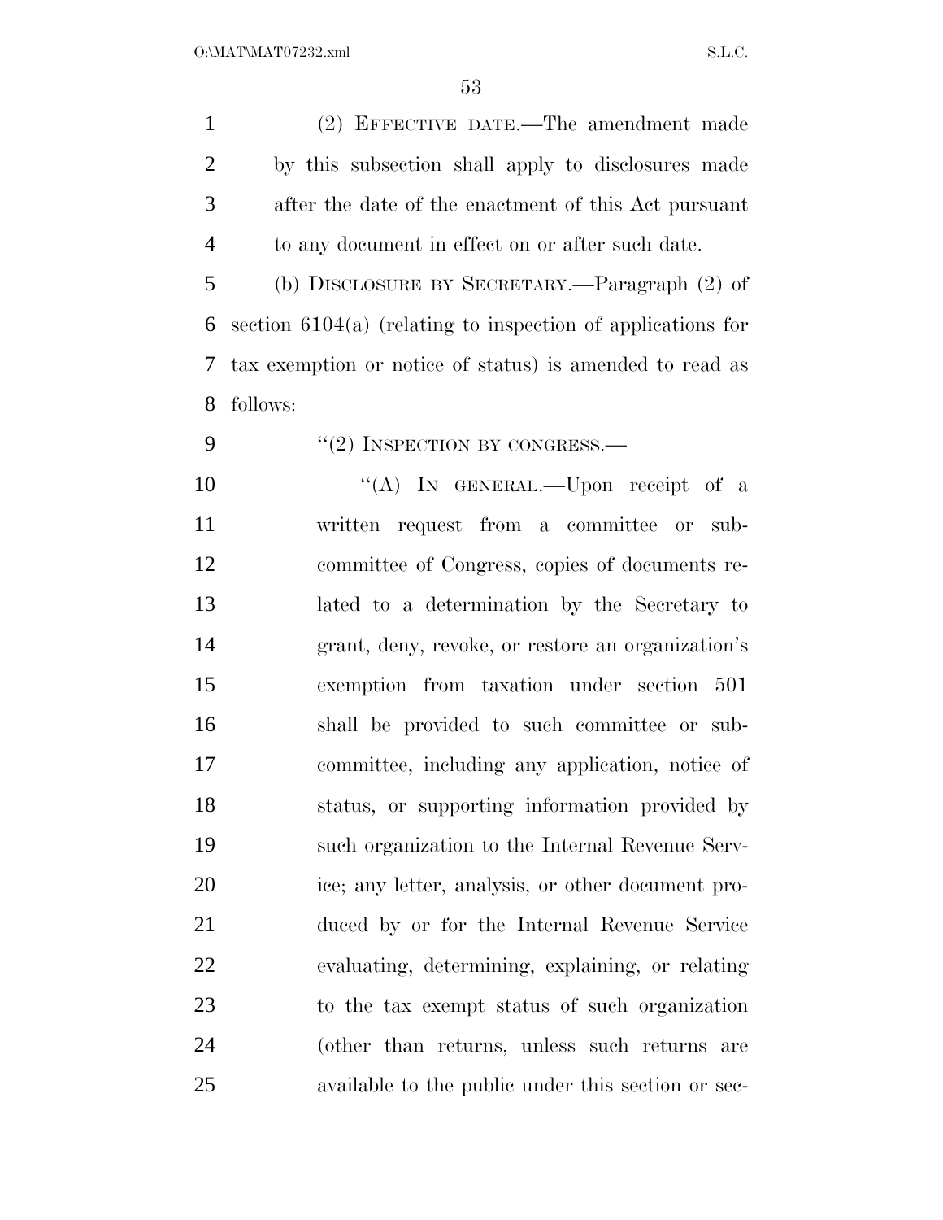(2) EFFECTIVE DATE.—The amendment made by this subsection shall apply to disclosures made after the date of the enactment of this Act pursuant to any document in effect on or after such date.

(b) DISCLOSURE BY SECRETARY.—Paragraph (2) of section 6104(a) (relating to inspection of applications for tax exemption or notice of status) is amended to read as follows:

"(2) INSPECTION BY CONGRESS.—

"(A) IN GENERAL.—Upon receipt of a written request from a committee or subcommittee of Congress, copies of documents related to a determination by the Secretary to grant, deny, revoke, or restore an organization's exemption from taxation under section 501 shall be provided to such committee or subcommittee, including any application, notice of status, or supporting information provided by such organization to the Internal Revenue Service; any letter, analysis, or other document produced by or for the Internal Revenue Service evaluating, determining, explaining, or relating to the tax exempt status of such organization (other than returns, unless such returns are available to the public under this section or sec-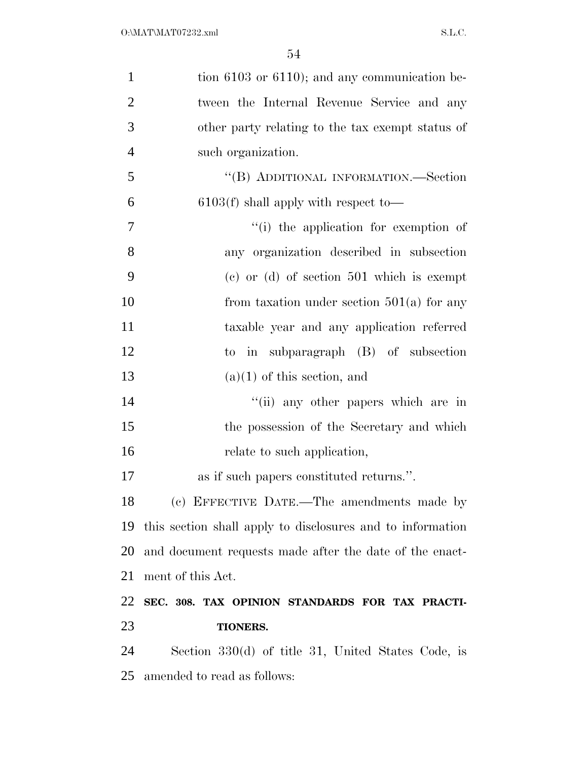tion 6103 or 6110); and any communication between the Internal Revenue Service and any other party relating to the tax exempt status of such organization.

"(B) ADDITIONAL INFORMATION.—Section 6103(f) shall apply with respect to—

"(i) the application for exemption of any organization described in subsection (c) or (d) of section 501 which is exempt from taxation under section 501(a) for any taxable year and any application referred to in subparagraph (B) of subsection (a)(1) of this section, and

"(ii) any other papers which are in the possession of the Secretary and which relate to such application,

as if such papers constituted returns.".

(c) EFFECTIVE DATE.—The amendments made by this section shall apply to disclosures and to information and document requests made after the date of the enactment of this Act.

**SEC. 308. TAX OPINION STANDARDS FOR TAX PRACTITIONERS.**

Section 330(d) of title 31, United States Code, is amended to read as follows: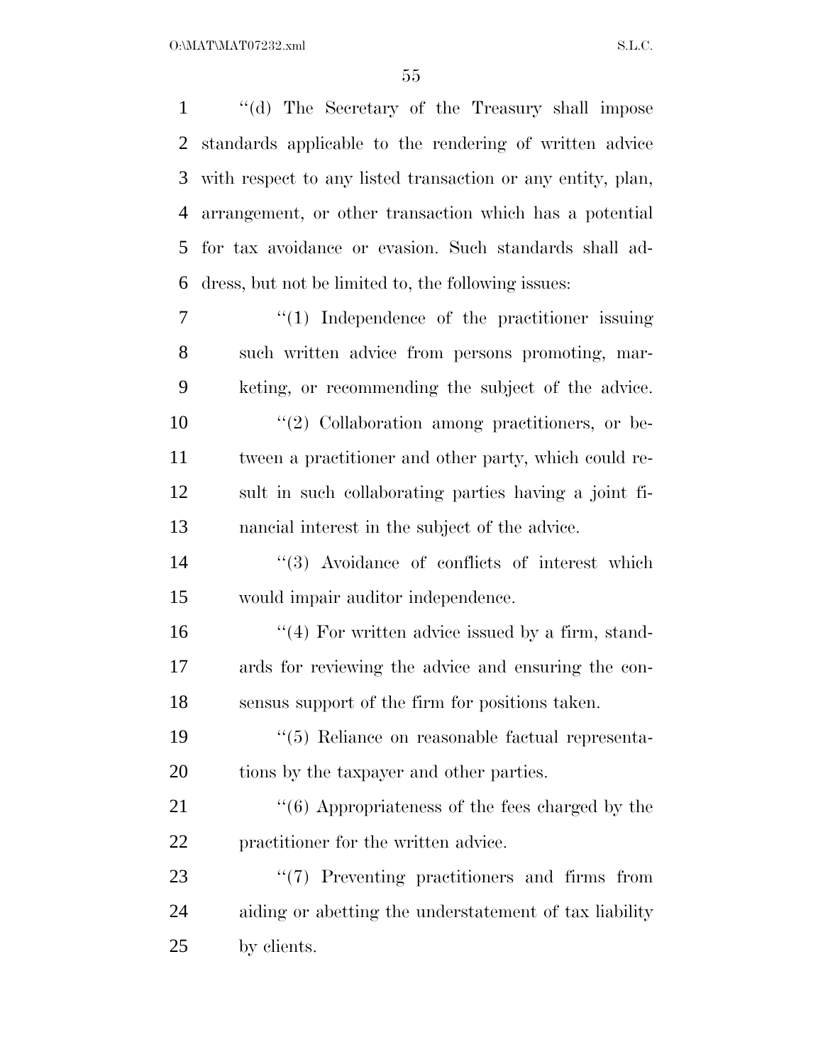''(d) The Secretary of the Treasury shall impose standards applicable to the rendering of written advice with respect to any listed transaction or any entity, plan, arrangement, or other transaction which has a potential for tax avoidance or evasion. Such standards shall address, but not be limited to, the following issues:

''(1) Independence of the practitioner issuing such written advice from persons promoting, marketing, or recommending the subject of the advice.

''(2) Collaboration among practitioners, or between a practitioner and other party, which could result in such collaborating parties having a joint financial interest in the subject of the advice.

''(3) Avoidance of conflicts of interest which would impair auditor independence.

''(4) For written advice issued by a firm, standards for reviewing the advice and ensuring the consensus support of the firm for positions taken.

''(5) Reliance on reasonable factual representations by the taxpayer and other parties.

''(6) Appropriateness of the fees charged by the practitioner for the written advice.

''(7) Preventing practitioners and firms from aiding or abetting the understatement of tax liability by clients.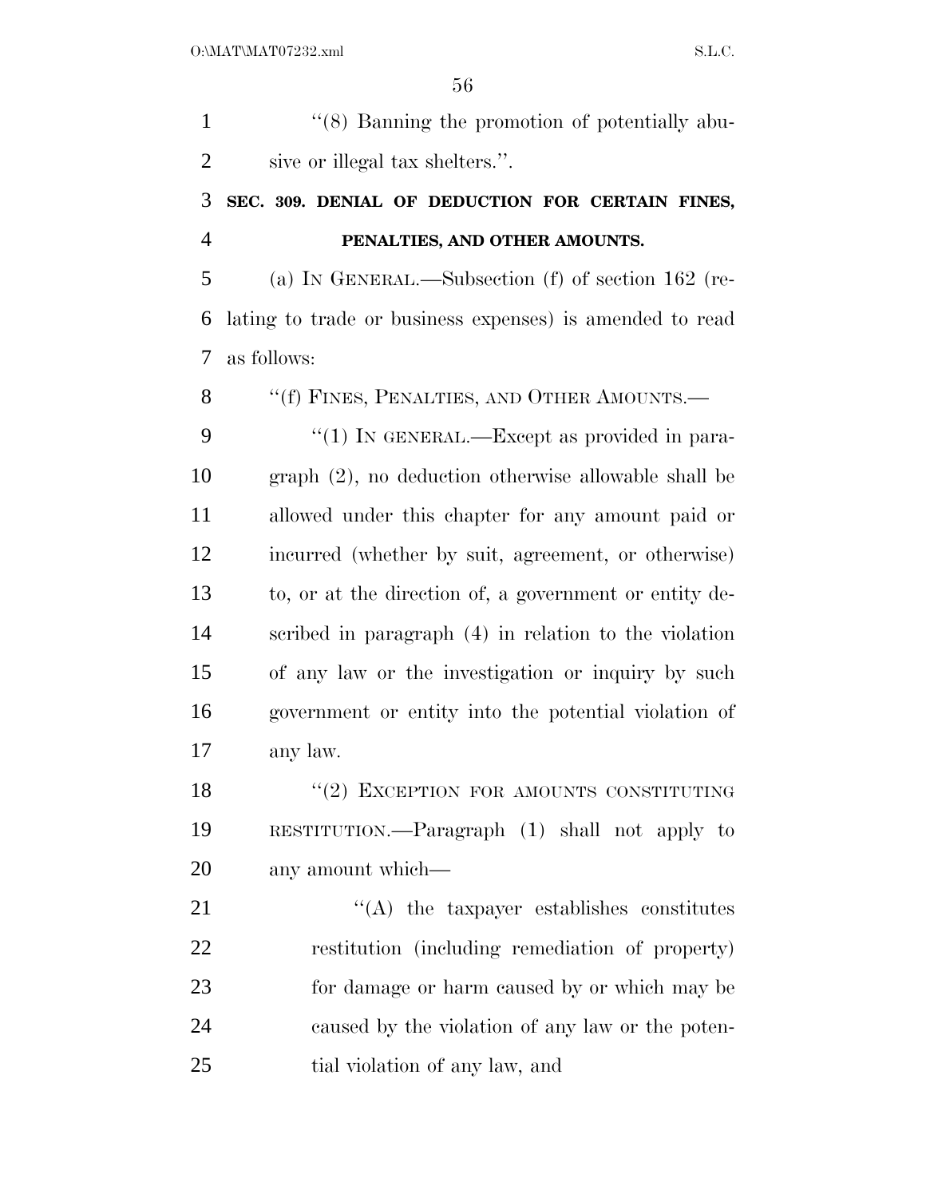''(8) Banning the promotion of potentially abusive or illegal tax shelters.''.

**SEC. 309. DENIAL OF DEDUCTION FOR CERTAIN FINES, PENALTIES, AND OTHER AMOUNTS.**

(a) IN GENERAL.—Subsection (f) of section 162 (relating to trade or business expenses) is amended to read as follows:

''(f) FINES, PENALTIES, AND OTHER AMOUNTS.—

''(1) IN GENERAL.—Except as provided in paragraph (2), no deduction otherwise allowable shall be allowed under this chapter for any amount paid or incurred (whether by suit, agreement, or otherwise) to, or at the direction of, a government or entity described in paragraph (4) in relation to the violation of any law or the investigation or inquiry by such government or entity into the potential violation of any law.

''(2) EXCEPTION FOR AMOUNTS CONSTITUTING RESTITUTION.—Paragraph (1) shall not apply to any amount which—

''(A) the taxpayer establishes constitutes restitution (including remediation of property) for damage or harm caused by or which may be caused by the violation of any law or the potential violation of any law, and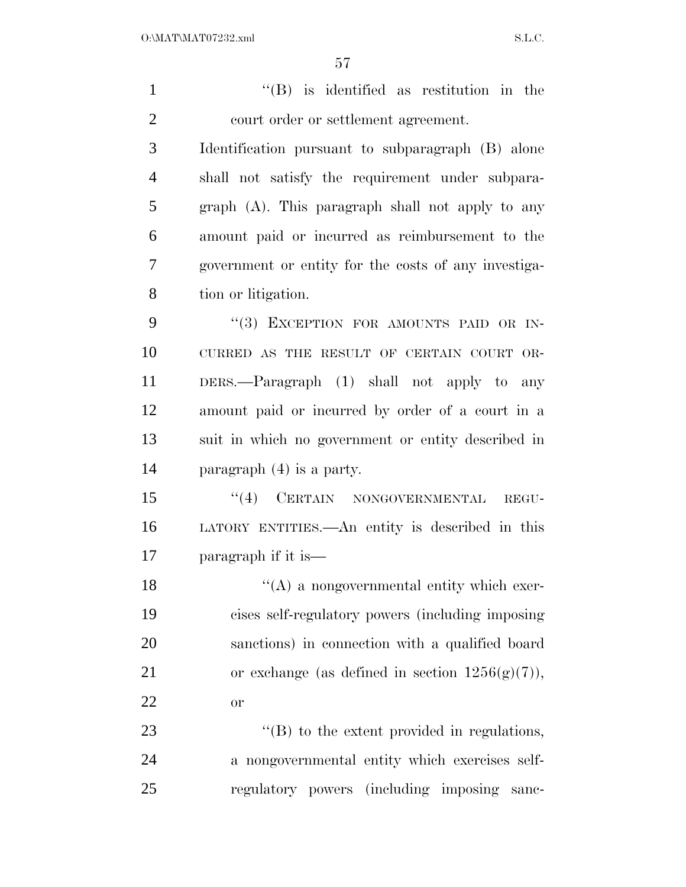"(B) is identified as restitution in the court order or settlement agreement.

Identification pursuant to subparagraph (B) alone shall not satisfy the requirement under subparagraph (A). This paragraph shall not apply to any amount paid or incurred as reimbursement to the government or entity for the costs of any investigation or litigation.

"(3) EXCEPTION FOR AMOUNTS PAID OR INCURRED AS THE RESULT OF CERTAIN COURT ORDERS.—Paragraph (1) shall not apply to any amount paid or incurred by order of a court in a suit in which no government or entity described in paragraph (4) is a party.

"(4) CERTAIN NONGOVERNMENTAL REGULATORY ENTITIES.—An entity is described in this paragraph if it is—

"(A) a nongovernmental entity which exercises self-regulatory powers (including imposing sanctions) in connection with a qualified board or exchange (as defined in section 1256(g)(7)), or

"(B) to the extent provided in regulations, a nongovernmental entity which exercises self-regulatory powers (including imposing sanc-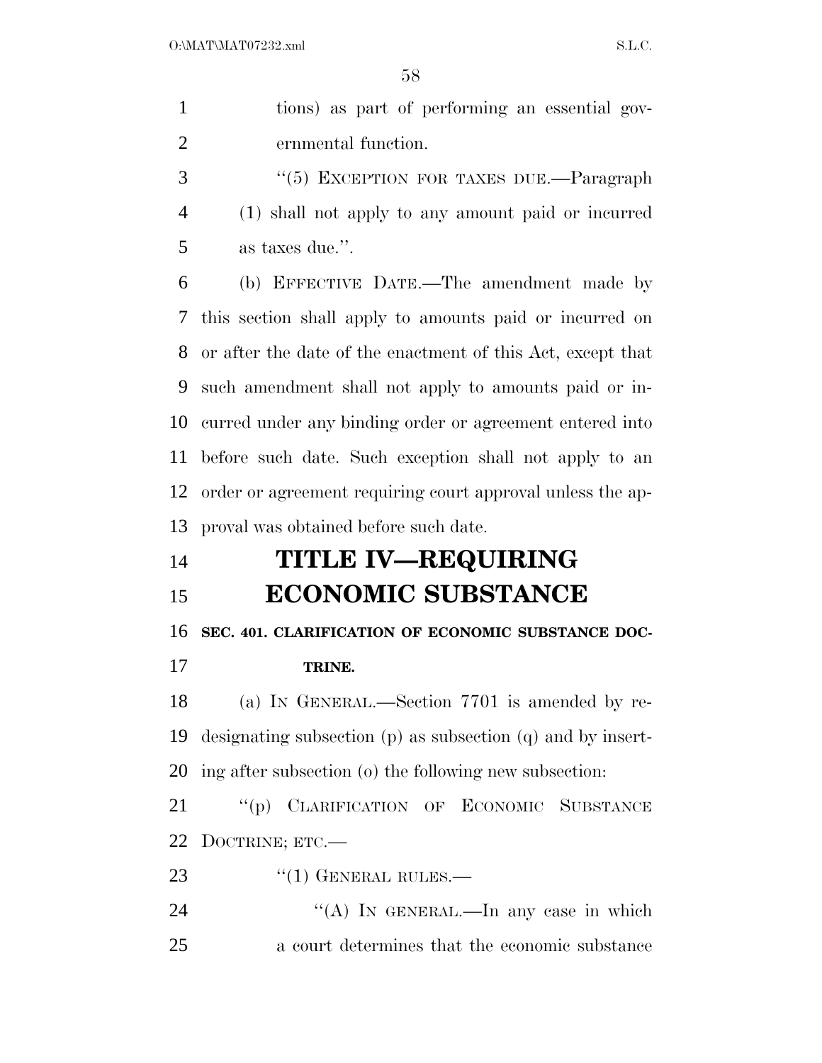tions) as part of performing an essential governmental function.

"(5) EXCEPTION FOR TAXES DUE.—Paragraph (1) shall not apply to any amount paid or incurred as taxes due.".

(b) EFFECTIVE DATE.—The amendment made by this section shall apply to amounts paid or incurred on or after the date of the enactment of this Act, except that such amendment shall not apply to amounts paid or incurred under any binding order or agreement entered into before such date. Such exception shall not apply to an order or agreement requiring court approval unless the approval was obtained before such date.

# TITLE IV—REQUIRING ECONOMIC SUBSTANCE

**SEC. 401. CLARIFICATION OF ECONOMIC SUBSTANCE DOCTRINE.**

(a) IN GENERAL.—Section 7701 is amended by redesignating subsection (p) as subsection (q) and by inserting after subsection (o) the following new subsection:

"(p) CLARIFICATION OF ECONOMIC SUBSTANCE DOCTRINE; ETC.—

"(1) GENERAL RULES.—

"(A) IN GENERAL.—In any case in which a court determines that the economic substance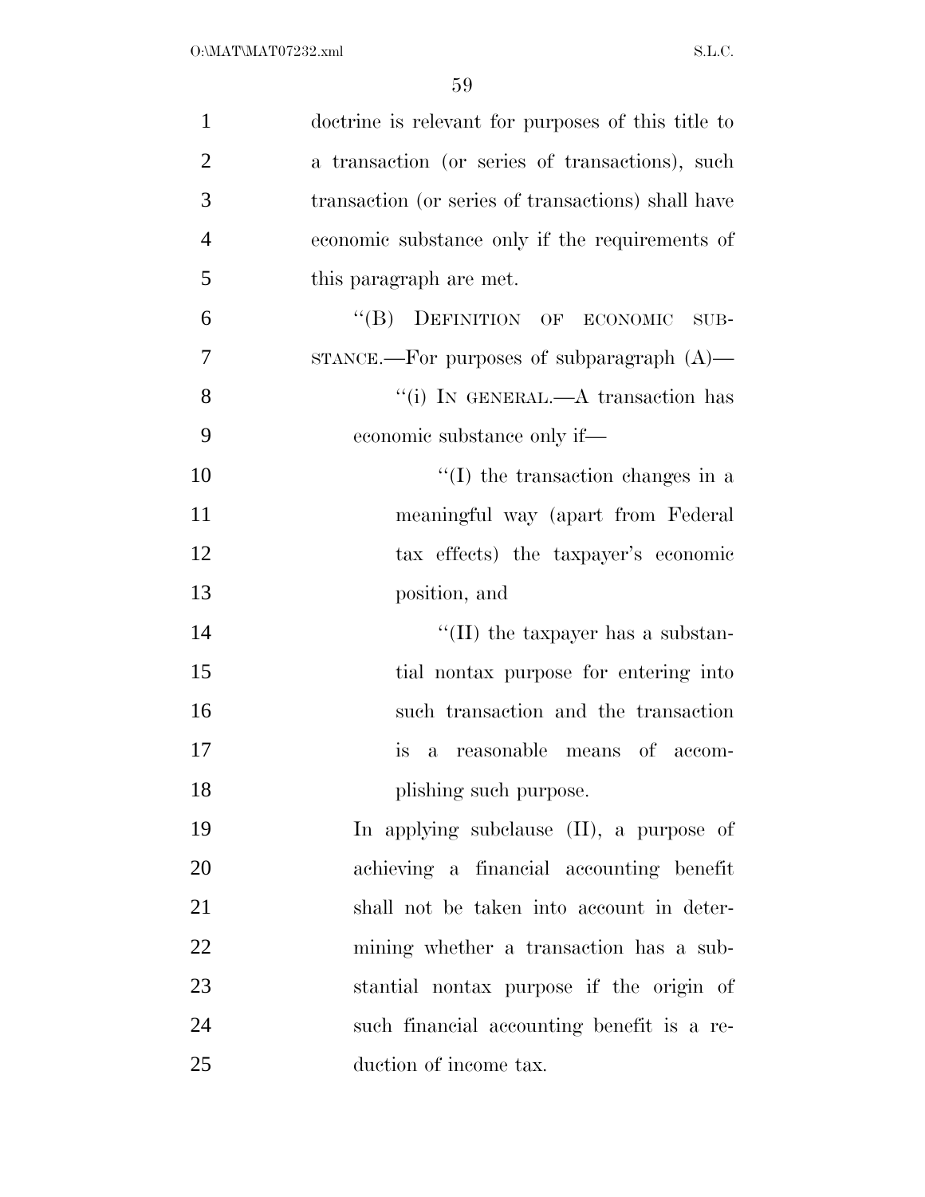doctrine is relevant for purposes of this title to a transaction (or series of transactions), such transaction (or series of transactions) shall have economic substance only if the requirements of this paragraph are met.

"(B) DEFINITION OF ECONOMIC SUBSTANCE.—For purposes of subparagraph (A)—

"(i) IN GENERAL.—A transaction has economic substance only if—

"(I) the transaction changes in a meaningful way (apart from Federal tax effects) the taxpayer's economic position, and

"(II) the taxpayer has a substantial nontax purpose for entering into such transaction and the transaction is a reasonable means of accomplishing such purpose.

In applying subclause (II), a purpose of achieving a financial accounting benefit shall not be taken into account in determining whether a transaction has a substantial nontax purpose if the origin of such financial accounting benefit is a reduction of income tax.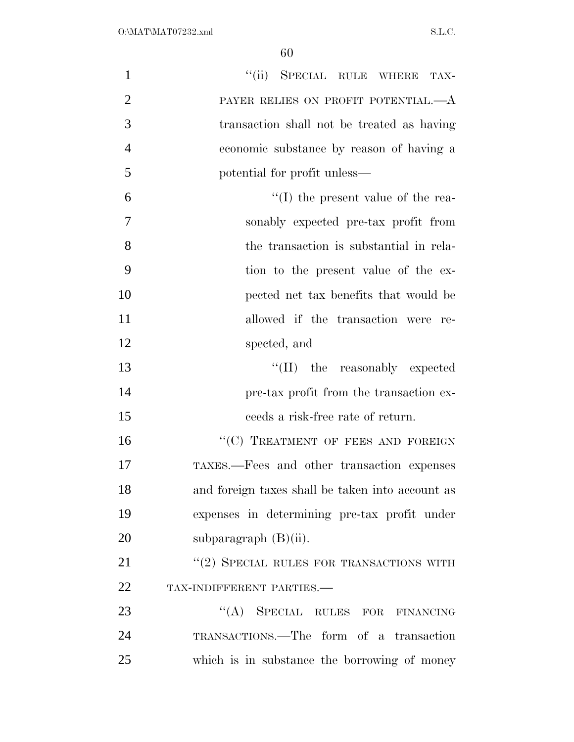"(ii) SPECIAL RULE WHERE TAXPAYER RELIES ON PROFIT POTENTIAL.—A transaction shall not be treated as having economic substance by reason of having a potential for profit unless—

"(I) the present value of the reasonably expected pre-tax profit from the transaction is substantial in relation to the present value of the expected net tax benefits that would be allowed if the transaction were respected, and

"(II) the reasonably expected pre-tax profit from the transaction exceeds a risk-free rate of return.

"(C) TREATMENT OF FEES AND FOREIGN TAXES.—Fees and other transaction expenses and foreign taxes shall be taken into account as expenses in determining pre-tax profit under subparagraph (B)(ii).

"(2) SPECIAL RULES FOR TRANSACTIONS WITH TAX-INDIFFERENT PARTIES.—

"(A) SPECIAL RULES FOR FINANCING TRANSACTIONS.—The form of a transaction which is in substance the borrowing of money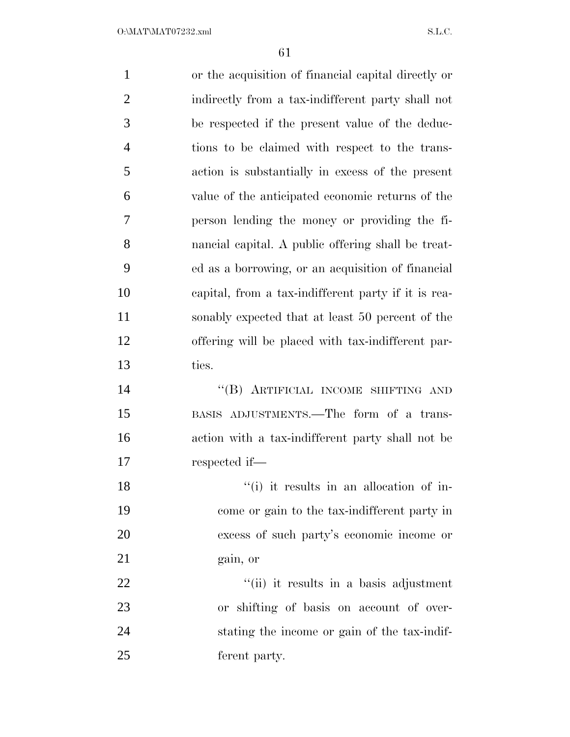or the acquisition of financial capital directly or indirectly from a tax-indifferent party shall not be respected if the present value of the deductions to be claimed with respect to the transaction is substantially in excess of the present value of the anticipated economic returns of the person lending the money or providing the financial capital. A public offering shall be treated as a borrowing, or an acquisition of financial capital, from a tax-indifferent party if it is reasonably expected that at least 50 percent of the offering will be placed with tax-indifferent parties.

"(B) ARTIFICIAL INCOME SHIFTING AND BASIS ADJUSTMENTS.—The form of a transaction with a tax-indifferent party shall not be respected if—

"(i) it results in an allocation of income or gain to the tax-indifferent party in excess of such party's economic income or gain, or

"(ii) it results in a basis adjustment or shifting of basis on account of overstating the income or gain of the tax-indifferent party.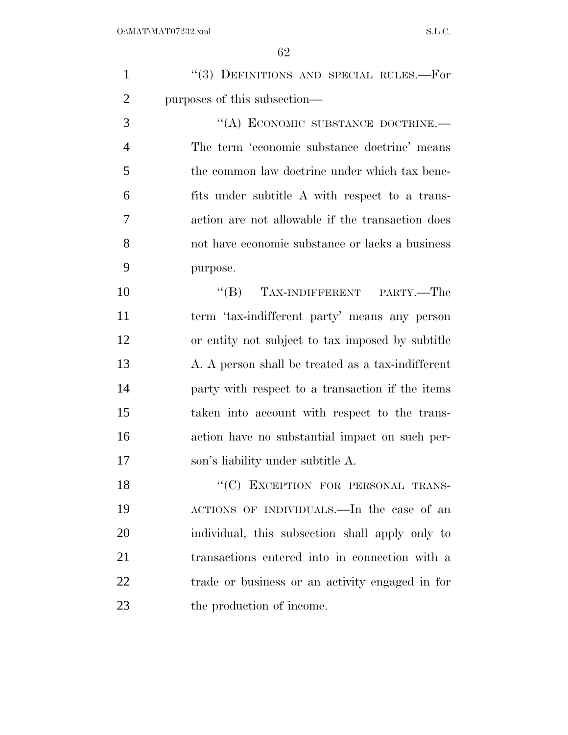"(3) DEFINITIONS AND SPECIAL RULES.—For purposes of this subsection—

"(A) ECONOMIC SUBSTANCE DOCTRINE.— The term 'economic substance doctrine' means the common law doctrine under which tax benefits under subtitle A with respect to a transaction are not allowable if the transaction does not have economic substance or lacks a business purpose.

"(B) TAX-INDIFFERENT PARTY.—The term 'tax-indifferent party' means any person or entity not subject to tax imposed by subtitle A. A person shall be treated as a tax-indifferent party with respect to a transaction if the items taken into account with respect to the transaction have no substantial impact on such person's liability under subtitle A.

"(C) EXCEPTION FOR PERSONAL TRANSACTIONS OF INDIVIDUALS.—In the case of an individual, this subsection shall apply only to transactions entered into in connection with a trade or business or an activity engaged in for the production of income.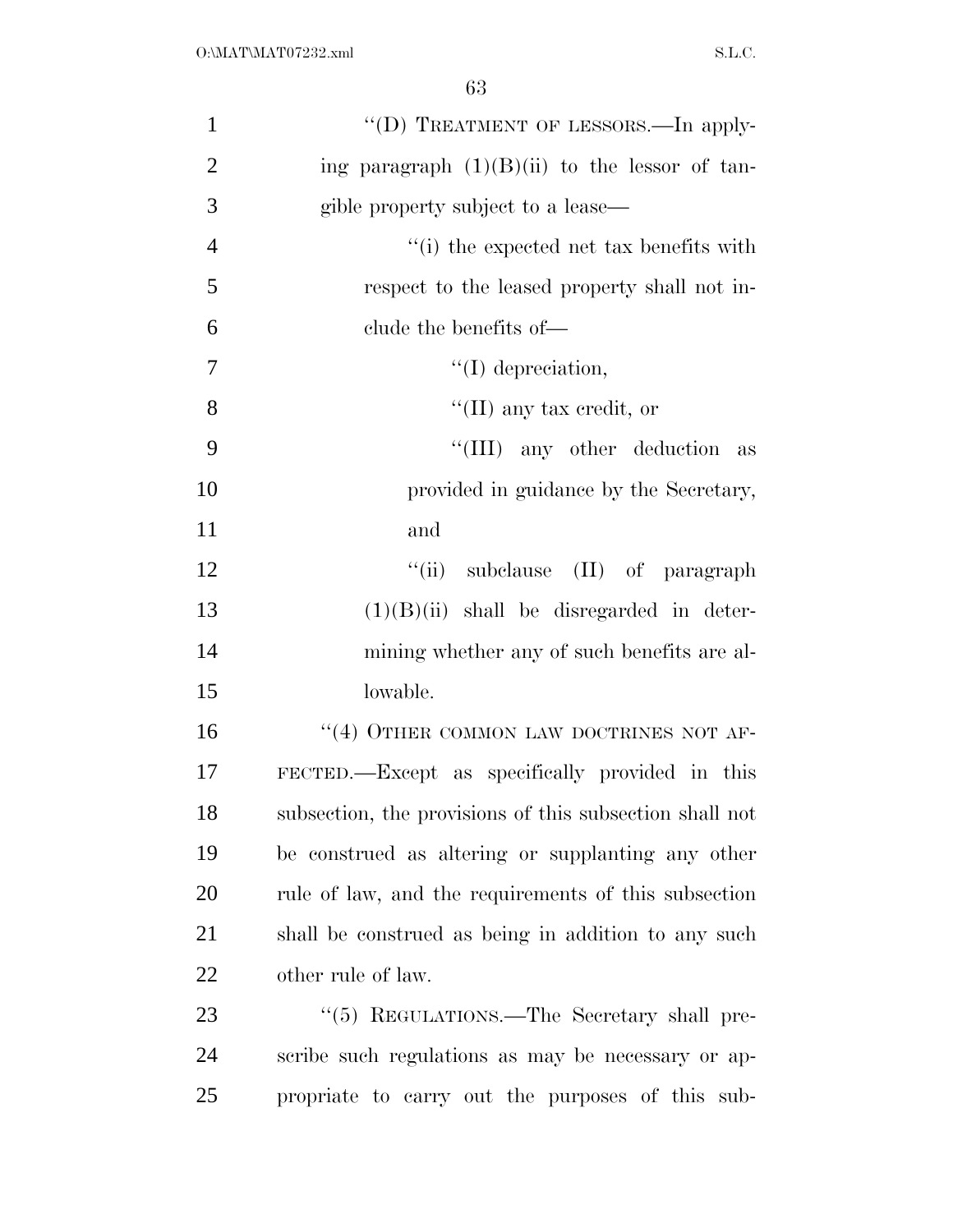"(D) TREATMENT OF LESSORS.—In applying paragraph (1)(B)(ii) to the lessor of tangible property subject to a lease—

"(i) the expected net tax benefits with respect to the leased property shall not include the benefits of—

"(I) depreciation,

"(II) any tax credit, or

"(III) any other deduction as provided in guidance by the Secretary, and

"(ii) subclause (II) of paragraph (1)(B)(ii) shall be disregarded in determining whether any of such benefits are allowable.

"(4) OTHER COMMON LAW DOCTRINES NOT AFFECTED.—Except as specifically provided in this subsection, the provisions of this subsection shall not be construed as altering or supplanting any other rule of law, and the requirements of this subsection shall be construed as being in addition to any such other rule of law.

"(5) REGULATIONS.—The Secretary shall prescribe such regulations as may be necessary or appropriate to carry out the purposes of this sub-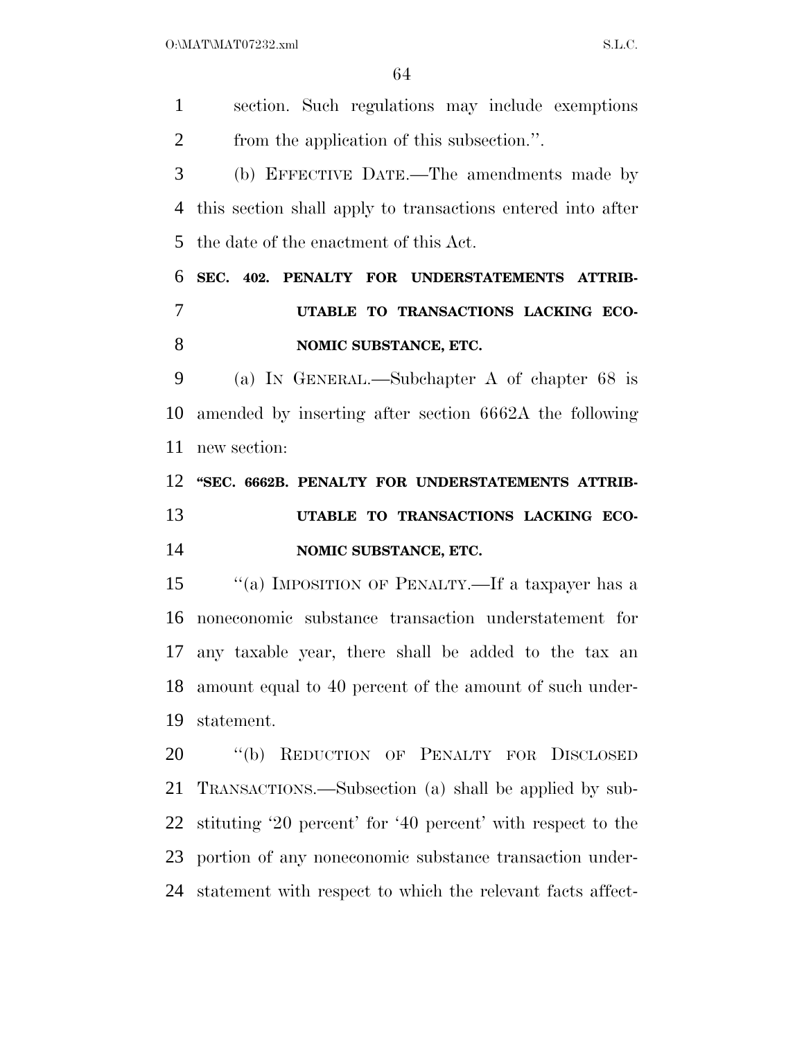section. Such regulations may include exemptions from the application of this subsection.''.

(b) EFFECTIVE DATE.—The amendments made by this section shall apply to transactions entered into after the date of the enactment of this Act.

**SEC. 402. PENALTY FOR UNDERSTATEMENTS ATTRIBUTABLE TO TRANSACTIONS LACKING ECONOMIC SUBSTANCE, ETC.**

(a) IN GENERAL.—Subchapter A of chapter 68 is amended by inserting after section 6662A the following new section:

**''SEC. 6662B. PENALTY FOR UNDERSTATEMENTS ATTRIBUTABLE TO TRANSACTIONS LACKING ECONOMIC SUBSTANCE, ETC.**

''(a) IMPOSITION OF PENALTY.—If a taxpayer has a noneconomic substance transaction understatement for any taxable year, there shall be added to the tax an amount equal to 40 percent of the amount of such understatement.

''(b) REDUCTION OF PENALTY FOR DISCLOSED TRANSACTIONS.—Subsection (a) shall be applied by substituting '20 percent' for '40 percent' with respect to the portion of any noneconomic substance transaction understatement with respect to which the relevant facts affect-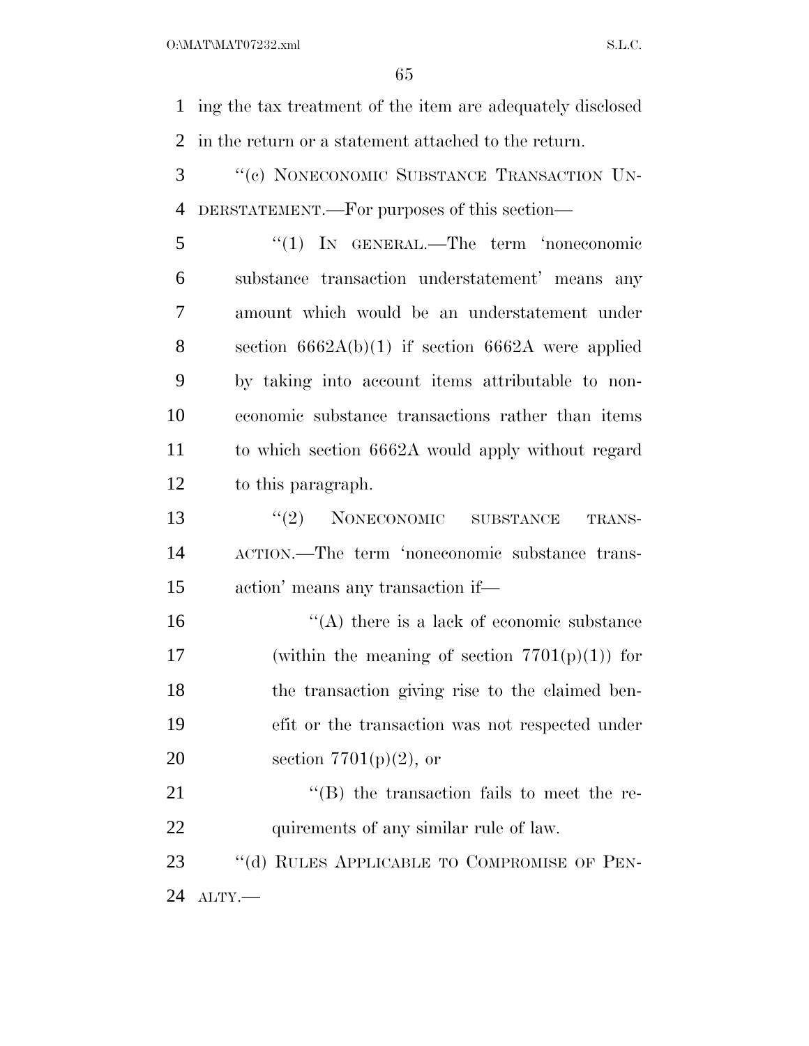ing the tax treatment of the item are adequately disclosed in the return or a statement attached to the return.

''(c) NONECONOMIC SUBSTANCE TRANSACTION UNDERSTATEMENT.—For purposes of this section—

''(1) IN GENERAL.—The term 'noneconomic substance transaction understatement' means any amount which would be an understatement under section 6662A(b)(1) if section 6662A were applied by taking into account items attributable to noneconomic substance transactions rather than items to which section 6662A would apply without regard to this paragraph.

''(2) NONECONOMIC SUBSTANCE TRANSACTION.—The term 'noneconomic substance transaction' means any transaction if—

''(A) there is a lack of economic substance (within the meaning of section 7701(p)(1)) for the transaction giving rise to the claimed benefit or the transaction was not respected under section 7701(p)(2), or

''(B) the transaction fails to meet the requirements of any similar rule of law.

''(d) RULES APPLICABLE TO COMPROMISE OF PENALTY.—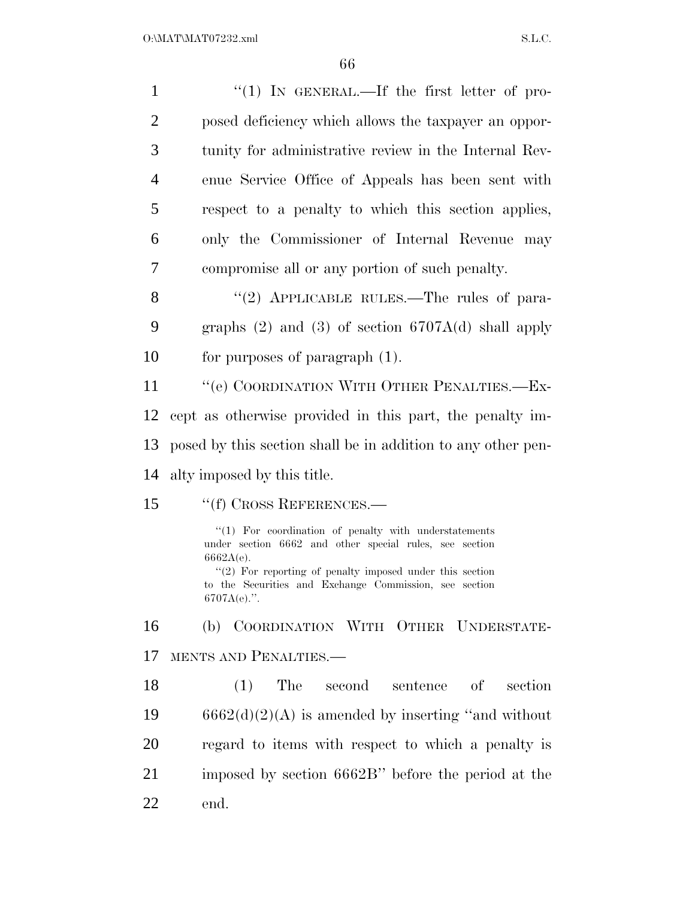"(1) IN GENERAL.—If the first letter of proposed deficiency which allows the taxpayer an opportunity for administrative review in the Internal Revenue Service Office of Appeals has been sent with respect to a penalty to which this section applies, only the Commissioner of Internal Revenue may compromise all or any portion of such penalty.

"(2) APPLICABLE RULES.—The rules of paragraphs (2) and (3) of section 6707A(d) shall apply for purposes of paragraph (1).

"(e) COORDINATION WITH OTHER PENALTIES.—Except as otherwise provided in this part, the penalty imposed by this section shall be in addition to any other penalty imposed by this title.

"(f) CROSS REFERENCES.—

"(1) For coordination of penalty with understatements under section 6662 and other special rules, see section 6662A(e).

"(2) For reporting of penalty imposed under this section to the Securities and Exchange Commission, see section 6707A(e).".

(b) COORDINATION WITH OTHER UNDERSTATEMENTS AND PENALTIES.—

(1) The second sentence of section 6662(d)(2)(A) is amended by inserting "and without regard to items with respect to which a penalty is imposed by section 6662B" before the period at the end.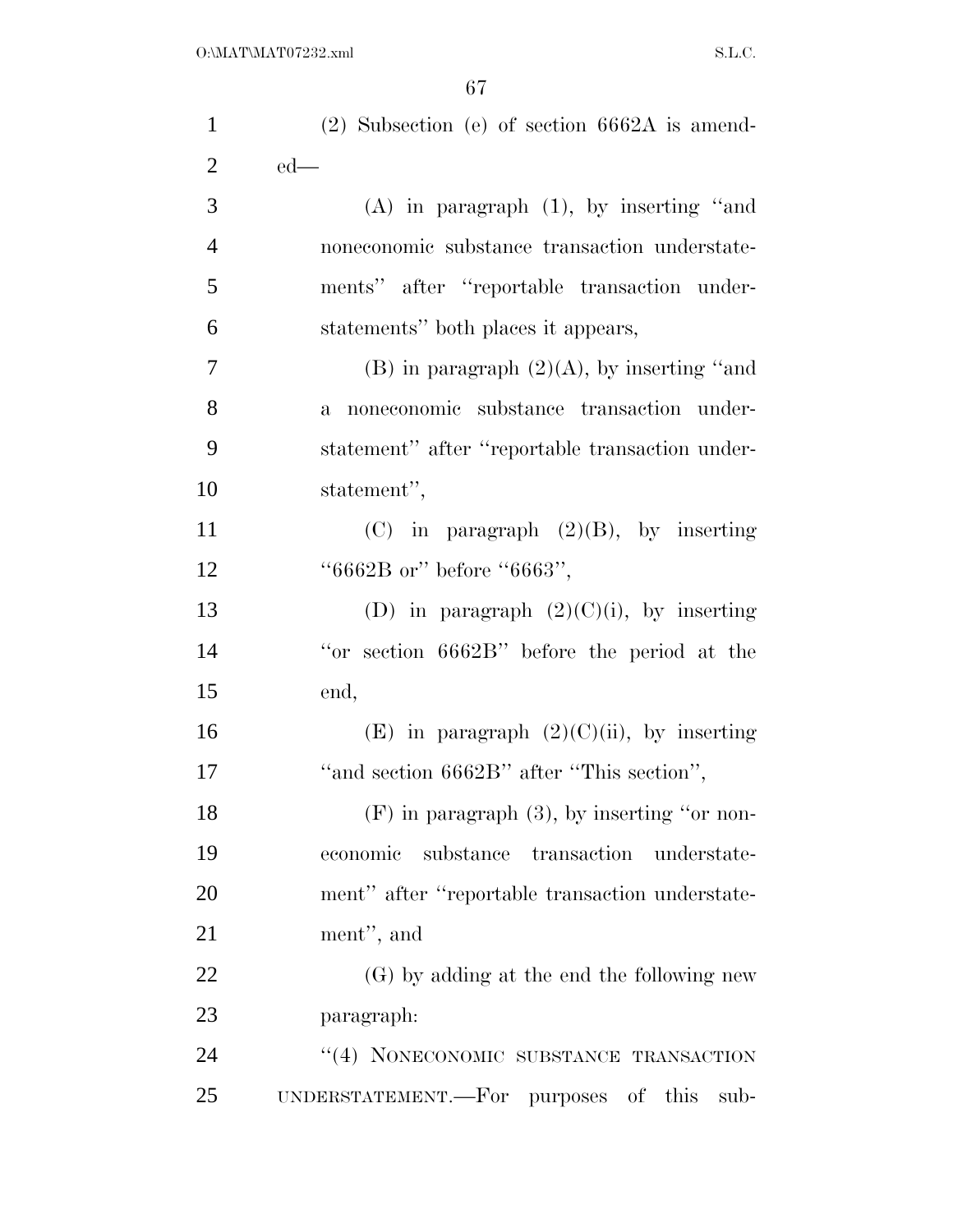(2) Subsection (e) of section 6662A is amended—

(A) in paragraph (1), by inserting "and noneconomic substance transaction understatements" after "reportable transaction understatements" both places it appears,

(B) in paragraph (2)(A), by inserting "and a noneconomic substance transaction understatement" after "reportable transaction understatement",

(C) in paragraph (2)(B), by inserting "6662B or" before "6663",

(D) in paragraph (2)(C)(i), by inserting "or section 6662B" before the period at the end,

(E) in paragraph (2)(C)(ii), by inserting "and section 6662B" after "This section",

(F) in paragraph (3), by inserting "or noneconomic substance transaction understatement" after "reportable transaction understatement", and

(G) by adding at the end the following new paragraph:

"(4) NONECONOMIC SUBSTANCE TRANSACTION UNDERSTATEMENT.—For purposes of this sub-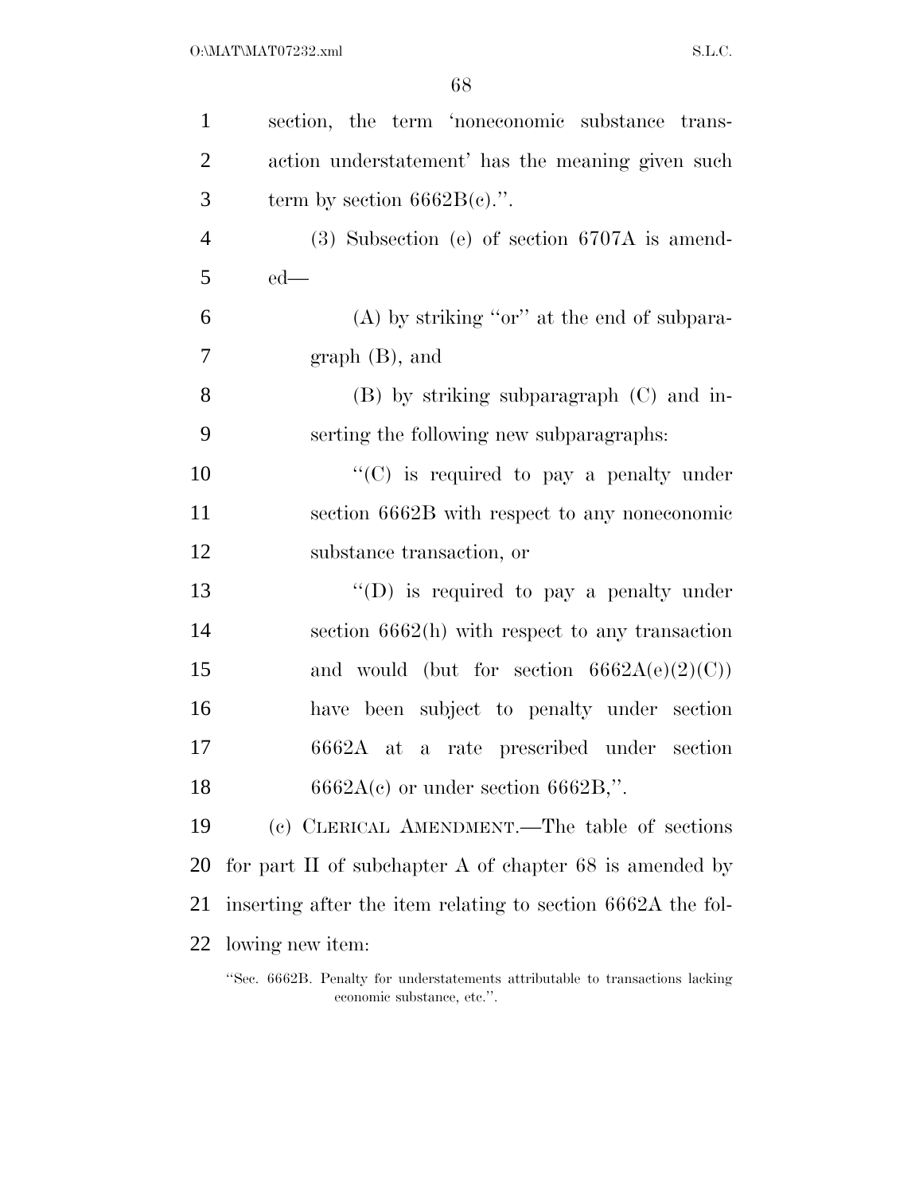section, the term 'noneconomic substance transaction understatement' has the meaning given such term by section 6662B(c).''.

(3) Subsection (e) of section 6707A is amended—

(A) by striking ''or'' at the end of subparagraph (B), and

(B) by striking subparagraph (C) and inserting the following new subparagraphs:

''(C) is required to pay a penalty under section 6662B with respect to any noneconomic substance transaction, or

''(D) is required to pay a penalty under section 6662(h) with respect to any transaction and would (but for section 6662A(e)(2)(C)) have been subject to penalty under section 6662A at a rate prescribed under section 6662A(c) or under section 6662B,''.

(c) CLERICAL AMENDMENT.—The table of sections for part II of subchapter A of chapter 68 is amended by inserting after the item relating to section 6662A the following new item:

''Sec. 6662B. Penalty for understatements attributable to transactions lacking economic substance, etc.''.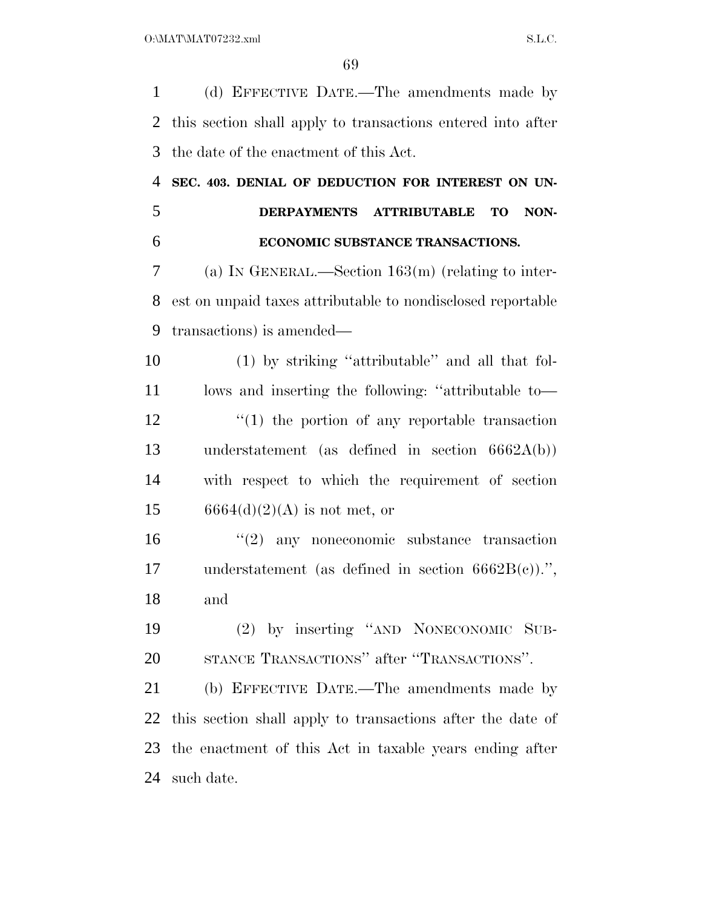(d) EFFECTIVE DATE.—The amendments made by this section shall apply to transactions entered into after the date of the enactment of this Act.

### SEC. 403. DENIAL OF DEDUCTION FOR INTEREST ON UNDERPAYMENTS ATTRIBUTABLE TO NONECONOMIC SUBSTANCE TRANSACTIONS.

(a) IN GENERAL.—Section 163(m) (relating to interest on unpaid taxes attributable to nondisclosed reportable transactions) is amended—

(1) by striking ''attributable'' and all that follows and inserting the following: ''attributable to—

''(1) the portion of any reportable transaction understatement (as defined in section 6662A(b)) with respect to which the requirement of section 6664(d)(2)(A) is not met, or

''(2) any noneconomic substance transaction understatement (as defined in section 6662B(c)).'', and

(2) by inserting ''AND NONECONOMIC SUBSTANCE TRANSACTIONS'' after ''TRANSACTIONS''.

(b) EFFECTIVE DATE.—The amendments made by this section shall apply to transactions after the date of the enactment of this Act in taxable years ending after such date.